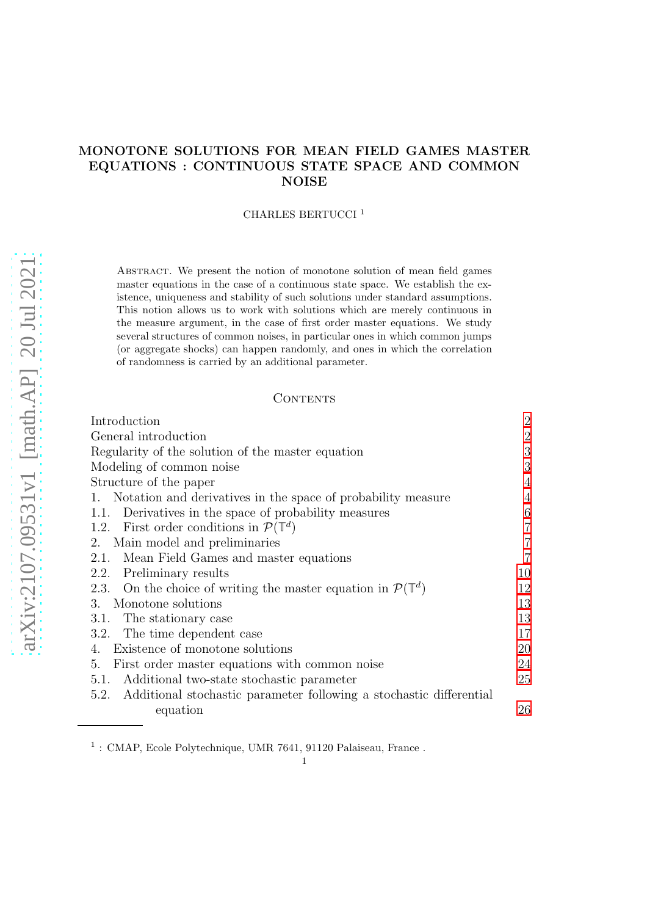# MONOTONE SOLUTIONS FOR MEAN FIELD GAMES MASTER EQUATIONS : CONTINUOUS STATE SPACE AND COMMON NOISE

CHARLES BERTUCCI [1]

ABSTRACT. We present the notion of monotone solution of mean field games master equations in the case of a continuous state space. We establish the existence, uniqueness and stability of such solutions under standard assumptions. This notion allows us to work with solutions which are merely continuous in the measure argument, in the case of first order master equations. We study several structures of common noises, in particular ones in which common jumps (or aggregate shocks) can happen randomly, and ones in which the correlation of randomness is carried by an additional parameter.

## CONTENTS

| | |
|---|---|
| Introduction | 2 |
| General introduction | 2 |
| Regularity of the solution of the master equation | 3 |
| Modeling of common noise | 3 |
| Structure of the paper | 4 |
| 1. Notation and derivatives in the space of probability measure | 4 |
| 1.1. Derivatives in the space of probability measures | 6 |
| 1.2. First order conditions in $\mathcal{P}(\mathbb{T}^d)$ | 7 |
| 2. Main model and preliminaries | 7 |
| 2.1. Mean Field Games and master equations | 7 |
| 2.2. Preliminary results | 10 |
| 2.3. On the choice of writing the master equation in $\mathcal{P}(\mathbb{T}^d)$ | 12 |
| 3. Monotone solutions | 13 |
| 3.1. The stationary case | 13 |
| 3.2. The time dependent case | 17 |
| 4. Existence of monotone solutions | 20 |
| 5. First order master equations with common noise | 24 |
| 5.1. Additional two-state stochastic parameter | 25 |
| 5.2. Additional stochastic parameter following a stochastic differential equation | 26 |

[1] : CMAP, Ecole Polytechnique, UMR 7641, 91120 Palaiseau, France .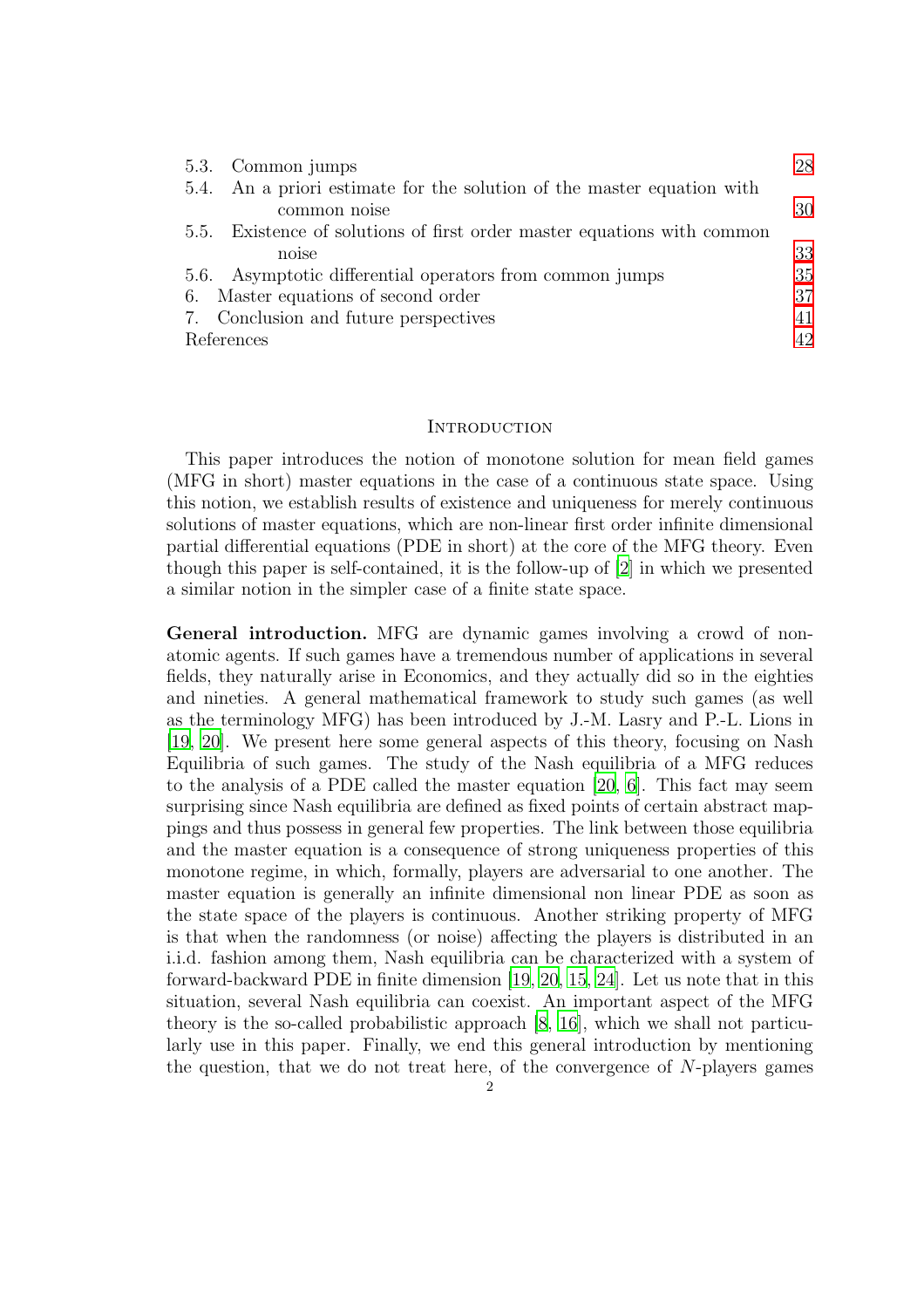5.3. Common jumps 28
5.4. An a priori estimate for the solution of the master equation with common noise 30
5.5. Existence of solutions of first order master equations with common noise 33
5.6. Asymptotic differential operators from common jumps 35
6. Master equations of second order 37
7. Conclusion and future perspectives 41
References 42

## Introduction

This paper introduces the notion of monotone solution for mean field games (MFG in short) master equations in the case of a continuous state space. Using this notion, we establish results of existence and uniqueness for merely continuous solutions of master equations, which are non-linear first order infinite dimensional partial differential equations (PDE in short) at the core of the MFG theory. Even though this paper is self-contained, it is the follow-up of [2] in which we presented a similar notion in the simpler case of a finite state space.

**General introduction.** MFG are dynamic games involving a crowd of non-atomic agents. If such games have a tremendous number of applications in several fields, they naturally arise in Economics, and they actually did so in the eighties and nineties. A general mathematical framework to study such games (as well as the terminology MFG) has been introduced by J.-M. Lasry and P.-L. Lions in [19, 20]. We present here some general aspects of this theory, focusing on Nash Equilibria of such games. The study of the Nash equilibria of a MFG reduces to the analysis of a PDE called the master equation [20, 6]. This fact may seem surprising since Nash equilibria are defined as fixed points of certain abstract mappings and thus possess in general few properties. The link between those equilibria and the master equation is a consequence of strong uniqueness properties of this monotone regime, in which, formally, players are adversarial to one another. The master equation is generally an infinite dimensional non linear PDE as soon as the state space of the players is continuous. Another striking property of MFG is that when the randomness (or noise) affecting the players is distributed in an i.i.d. fashion among them, Nash equilibria can be characterized with a system of forward-backward PDE in finite dimension [19, 20, 15, 24]. Let us note that in this situation, several Nash equilibria can coexist. An important aspect of the MFG theory is the so-called probabilistic approach [8, 16], which we shall not particularly use in this paper. Finally, we end this general introduction by mentioning the question, that we do not treat here, of the convergence of $N$-players games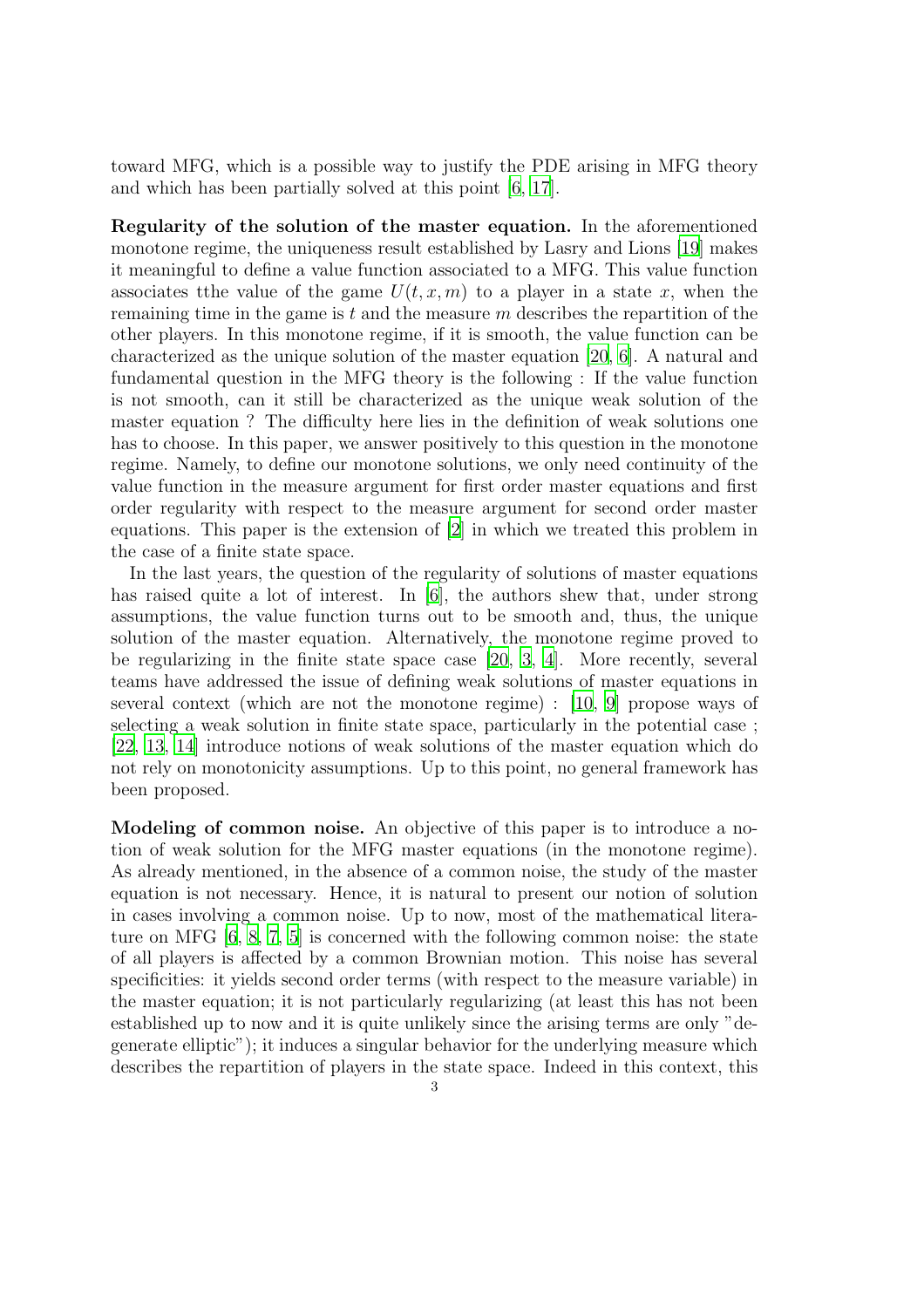toward MFG, which is a possible way to justify the PDE arising in MFG theory and which has been partially solved at this point [6, 17].

**Regularity of the solution of the master equation.** In the aforementioned monotone regime, the uniqueness result established by Lasry and Lions [19] makes it meaningful to define a value function associated to a MFG. This value function associates tthe value of the game $U(t, x, m)$ to a player in a state $x$, when the remaining time in the game is $t$ and the measure $m$ describes the repartition of the other players. In this monotone regime, if it is smooth, the value function can be characterized as the unique solution of the master equation [20, 6]. A natural and fundamental question in the MFG theory is the following : If the value function is not smooth, can it still be characterized as the unique weak solution of the master equation ? The difficulty here lies in the definition of weak solutions one has to choose. In this paper, we answer positively to this question in the monotone regime. Namely, to define our monotone solutions, we only need continuity of the value function in the measure argument for first order master equations and first order regularity with respect to the measure argument for second order master equations. This paper is the extension of [2] in which we treated this problem in the case of a finite state space.

In the last years, the question of the regularity of solutions of master equations has raised quite a lot of interest. In [6], the authors shew that, under strong assumptions, the value function turns out to be smooth and, thus, the unique solution of the master equation. Alternatively, the monotone regime proved to be regularizing in the finite state space case [20, 3, 4]. More recently, several teams have addressed the issue of defining weak solutions of master equations in several context (which are not the monotone regime) : [10, 9] propose ways of selecting a weak solution in finite state space, particularly in the potential case ; [22, 13, 14] introduce notions of weak solutions of the master equation which do not rely on monotonicity assumptions. Up to this point, no general framework has been proposed.

**Modeling of common noise.** An objective of this paper is to introduce a notion of weak solution for the MFG master equations (in the monotone regime). As already mentioned, in the absence of a common noise, the study of the master equation is not necessary. Hence, it is natural to present our notion of solution in cases involving a common noise. Up to now, most of the mathematical literature on MFG [6, 8, 7, 5] is concerned with the following common noise: the state of all players is affected by a common Brownian motion. This noise has several specificities: it yields second order terms (with respect to the measure variable) in the master equation; it is not particularly regularizing (at least this has not been established up to now and it is quite unlikely since the arising terms are only "degenerate elliptic"); it induces a singular behavior for the underlying measure which describes the repartition of players in the state space. Indeed in this context, this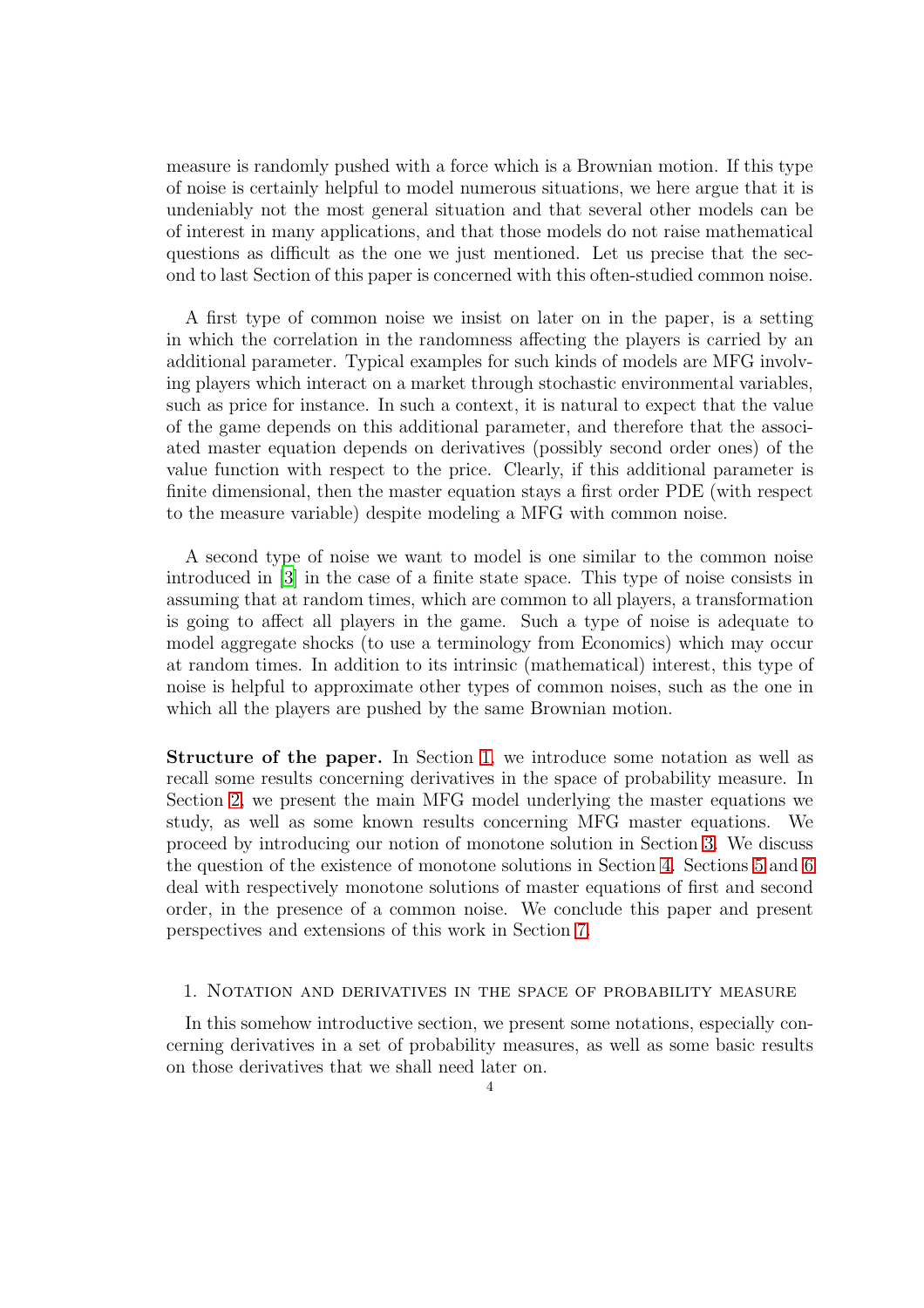measure is randomly pushed with a force which is a Brownian motion. If this type of noise is certainly helpful to model numerous situations, we here argue that it is undeniably not the most general situation and that several other models can be of interest in many applications, and that those models do not raise mathematical questions as difficult as the one we just mentioned. Let us precise that the second to last Section of this paper is concerned with this often-studied common noise.

A first type of common noise we insist on later on in the paper, is a setting in which the correlation in the randomness affecting the players is carried by an additional parameter. Typical examples for such kinds of models are MFG involving players which interact on a market through stochastic environmental variables, such as price for instance. In such a context, it is natural to expect that the value of the game depends on this additional parameter, and therefore that the associated master equation depends on derivatives (possibly second order ones) of the value function with respect to the price. Clearly, if this additional parameter is finite dimensional, then the master equation stays a first order PDE (with respect to the measure variable) despite modeling a MFG with common noise.

A second type of noise we want to model is one similar to the common noise introduced in [3] in the case of a finite state space. This type of noise consists in assuming that at random times, which are common to all players, a transformation is going to affect all players in the game. Such a type of noise is adequate to model aggregate shocks (to use a terminology from Economics) which may occur at random times. In addition to its intrinsic (mathematical) interest, this type of noise is helpful to approximate other types of common noises, such as the one in which all the players are pushed by the same Brownian motion.

**Structure of the paper.** In Section 1, we introduce some notation as well as recall some results concerning derivatives in the space of probability measure. In Section 2, we present the main MFG model underlying the master equations we study, as well as some known results concerning MFG master equations. We proceed by introducing our notion of monotone solution in Section 3. We discuss the question of the existence of monotone solutions in Section 4. Sections 5 and 6 deal with respectively monotone solutions of master equations of first and second order, in the presence of a common noise. We conclude this paper and present perspectives and extensions of this work in Section 7.

## 1. Notation and derivatives in the space of probability measure

In this somehow introductive section, we present some notations, especially concerning derivatives in a set of probability measures, as well as some basic results on those derivatives that we shall need later on.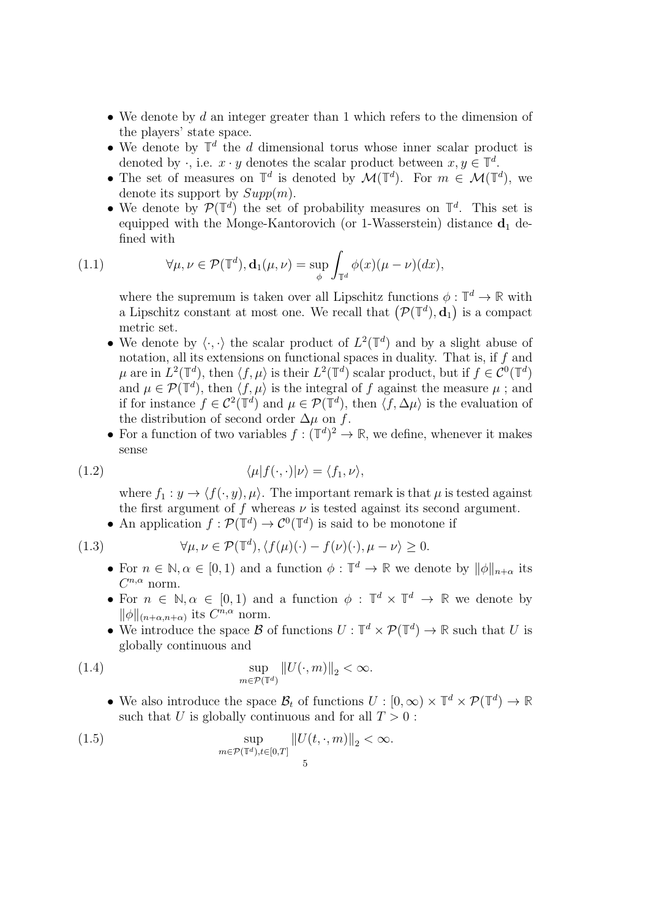- We denote by $d$ an integer greater than 1 which refers to the dimension of the players' state space.
- We denote by $\mathbb{T}^d$ the $d$ dimensional torus whose inner scalar product is denoted by $\cdot$, i.e. $x \cdot y$ denotes the scalar product between $x, y \in \mathbb{T}^d$.
- The set of measures on $\mathbb{T}^d$ is denoted by $\mathcal{M}(\mathbb{T}^d)$. For $m \in \mathcal{M}(\mathbb{T}^d)$, we denote its support by $Supp(m)$.
- We denote by $\mathcal{P}(\mathbb{T}^d)$ the set of probability measures on $\mathbb{T}^d$. This set is equipped with the Monge-Kantorovich (or 1-Wasserstein) distance $\mathbf{d}_1$ defined with

$$\forall \mu, \nu \in \mathcal{P}(\mathbb{T}^d), \mathbf{d}_1(\mu, \nu) = \sup_{\phi} \int_{\mathbb{T}^d} \phi(x)(\mu - \nu)(dx), \tag{1.1}$$

  where the supremum is taken over all Lipschitz functions $\phi : \mathbb{T}^d \to \mathbb{R}$ with a Lipschitz constant at most one. We recall that $(\mathcal{P}(\mathbb{T}^d), \mathbf{d}_1)$ is a compact metric set.
- We denote by $\langle \cdot, \cdot \rangle$ the scalar product of $L^2(\mathbb{T}^d)$ and by a slight abuse of notation, all its extensions on functional spaces in duality. That is, if $f$ and $\mu$ are in $L^2(\mathbb{T}^d)$, then $\langle f, \mu \rangle$ is their $L^2(\mathbb{T}^d)$ scalar product, but if $f \in \mathcal{C}^0(\mathbb{T}^d)$ and $\mu \in \mathcal{P}(\mathbb{T}^d)$, then $\langle f, \mu \rangle$ is the integral of $f$ against the measure $\mu$ ; and if for instance $f \in \mathcal{C}^2(\mathbb{T}^d)$ and $\mu \in \mathcal{P}(\mathbb{T}^d)$, then $\langle f, \Delta \mu \rangle$ is the evaluation of the distribution of second order $\Delta \mu$ on $f$.
- For a function of two variables $f : (\mathbb{T}^d)^2 \to \mathbb{R}$, we define, whenever it makes sense

$$\langle \mu | f(\cdot, \cdot) | \nu \rangle = \langle f_1, \nu \rangle, \tag{1.2}$$

  where $f_1 : y \to \langle f(\cdot, y), \mu \rangle$. The important remark is that $\mu$ is tested against the first argument of $f$ whereas $\nu$ is tested against its second argument.
- An application $f : \mathcal{P}(\mathbb{T}^d) \to \mathcal{C}^0(\mathbb{T}^d)$ is said to be monotone if

$$\forall \mu, \nu \in \mathcal{P}(\mathbb{T}^d), \langle f(\mu)(\cdot) - f(\nu)(\cdot), \mu - \nu \rangle \geq 0. \tag{1.3}$$

- For $n \in \mathbb{N}, \alpha \in [0, 1)$ and a function $\phi : \mathbb{T}^d \to \mathbb{R}$ we denote by $\|\phi\|_{n+\alpha}$ its $C^{n,\alpha}$ norm.
- For $n \in \mathbb{N}, \alpha \in [0, 1)$ and a function $\phi : \mathbb{T}^d \times \mathbb{T}^d \to \mathbb{R}$ we denote by $\|\phi\|_{(n+\alpha, n+\alpha)}$ its $C^{n,\alpha}$ norm.
- We introduce the space $\mathcal{B}$ of functions $U : \mathbb{T}^d \times \mathcal{P}(\mathbb{T}^d) \to \mathbb{R}$ such that $U$ is globally continuous and

$$\sup_{m \in \mathcal{P}(\mathbb{T}^d)} \|U(\cdot, m)\|_2 < \infty. \tag{1.4}$$

- We also introduce the space $\mathcal{B}_t$ of functions $U : [0, \infty) \times \mathbb{T}^d \times \mathcal{P}(\mathbb{T}^d) \to \mathbb{R}$ such that $U$ is globally continuous and for all $T > 0$ :

$$\sup_{m \in \mathcal{P}(\mathbb{T}^d), t \in [0,T]} \|U(t, \cdot, m)\|_2 < \infty. \tag{1.5}$$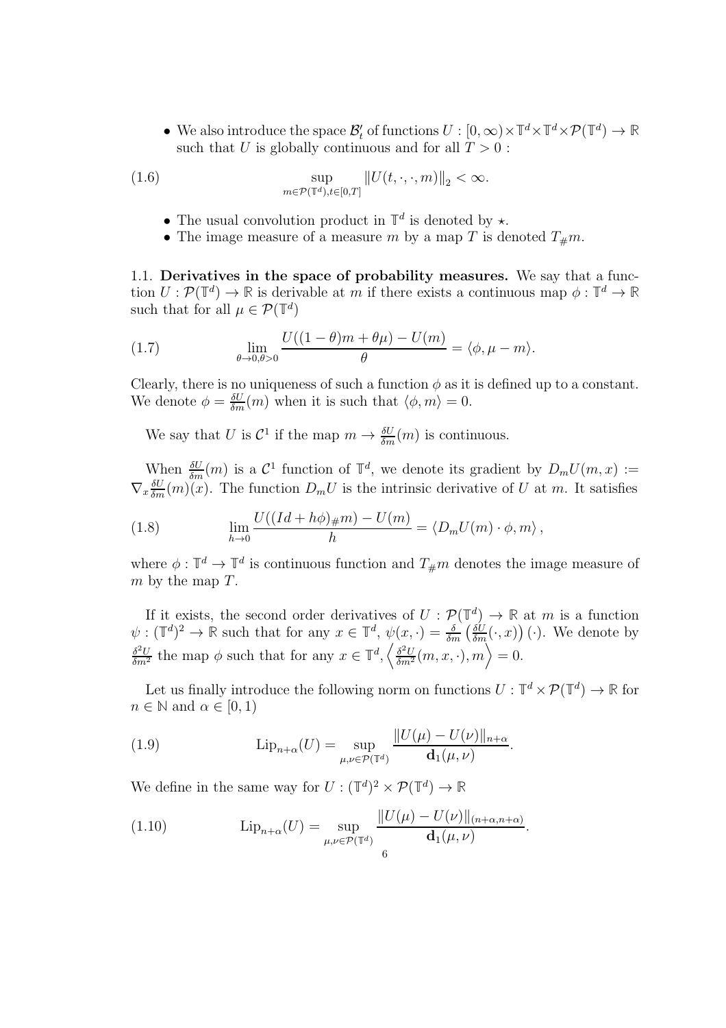- We also introduce the space $\mathcal{B}'_t$ of functions $U : [0,\infty)\times\mathbb{T}^d\times\mathbb{T}^d\times\mathcal{P}(\mathbb{T}^d)\to\mathbb{R}$ such that $U$ is globally continuous and for all $T>0$ :

$$\sup_{m\in\mathcal{P}(\mathbb{T}^d),t\in[0,T]}\|U(t,\cdot,\cdot,m)\|_2<\infty. \tag{1.6}$$

- The usual convolution product in $\mathbb{T}^d$ is denoted by $\star$.
- The image measure of a measure $m$ by a map $T$ is denoted $T_\# m$.

1.1. **Derivatives in the space of probability measures.** We say that a function $U:\mathcal{P}(\mathbb{T}^d)\to\mathbb{R}$ is derivable at $m$ if there exists a continuous map $\phi:\mathbb{T}^d\to\mathbb{R}$ such that for all $\mu\in\mathcal{P}(\mathbb{T}^d)$

$$\lim_{\theta\to 0,\theta>0}\frac{U((1-\theta)m+\theta\mu)-U(m)}{\theta}=\langle\phi,\mu-m\rangle. \tag{1.7}$$

Clearly, there is no uniqueness of such a function $\phi$ as it is defined up to a constant. We denote $\phi=\frac{\delta U}{\delta m}(m)$ when it is such that $\langle\phi,m\rangle=0$.

We say that $U$ is $\mathcal{C}^1$ if the map $m\to\frac{\delta U}{\delta m}(m)$ is continuous.

When $\frac{\delta U}{\delta m}(m)$ is a $\mathcal{C}^1$ function of $\mathbb{T}^d$, we denote its gradient by $D_mU(m,x):=\nabla_x\frac{\delta U}{\delta m}(m)(x)$. The function $D_mU$ is the intrinsic derivative of $U$ at $m$. It satisfies

$$\lim_{h\to 0}\frac{U((Id+h\phi)_\# m)-U(m)}{h}=\langle D_mU(m)\cdot\phi,m\rangle, \tag{1.8}$$

where $\phi:\mathbb{T}^d\to\mathbb{T}^d$ is continuous function and $T_\# m$ denotes the image measure of $m$ by the map $T$.

If it exists, the second order derivatives of $U:\mathcal{P}(\mathbb{T}^d)\to\mathbb{R}$ at $m$ is a function $\psi:(\mathbb{T}^d)^2\to\mathbb{R}$ such that for any $x\in\mathbb{T}^d$, $\psi(x,\cdot)=\frac{\delta}{\delta m}\left(\frac{\delta U}{\delta m}(\cdot,x)\right)(\cdot)$. We denote by $\frac{\delta^2 U}{\delta m^2}$ the map $\phi$ such that for any $x\in\mathbb{T}^d$, $\left\langle\frac{\delta^2 U}{\delta m^2}(m,x,\cdot),m\right\rangle=0$.

Let us finally introduce the following norm on functions $U:\mathbb{T}^d\times\mathcal{P}(\mathbb{T}^d)\to\mathbb{R}$ for $n\in\mathbb{N}$ and $\alpha\in[0,1)$

$$\mathrm{Lip}_{n+\alpha}(U)=\sup_{\mu,\nu\in\mathcal{P}(\mathbb{T}^d)}\frac{\|U(\mu)-U(\nu)\|_{n+\alpha}}{\mathbf{d}_1(\mu,\nu)}. \tag{1.9}$$

We define in the same way for $U:(\mathbb{T}^d)^2\times\mathcal{P}(\mathbb{T}^d)\to\mathbb{R}$

$$\mathrm{Lip}_{n+\alpha}(U)=\sup_{\mu,\nu\in\mathcal{P}(\mathbb{T}^d)}\frac{\|U(\mu)-U(\nu)\|_{(n+\alpha,n+\alpha)}}{\mathbf{d}_1(\mu,\nu)}. \tag{1.10}$$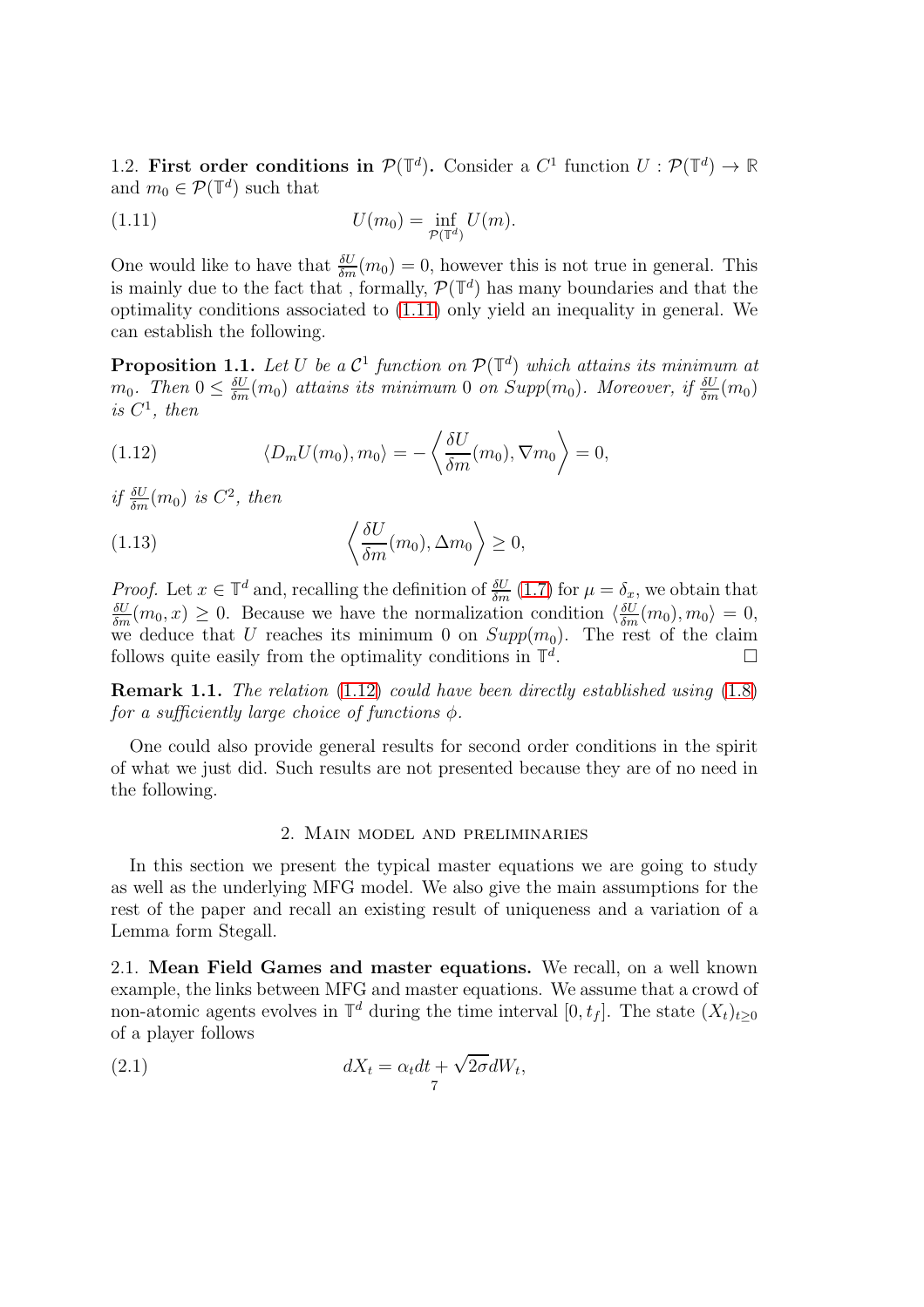1.2. **First order conditions in $\mathcal{P}(\mathbb{T}^d)$.** Consider a $C^1$ function $U : \mathcal{P}(\mathbb{T}^d) \to \mathbb{R}$ and $m_0 \in \mathcal{P}(\mathbb{T}^d)$ such that

$$U(m_0) = \inf_{\mathcal{P}(\mathbb{T}^d)} U(m). \tag{1.11}$$

One would like to have that $\frac{\delta U}{\delta m}(m_0) = 0$, however this is not true in general. This is mainly due to the fact that , formally, $\mathcal{P}(\mathbb{T}^d)$ has many boundaries and that the optimality conditions associated to (1.11) only yield an inequality in general. We can establish the following.

**Proposition 1.1.** *Let $U$ be a $\mathcal{C}^1$ function on $\mathcal{P}(\mathbb{T}^d)$ which attains its minimum at $m_0$. Then $0 \leq \frac{\delta U}{\delta m}(m_0)$ attains its minimum 0 on $Supp(m_0)$. Moreover, if $\frac{\delta U}{\delta m}(m_0)$ is $C^1$, then*

$$\langle D_m U(m_0), m_0 \rangle = -\left\langle \frac{\delta U}{\delta m}(m_0), \nabla m_0 \right\rangle = 0, \tag{1.12}$$

*if $\frac{\delta U}{\delta m}(m_0)$ is $C^2$, then*

$$\left\langle \frac{\delta U}{\delta m}(m_0), \Delta m_0 \right\rangle \geq 0, \tag{1.13}$$

*Proof.* Let $x \in \mathbb{T}^d$ and, recalling the definition of $\frac{\delta U}{\delta m}$ (1.7) for $\mu = \delta_x$, we obtain that $\frac{\delta U}{\delta m}(m_0, x) \geq 0$. Because we have the normalization condition $\langle \frac{\delta U}{\delta m}(m_0), m_0 \rangle = 0$, we deduce that $U$ reaches its minimum 0 on $Supp(m_0)$. The rest of the claim follows quite easily from the optimality conditions in $\mathbb{T}^d$. $\square$

**Remark 1.1.** *The relation (1.12) could have been directly established using (1.8) for a sufficiently large choice of functions $\phi$.*

One could also provide general results for second order conditions in the spirit of what we just did. Such results are not presented because they are of no need in the following.

## 2. Main model and preliminaries

In this section we present the typical master equations we are going to study as well as the underlying MFG model. We also give the main assumptions for the rest of the paper and recall an existing result of uniqueness and a variation of a Lemma form Stegall.

2.1. **Mean Field Games and master equations.** We recall, on a well known example, the links between MFG and master equations. We assume that a crowd of non-atomic agents evolves in $\mathbb{T}^d$ during the time interval $[0, t_f]$. The state $(X_t)_{t \geq 0}$ of a player follows

$$dX_t = \alpha_t dt + \sqrt{2\sigma} dW_t, \tag{2.1}$$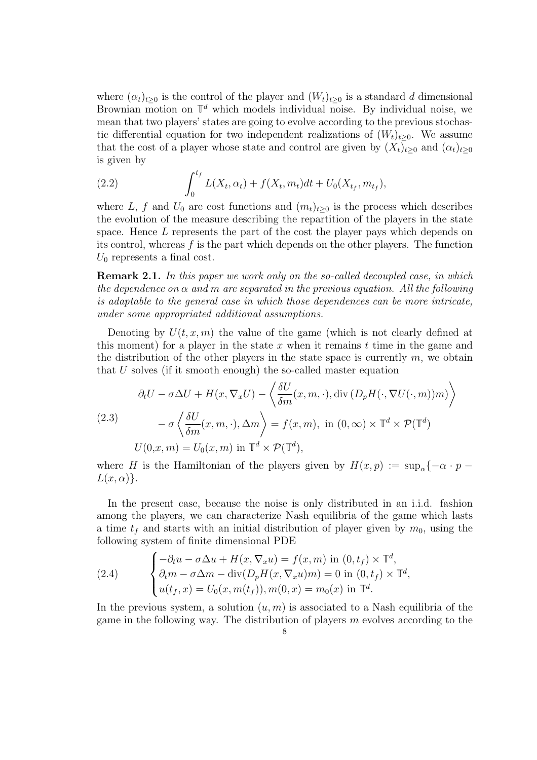where $(\alpha_t)_{t\geq 0}$ is the control of the player and $(W_t)_{t\geq 0}$ is a standard $d$ dimensional Brownian motion on $\mathbb{T}^d$ which models individual noise. By individual noise, we mean that two players' states are going to evolve according to the previous stochastic differential equation for two independent realizations of $(W_t)_{t\geq 0}$. We assume that the cost of a player whose state and control are given by $(X_t)_{t\geq 0}$ and $(\alpha_t)_{t\geq 0}$ is given by

$$\int_0^{t_f} L(X_t, \alpha_t) + f(X_t, m_t)dt + U_0(X_{t_f}, m_{t_f}), \tag{2.2}$$

where $L$, $f$ and $U_0$ are cost functions and $(m_t)_{t\geq 0}$ is the process which describes the evolution of the measure describing the repartition of the players in the state space. Hence $L$ represents the part of the cost the player pays which depends on its control, whereas $f$ is the part which depends on the other players. The function $U_0$ represents a final cost.

**Remark 2.1.** *In this paper we work only on the so-called decoupled case, in which the dependence on $\alpha$ and $m$ are separated in the previous equation. All the following is adaptable to the general case in which those dependences can be more intricate, under some appropriated additional assumptions.*

Denoting by $U(t, x, m)$ the value of the game (which is not clearly defined at this moment) for a player in the state $x$ when it remains $t$ time in the game and the distribution of the other players in the state space is currently $m$, we obtain that $U$ solves (if it smooth enough) the so-called master equation

$$\begin{aligned}
&\partial_t U - \sigma\Delta U + H(x, \nabla_x U) - \left\langle \frac{\delta U}{\delta m}(x, m, \cdot), \operatorname{div}\left(D_p H(\cdot, \nabla U(\cdot, m))m\right)\right\rangle \\
&\qquad - \sigma \left\langle \frac{\delta U}{\delta m}(x, m, \cdot), \Delta m\right\rangle = f(x, m), \text{ in } (0, \infty) \times \mathbb{T}^d \times \mathcal{P}(\mathbb{T}^d) \\
&U(0,x, m) = U_0(x, m) \text{ in } \mathbb{T}^d \times \mathcal{P}(\mathbb{T}^d),
\end{aligned} \tag{2.3}$$

where $H$ is the Hamiltonian of the players given by $H(x, p) := \sup_\alpha\{-\alpha \cdot p - L(x, \alpha)\}$.

In the present case, because the noise is only distributed in an i.i.d. fashion among the players, we can characterize Nash equilibria of the game which lasts a time $t_f$ and starts with an initial distribution of player given by $m_0$, using the following system of finite dimensional PDE

$$\begin{cases}
-\partial_t u - \sigma\Delta u + H(x, \nabla_x u) = f(x, m) \text{ in } (0, t_f) \times \mathbb{T}^d, \\
\partial_t m - \sigma\Delta m - \operatorname{div}(D_p H(x, \nabla_x u)m) = 0 \text{ in } (0, t_f) \times \mathbb{T}^d, \\
u(t_f, x) = U_0(x, m(t_f)), m(0, x) = m_0(x) \text{ in } \mathbb{T}^d.
\end{cases} \tag{2.4}$$

In the previous system, a solution $(u, m)$ is associated to a Nash equilibria of the game in the following way. The distribution of players $m$ evolves according to the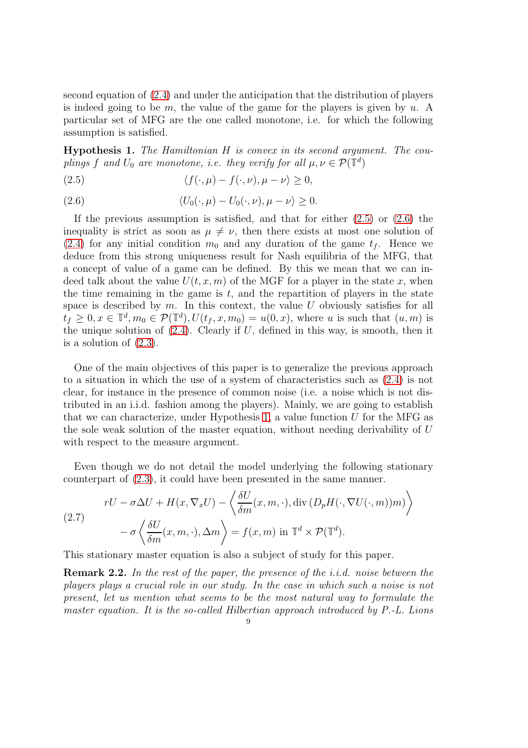second equation of (2.4) and under the anticipation that the distribution of players is indeed going to be $m$, the value of the game for the players is given by $u$. A particular set of MFG are the one called monotone, i.e. for which the following assumption is satisfied.

**Hypothesis 1.** *The Hamiltonian $H$ is convex in its second argument. The couplings $f$ and $U_0$ are monotone, i.e. they verify for all $\mu, \nu \in \mathcal{P}(\mathbb{T}^d)$*

$$\langle f(\cdot,\mu) - f(\cdot,\nu), \mu - \nu \rangle \geq 0, \tag{2.5}$$

$$\langle U_0(\cdot,\mu) - U_0(\cdot,\nu), \mu - \nu \rangle \geq 0. \tag{2.6}$$

If the previous assumption is satisfied, and that for either (2.5) or (2.6) the inequality is strict as soon as $\mu \neq \nu$, then there exists at most one solution of (2.4) for any initial condition $m_0$ and any duration of the game $t_f$. Hence we deduce from this strong uniqueness result for Nash equilibria of the MFG, that a concept of value of a game can be defined. By this we mean that we can indeed talk about the value $U(t,x,m)$ of the MGF for a player in the state $x$, when the time remaining in the game is $t$, and the repartition of players in the state space is described by $m$. In this context, the value $U$ obviously satisfies for all $t_f \geq 0, x \in \mathbb{T}^d, m_0 \in \mathcal{P}(\mathbb{T}^d), U(t_f, x, m_0) = u(0,x)$, where $u$ is such that $(u,m)$ is the unique solution of (2.4). Clearly if $U$, defined in this way, is smooth, then it is a solution of (2.3).

One of the main objectives of this paper is to generalize the previous approach to a situation in which the use of a system of characteristics such as (2.4) is not clear, for instance in the presence of common noise (i.e. a noise which is not distributed in an i.i.d. fashion among the players). Mainly, we are going to establish that we can characterize, under Hypothesis 1, a value function $U$ for the MFG as the sole weak solution of the master equation, without needing derivability of $U$ with respect to the measure argument.

Even though we do not detail the model underlying the following stationary counterpart of (2.3), it could have been presented in the same manner.

$$\begin{aligned} rU - \sigma\Delta U + H(x, \nabla_x U) - \left\langle \frac{\delta U}{\delta m}(x,m,\cdot), \operatorname{div}\left(D_p H(\cdot, \nabla U(\cdot,m))m\right)\right\rangle \\ - \sigma \left\langle \frac{\delta U}{\delta m}(x,m,\cdot), \Delta m \right\rangle = f(x,m) \text{ in } \mathbb{T}^d \times \mathcal{P}(\mathbb{T}^d). \end{aligned} \tag{2.7}$$

This stationary master equation is also a subject of study for this paper.

**Remark 2.2.** *In the rest of the paper, the presence of the i.i.d. noise between the players plays a crucial role in our study. In the case in which such a noise is not present, let us mention what seems to be the most natural way to formulate the master equation. It is the so-called Hilbertian approach introduced by P.-L. Lions*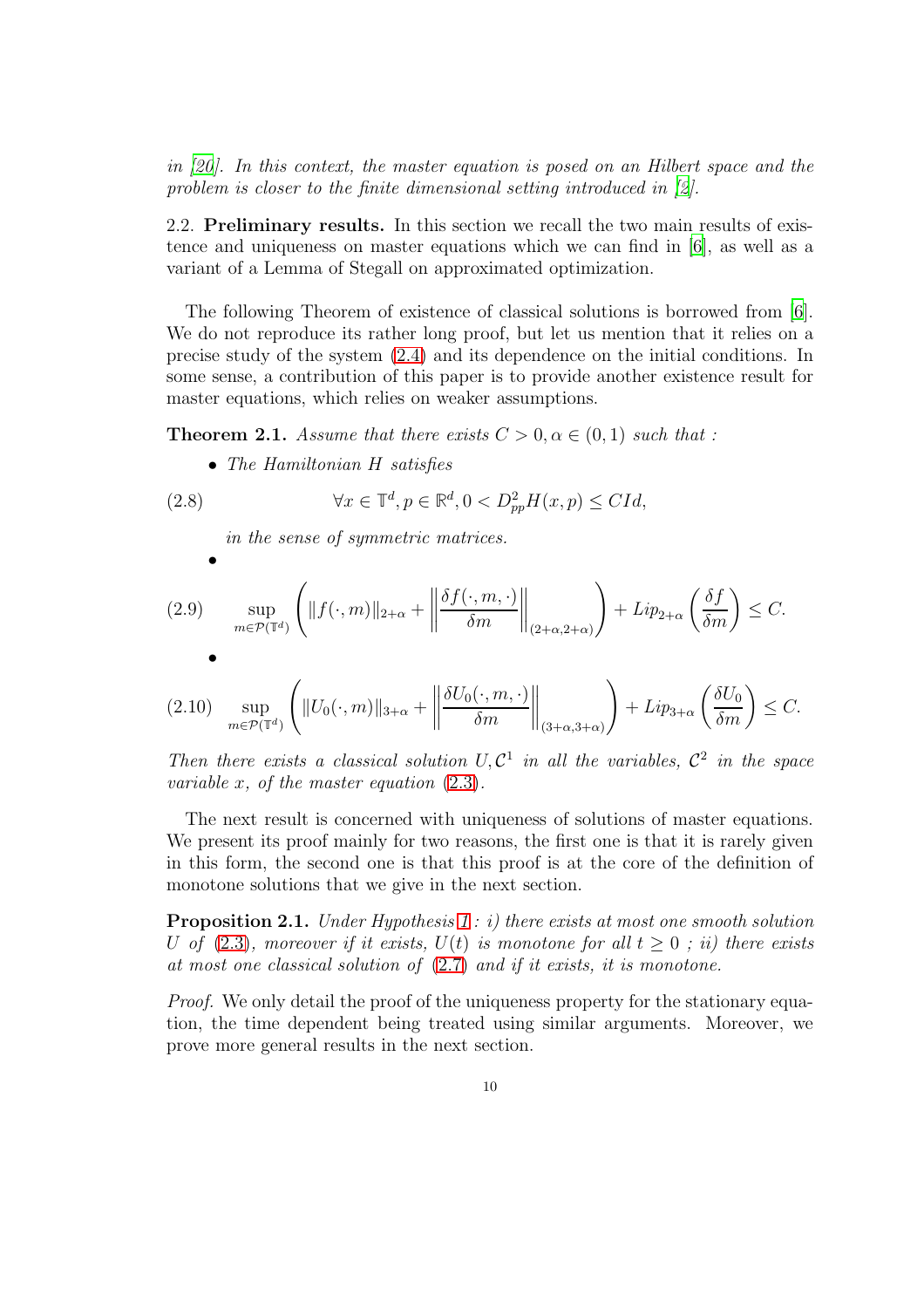*in [20]. In this context, the master equation is posed on an Hilbert space and the problem is closer to the finite dimensional setting introduced in [2].*

2.2. **Preliminary results.** In this section we recall the two main results of existence and uniqueness on master equations which we can find in [6], as well as a variant of a Lemma of Stegall on approximated optimization.

The following Theorem of existence of classical solutions is borrowed from [6]. We do not reproduce its rather long proof, but let us mention that it relies on a precise study of the system (2.4) and its dependence on the initial conditions. In some sense, a contribution of this paper is to provide another existence result for master equations, which relies on weaker assumptions.

**Theorem 2.1.** *Assume that there exists $C > 0, \alpha \in (0,1)$ such that :*

- *The Hamiltonian $H$ satisfies*

$$\forall x \in \mathbb{T}^d, p \in \mathbb{R}^d, 0 < D^2_{pp}H(x,p) \leq CId, \tag{2.8}$$

*in the sense of symmetric matrices.*

- $$\sup_{m \in \mathcal{P}(\mathbb{T}^d)} \left( \|f(\cdot, m)\|_{2+\alpha} + \left\| \frac{\delta f(\cdot, m, \cdot)}{\delta m} \right\|_{(2+\alpha, 2+\alpha)} \right) + Lip_{2+\alpha}\left(\frac{\delta f}{\delta m}\right) \leq C. \tag{2.9}$$

- $$\sup_{m \in \mathcal{P}(\mathbb{T}^d)} \left( \|U_0(\cdot, m)\|_{3+\alpha} + \left\| \frac{\delta U_0(\cdot, m, \cdot)}{\delta m} \right\|_{(3+\alpha, 3+\alpha)} \right) + Lip_{3+\alpha}\left(\frac{\delta U_0}{\delta m}\right) \leq C. \tag{2.10}$$

*Then there exists a classical solution $U, \mathcal{C}^1$ in all the variables, $\mathcal{C}^2$ in the space variable $x$, of the master equation (2.3).*

The next result is concerned with uniqueness of solutions of master equations. We present its proof mainly for two reasons, the first one is that it is rarely given in this form, the second one is that this proof is at the core of the definition of monotone solutions that we give in the next section.

**Proposition 2.1.** *Under Hypothesis 1 : i) there exists at most one smooth solution $U$ of (2.3), moreover if it exists, $U(t)$ is monotone for all $t \geq 0$ ; ii) there exists at most one classical solution of (2.7) and if it exists, it is monotone.*

*Proof.* We only detail the proof of the uniqueness property for the stationary equation, the time dependent being treated using similar arguments. Moreover, we prove more general results in the next section.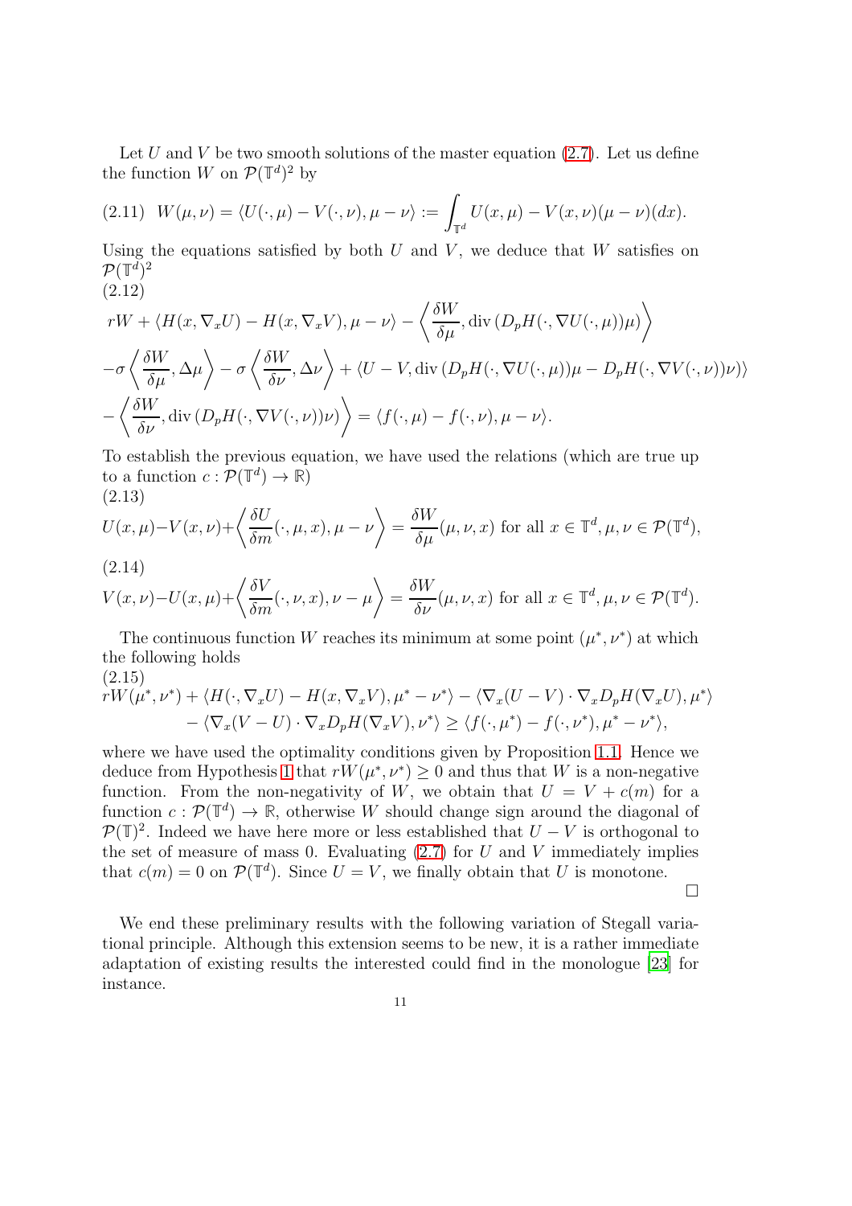Let $U$ and $V$ be two smooth solutions of the master equation (2.7). Let us define the function $W$ on $\mathcal{P}(\mathbb{T}^d)^2$ by

$$
(2.11)\quad W(\mu,\nu) = \langle U(\cdot,\mu) - V(\cdot,\nu), \mu - \nu\rangle := \int_{\mathbb{T}^d} U(x,\mu) - V(x,\nu)(\mu-\nu)(dx).
$$

Using the equations satisfied by both $U$ and $V$, we deduce that $W$ satisfies on $\mathcal{P}(\mathbb{T}^d)^2$

(2.12)

$$
\begin{aligned}
&rW + \langle H(x,\nabla_x U) - H(x,\nabla_x V), \mu - \nu\rangle - \left\langle \frac{\delta W}{\delta \mu}, \operatorname{div}\left(D_pH(\cdot,\nabla U(\cdot,\mu))\mu\right)\right\rangle\\
&-\sigma\left\langle \frac{\delta W}{\delta \mu}, \Delta \mu\right\rangle - \sigma\left\langle \frac{\delta W}{\delta \nu}, \Delta\nu\right\rangle + \langle U - V, \operatorname{div}\left(D_pH(\cdot,\nabla U(\cdot,\mu))\mu - D_pH(\cdot,\nabla V(\cdot,\nu))\nu\right)\rangle\\
&-\left\langle \frac{\delta W}{\delta \nu}, \operatorname{div}\left(D_pH(\cdot,\nabla V(\cdot,\nu))\nu\right)\right\rangle = \langle f(\cdot,\mu) - f(\cdot,\nu), \mu-\nu\rangle.
\end{aligned}
$$

To establish the previous equation, we have used the relations (which are true up to a function $c : \mathcal{P}(\mathbb{T}^d) \to \mathbb{R}$)

(2.13)

$$
U(x,\mu) - V(x,\nu) + \left\langle \frac{\delta U}{\delta m}(\cdot,\mu,x), \mu - \nu\right\rangle = \frac{\delta W}{\delta \mu}(\mu,\nu,x) \text{ for all } x \in \mathbb{T}^d, \mu,\nu \in \mathcal{P}(\mathbb{T}^d),
$$

(2.14)

$$
V(x,\nu) - U(x,\mu) + \left\langle \frac{\delta V}{\delta m}(\cdot,\nu,x), \nu - \mu\right\rangle = \frac{\delta W}{\delta \nu}(\mu,\nu,x) \text{ for all } x \in \mathbb{T}^d, \mu,\nu \in \mathcal{P}(\mathbb{T}^d).
$$

The continuous function $W$ reaches its minimum at some point $(\mu^*,\nu^*)$ at which the following holds

(2.15)

$$
\begin{aligned}
rW(\mu^*,\nu^*) &+ \langle H(\cdot,\nabla_x U) - H(x,\nabla_x V), \mu^* - \nu^*\rangle - \langle \nabla_x(U-V)\cdot\nabla_x D_pH(\nabla_x U), \mu^*\rangle\\
&- \langle \nabla_x(V-U)\cdot\nabla_x D_pH(\nabla_x V), \nu^*\rangle \geq \langle f(\cdot,\mu^*) - f(\cdot,\nu^*), \mu^* - \nu^*\rangle,
\end{aligned}
$$

where we have used the optimality conditions given by Proposition 1.1. Hence we deduce from Hypothesis 1 that $rW(\mu^*,\nu^*) \geq 0$ and thus that $W$ is a non-negative function. From the non-negativity of $W$, we obtain that $U = V + c(m)$ for a function $c : \mathcal{P}(\mathbb{T}^d) \to \mathbb{R}$, otherwise $W$ should change sign around the diagonal of $\mathcal{P}(\mathbb{T})^2$. Indeed we have here more or less established that $U - V$ is orthogonal to the set of measure of mass 0. Evaluating (2.7) for $U$ and $V$ immediately implies that $c(m) = 0$ on $\mathcal{P}(\mathbb{T}^d)$. Since $U = V$, we finally obtain that $U$ is monotone.

□

We end these preliminary results with the following variation of Stegall variational principle. Although this extension seems to be new, it is a rather immediate adaptation of existing results the interested could find in the monologue [23] for instance.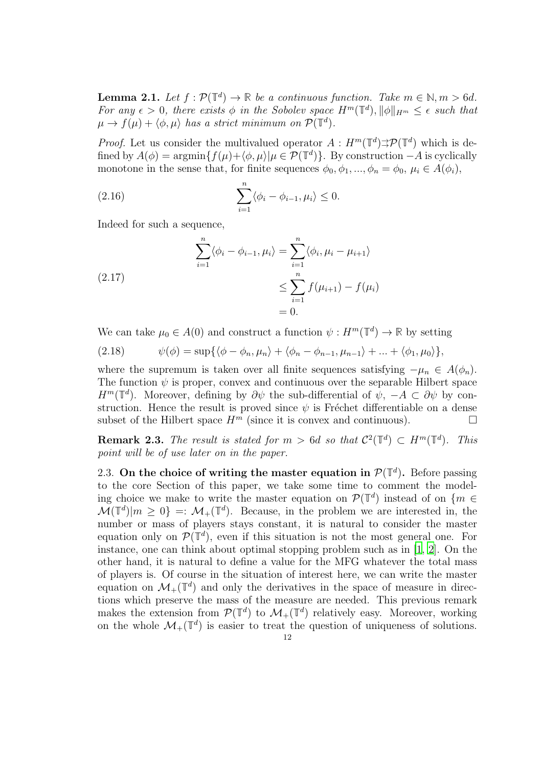**Lemma 2.1.** *Let $f : \mathcal{P}(\mathbb{T}^d) \to \mathbb{R}$ be a continuous function. Take $m \in \mathbb{N}, m > 6d$. For any $\epsilon > 0$, there exists $\phi$ in the Sobolev space $H^m(\mathbb{T}^d), \|\phi\|_{H^m} \leq \epsilon$ such that $\mu \to f(\mu) + \langle \phi, \mu \rangle$ has a strict minimum on $\mathcal{P}(\mathbb{T}^d)$.*

*Proof.* Let us consider the multivalued operator $A : H^m(\mathbb{T}^d) \rightrightarrows \mathcal{P}(\mathbb{T}^d)$ which is defined by $A(\phi) = \operatorname{argmin}\{f(\mu) + \langle \phi, \mu \rangle | \mu \in \mathcal{P}(\mathbb{T}^d)\}$. By construction $-A$ is cyclically monotone in the sense that, for finite sequences $\phi_0, \phi_1, ..., \phi_n = \phi_0$, $\mu_i \in A(\phi_i)$,

$$\sum_{i=1}^{n} \langle \phi_i - \phi_{i-1}, \mu_i \rangle \leq 0. \tag{2.16}$$

Indeed for such a sequence,

$$\begin{aligned} \sum_{i=1}^{n} \langle \phi_i - \phi_{i-1}, \mu_i \rangle &= \sum_{i=1}^{n} \langle \phi_i, \mu_i - \mu_{i+1} \rangle \\ &\leq \sum_{i=1}^{n} f(\mu_{i+1}) - f(\mu_i) \\ &= 0. \end{aligned} \tag{2.17}$$

We can take $\mu_0 \in A(0)$ and construct a function $\psi : H^m(\mathbb{T}^d) \to \mathbb{R}$ by setting

$$\psi(\phi) = \sup\{\langle \phi - \phi_n, \mu_n \rangle + \langle \phi_n - \phi_{n-1}, \mu_{n-1} \rangle + ... + \langle \phi_1, \mu_0 \rangle\}, \tag{2.18}$$

where the supremum is taken over all finite sequences satisfying $-\mu_n \in A(\phi_n)$. The function $\psi$ is proper, convex and continuous over the separable Hilbert space $H^m(\mathbb{T}^d)$. Moreover, defining by $\partial\psi$ the sub-differential of $\psi$, $-A \subset \partial\psi$ by construction. Hence the result is proved since $\psi$ is Fréchet differentiable on a dense subset of the Hilbert space $H^m$ (since it is convex and continuous). $\square$

**Remark 2.3.** *The result is stated for $m > 6d$ so that $\mathcal{C}^2(\mathbb{T}^d) \subset H^m(\mathbb{T}^d)$. This point will be of use later on in the paper.*

2.3. **On the choice of writing the master equation in $\mathcal{P}(\mathbb{T}^d)$.** Before passing to the core Section of this paper, we take some time to comment the modeling choice we make to write the master equation on $\mathcal{P}(\mathbb{T}^d)$ instead of on $\{m \in \mathcal{M}(\mathbb{T}^d) | m \geq 0\} =: \mathcal{M}_+(\mathbb{T}^d)$. Because, in the problem we are interested in, the number or mass of players stays constant, it is natural to consider the master equation only on $\mathcal{P}(\mathbb{T}^d)$, even if this situation is not the most general one. For instance, one can think about optimal stopping problem such as in [1, 2]. On the other hand, it is natural to define a value for the MFG whatever the total mass of players is. Of course in the situation of interest here, we can write the master equation on $\mathcal{M}_+(\mathbb{T}^d)$ and only the derivatives in the space of measure in directions which preserve the mass of the measure are needed. This previous remark makes the extension from $\mathcal{P}(\mathbb{T}^d)$ to $\mathcal{M}_+(\mathbb{T}^d)$ relatively easy. Moreover, working on the whole $\mathcal{M}_+(\mathbb{T}^d)$ is easier to treat the question of uniqueness of solutions.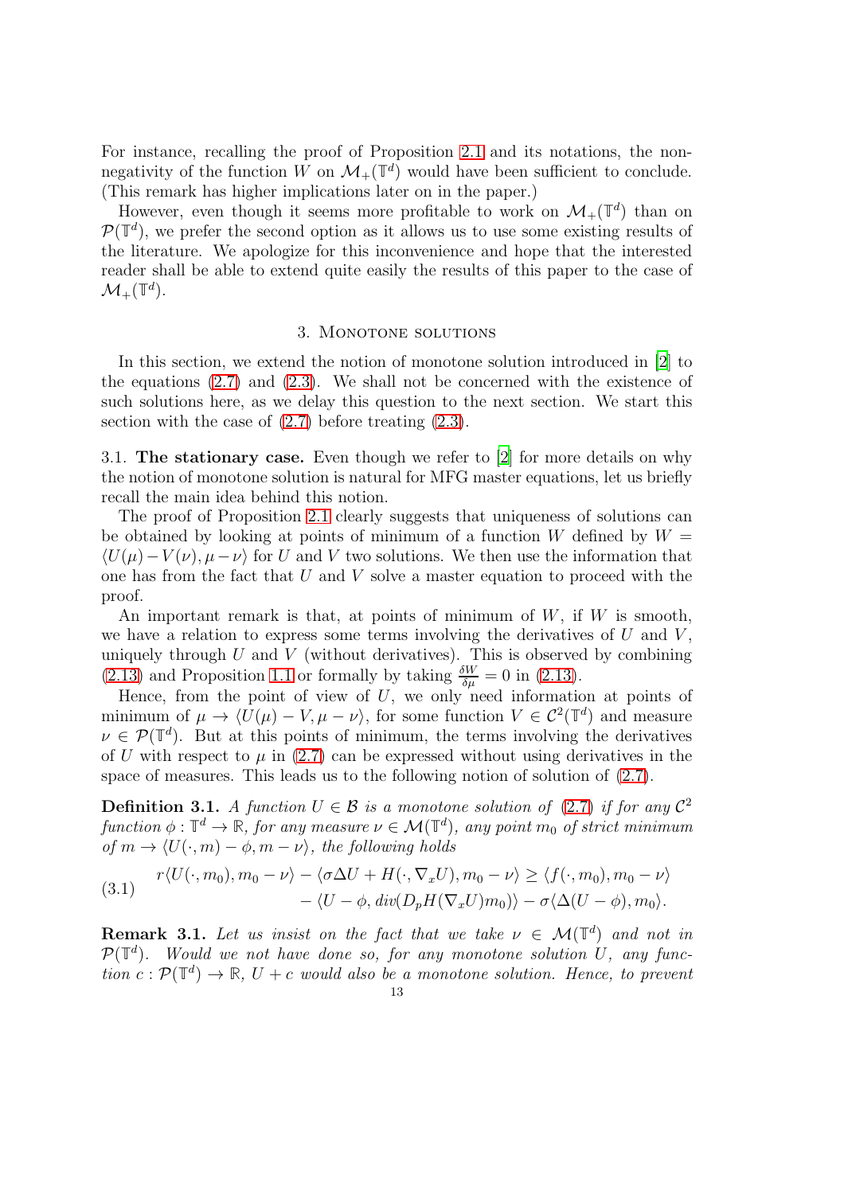For instance, recalling the proof of Proposition 2.1 and its notations, the non-negativity of the function $W$ on $\mathcal{M}_+(\mathbb{T}^d)$ would have been sufficient to conclude. (This remark has higher implications later on in the paper.)

However, even though it seems more profitable to work on $\mathcal{M}_+(\mathbb{T}^d)$ than on $\mathcal{P}(\mathbb{T}^d)$, we prefer the second option as it allows us to use some existing results of the literature. We apologize for this inconvenience and hope that the interested reader shall be able to extend quite easily the results of this paper to the case of $\mathcal{M}_+(\mathbb{T}^d)$.

## 3. Monotone solutions

In this section, we extend the notion of monotone solution introduced in [2] to the equations (2.7) and (2.3). We shall not be concerned with the existence of such solutions here, as we delay this question to the next section. We start this section with the case of (2.7) before treating (2.3).

### 3.1. The stationary case.

Even though we refer to [2] for more details on why the notion of monotone solution is natural for MFG master equations, let us briefly recall the main idea behind this notion.

The proof of Proposition 2.1 clearly suggests that uniqueness of solutions can be obtained by looking at points of minimum of a function $W$ defined by $W = \langle U(\mu) - V(\nu), \mu - \nu\rangle$ for $U$ and $V$ two solutions. We then use the information that one has from the fact that $U$ and $V$ solve a master equation to proceed with the proof.

An important remark is that, at points of minimum of $W$, if $W$ is smooth, we have a relation to express some terms involving the derivatives of $U$ and $V$, uniquely through $U$ and $V$ (without derivatives). This is observed by combining (2.13) and Proposition 1.1 or formally by taking $\frac{\delta W}{\delta \mu} = 0$ in (2.13).

Hence, from the point of view of $U$, we only need information at points of minimum of $\mu \to \langle U(\mu) - V, \mu - \nu\rangle$, for some function $V \in \mathcal{C}^2(\mathbb{T}^d)$ and measure $\nu \in \mathcal{P}(\mathbb{T}^d)$. But at this points of minimum, the terms involving the derivatives of $U$ with respect to $\mu$ in (2.7) can be expressed without using derivatives in the space of measures. This leads us to the following notion of solution of (2.7).

**Definition 3.1.** *A function $U \in \mathcal{B}$ is a monotone solution of (2.7) if for any $\mathcal{C}^2$ function $\phi : \mathbb{T}^d \to \mathbb{R}$, for any measure $\nu \in \mathcal{M}(\mathbb{T}^d)$, any point $m_0$ of strict minimum of $m \to \langle U(\cdot, m) - \phi, m - \nu\rangle$, the following holds*

$$
(3.1) \qquad \begin{aligned} r\langle U(\cdot, m_0), m_0 - \nu\rangle - \langle \sigma\Delta U + H(\cdot, \nabla_x U), m_0 - \nu\rangle \geq \langle f(\cdot, m_0), m_0 - \nu\rangle \\ - \langle U - \phi, div(D_p H(\nabla_x U) m_0)\rangle - \sigma\langle \Delta(U - \phi), m_0\rangle. \end{aligned}
$$

**Remark 3.1.** *Let us insist on the fact that we take $\nu \in \mathcal{M}(\mathbb{T}^d)$ and not in $\mathcal{P}(\mathbb{T}^d)$. Would we not have done so, for any monotone solution $U$, any function $c : \mathcal{P}(\mathbb{T}^d) \to \mathbb{R}$, $U + c$ would also be a monotone solution. Hence, to prevent*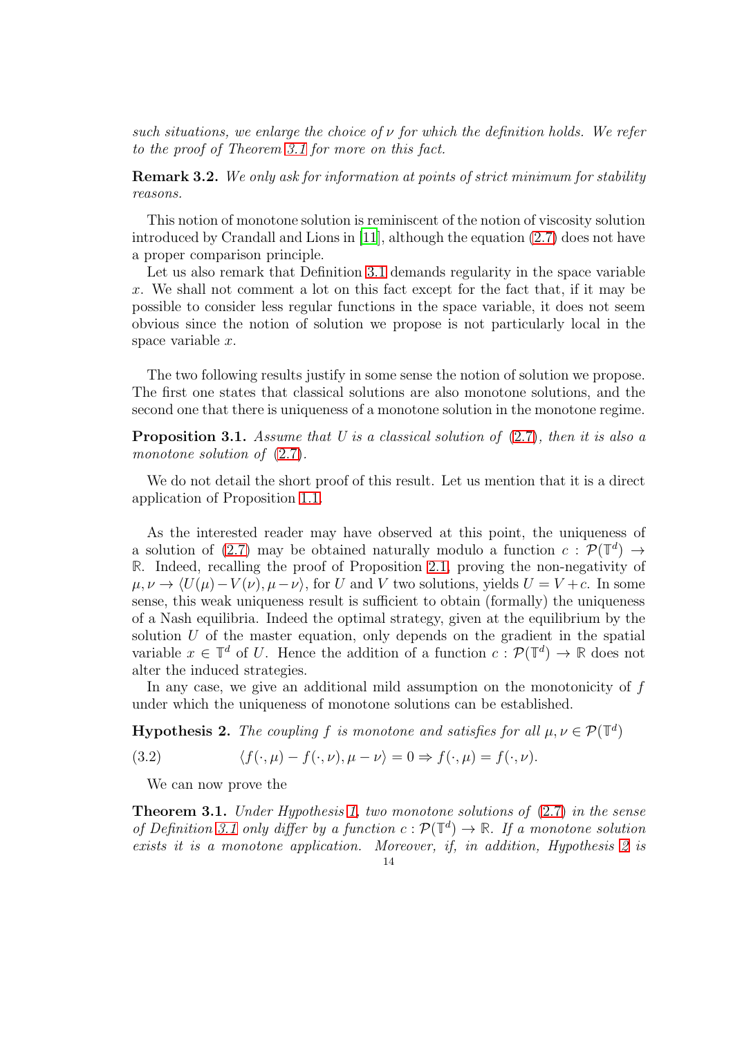*such situations, we enlarge the choice of $\nu$ for which the definition holds. We refer to the proof of Theorem 3.1 for more on this fact.*

**Remark 3.2.** *We only ask for information at points of strict minimum for stability reasons.*

This notion of monotone solution is reminiscent of the notion of viscosity solution introduced by Crandall and Lions in [11], although the equation (2.7) does not have a proper comparison principle.

Let us also remark that Definition 3.1 demands regularity in the space variable $x$. We shall not comment a lot on this fact except for the fact that, if it may be possible to consider less regular functions in the space variable, it does not seem obvious since the notion of solution we propose is not particularly local in the space variable $x$.

The two following results justify in some sense the notion of solution we propose. The first one states that classical solutions are also monotone solutions, and the second one that there is uniqueness of a monotone solution in the monotone regime.

**Proposition 3.1.** *Assume that $U$ is a classical solution of (2.7), then it is also a monotone solution of (2.7).*

We do not detail the short proof of this result. Let us mention that it is a direct application of Proposition 1.1.

As the interested reader may have observed at this point, the uniqueness of a solution of (2.7) may be obtained naturally modulo a function $c : \mathcal{P}(\mathbb{T}^d) \to \mathbb{R}$. Indeed, recalling the proof of Proposition 2.1, proving the non-negativity of $\mu, \nu \to \langle U(\mu) - V(\nu), \mu - \nu\rangle$, for $U$ and $V$ two solutions, yields $U = V + c$. In some sense, this weak uniqueness result is sufficient to obtain (formally) the uniqueness of a Nash equilibria. Indeed the optimal strategy, given at the equilibrium by the solution $U$ of the master equation, only depends on the gradient in the spatial variable $x \in \mathbb{T}^d$ of $U$. Hence the addition of a function $c : \mathcal{P}(\mathbb{T}^d) \to \mathbb{R}$ does not alter the induced strategies.

In any case, we give an additional mild assumption on the monotonicity of $f$ under which the uniqueness of monotone solutions can be established.

**Hypothesis 2.** *The coupling $f$ is monotone and satisfies for all $\mu, \nu \in \mathcal{P}(\mathbb{T}^d)$*

$$\langle f(\cdot, \mu) - f(\cdot, \nu), \mu - \nu\rangle = 0 \Rightarrow f(\cdot, \mu) = f(\cdot, \nu). \tag{3.2}$$

We can now prove the

**Theorem 3.1.** *Under Hypothesis 1, two monotone solutions of (2.7) in the sense of Definition 3.1 only differ by a function $c : \mathcal{P}(\mathbb{T}^d) \to \mathbb{R}$. If a monotone solution exists it is a monotone application. Moreover, if, in addition, Hypothesis 2 is*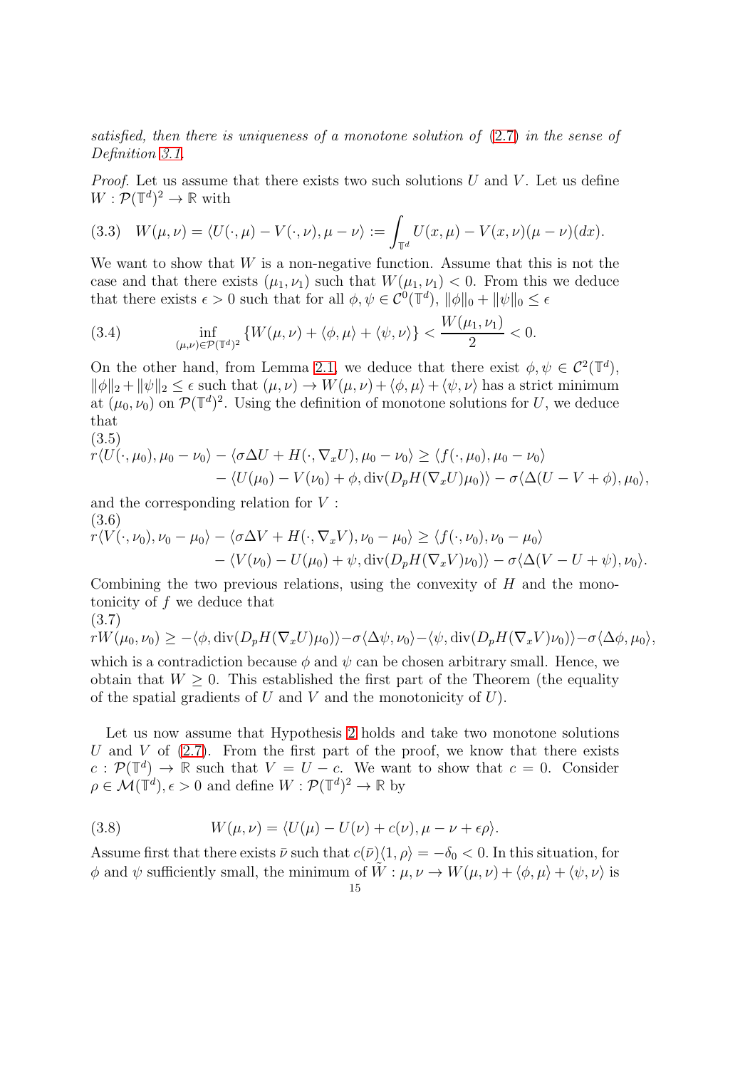*satisfied, then there is uniqueness of a monotone solution of* (2.7) *in the sense of Definition 3.1.*

*Proof.* Let us assume that there exists two such solutions $U$ and $V$. Let us define $W : \mathcal{P}(\mathbb{T}^d)^2 \to \mathbb{R}$ with

$$
(3.3)\quad W(\mu,\nu) = \langle U(\cdot,\mu) - V(\cdot,\nu), \mu - \nu\rangle := \int_{\mathbb{T}^d} U(x,\mu) - V(x,\nu)(\mu-\nu)(dx).
$$

We want to show that $W$ is a non-negative function. Assume that this is not the case and that there exists $(\mu_1,\nu_1)$ such that $W(\mu_1,\nu_1) < 0$. From this we deduce that there exists $\epsilon > 0$ such that for all $\phi,\psi \in \mathcal{C}^0(\mathbb{T}^d)$, $\|\phi\|_0 + \|\psi\|_0 \leq \epsilon$

$$
(3.4)\qquad \inf_{(\mu,\nu)\in\mathcal{P}(\mathbb{T}^d)^2} \{W(\mu,\nu) + \langle\phi,\mu\rangle + \langle\psi,\nu\rangle\} < \frac{W(\mu_1,\nu_1)}{2} < 0.
$$

On the other hand, from Lemma 2.1, we deduce that there exist $\phi,\psi \in \mathcal{C}^2(\mathbb{T}^d)$, $\|\phi\|_2 + \|\psi\|_2 \leq \epsilon$ such that $(\mu,\nu) \to W(\mu,\nu) + \langle\phi,\mu\rangle + \langle\psi,\nu\rangle$ has a strict minimum at $(\mu_0,\nu_0)$ on $\mathcal{P}(\mathbb{T}^d)^2$. Using the definition of monotone solutions for $U$, we deduce that

$$
(3.5)\quad
\begin{aligned}
r\langle U(\cdot,\mu_0), \mu_0-\nu_0\rangle - \langle \sigma\Delta U + H(\cdot,\nabla_x U), \mu_0-\nu_0\rangle &\geq \langle f(\cdot,\mu_0),\mu_0-\nu_0\rangle \\
&- \langle U(\mu_0) - V(\nu_0) + \phi, \operatorname{div}(D_pH(\nabla_x U)\mu_0)\rangle - \sigma\langle\Delta(U - V + \phi),\mu_0\rangle,
\end{aligned}
$$

and the corresponding relation for $V$ :

$$
(3.6)\quad
\begin{aligned}
r\langle V(\cdot,\nu_0), \nu_0-\mu_0\rangle - \langle \sigma\Delta V + H(\cdot,\nabla_x V), \nu_0-\mu_0\rangle &\geq \langle f(\cdot,\nu_0),\nu_0-\mu_0\rangle \\
&- \langle V(\nu_0) - U(\mu_0) + \psi, \operatorname{div}(D_pH(\nabla_x V)\nu_0)\rangle - \sigma\langle\Delta(V - U + \psi),\nu_0\rangle.
\end{aligned}
$$

Combining the two previous relations, using the convexity of $H$ and the monotonicity of $f$ we deduce that

$$
(3.7)\quad rW(\mu_0,\nu_0) \geq -\langle\phi, \operatorname{div}(D_pH(\nabla_x U)\mu_0)\rangle - \sigma\langle\Delta\psi,\nu_0\rangle - \langle\psi,\operatorname{div}(D_pH(\nabla_x V)\nu_0)\rangle - \sigma\langle\Delta\phi,\mu_0\rangle,
$$

which is a contradiction because $\phi$ and $\psi$ can be chosen arbitrary small. Hence, we obtain that $W \geq 0$. This established the first part of the Theorem (the equality of the spatial gradients of $U$ and $V$ and the monotonicity of $U$).

Let us now assume that Hypothesis 2 holds and take two monotone solutions $U$ and $V$ of (2.7). From the first part of the proof, we know that there exists $c : \mathcal{P}(\mathbb{T}^d) \to \mathbb{R}$ such that $V = U - c$. We want to show that $c = 0$. Consider $\rho \in \mathcal{M}(\mathbb{T}^d), \epsilon > 0$ and define $W : \mathcal{P}(\mathbb{T}^d)^2 \to \mathbb{R}$ by

$$
(3.8)\qquad W(\mu,\nu) = \langle U(\mu) - U(\nu) + c(\nu), \mu - \nu + \epsilon\rho\rangle.
$$

Assume first that there exists $\bar\nu$ such that $c(\bar\nu)\langle 1,\rho\rangle = -\delta_0 < 0$. In this situation, for $\phi$ and $\psi$ sufficiently small, the minimum of $\tilde W : \mu,\nu \to W(\mu,\nu) + \langle\phi,\mu\rangle + \langle\psi,\nu\rangle$ is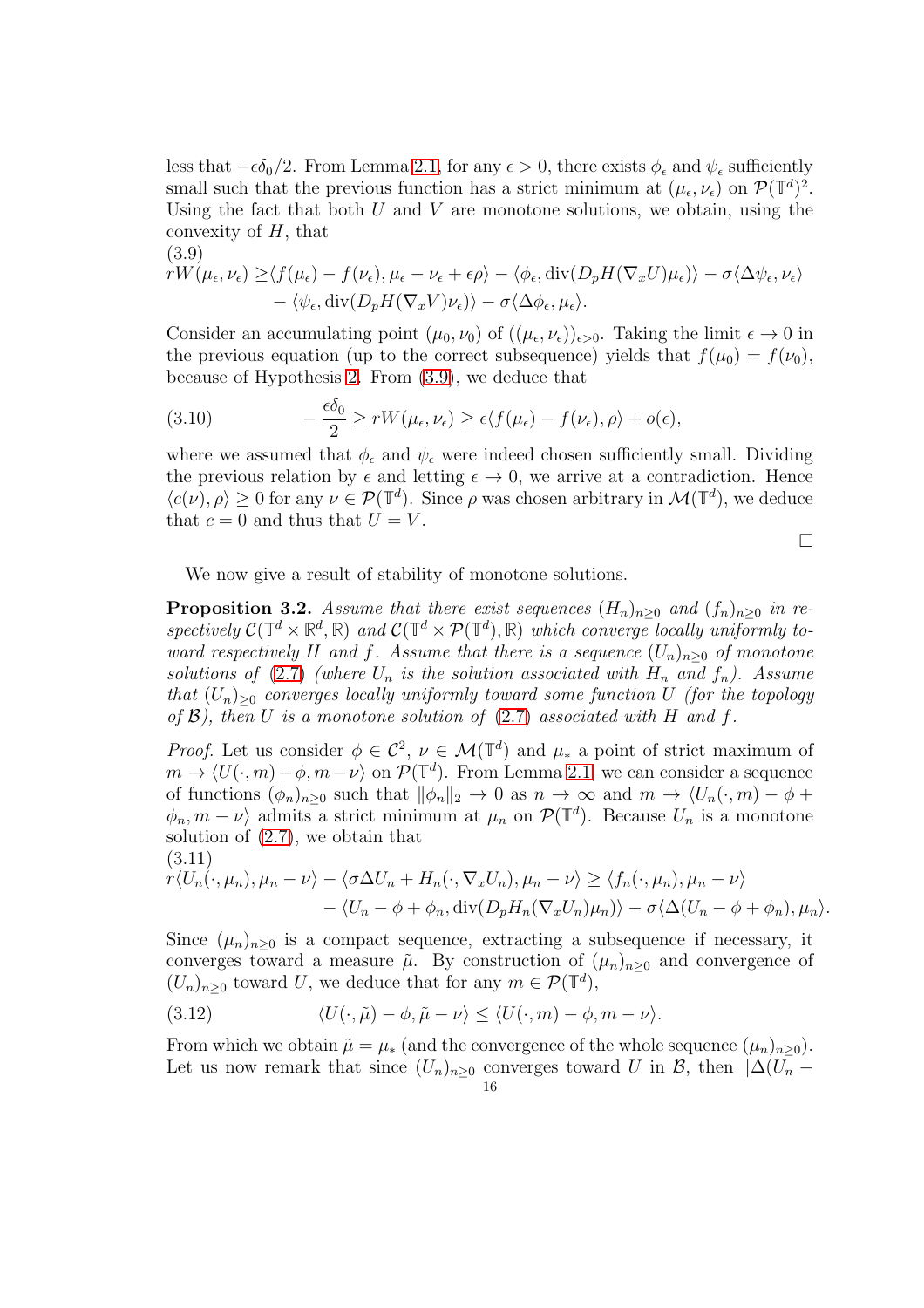less that $-\epsilon\delta_0/2$. From Lemma 2.1, for any $\epsilon > 0$, there exists $\phi_\epsilon$ and $\psi_\epsilon$ sufficiently small such that the previous function has a strict minimum at $(\mu_\epsilon, \nu_\epsilon)$ on $\mathcal{P}(\mathbb{T}^d)^2$. Using the fact that both $U$ and $V$ are monotone solutions, we obtain, using the convexity of $H$, that

$$
\begin{aligned}
rW(\mu_\epsilon, \nu_\epsilon) \geq & \langle f(\mu_\epsilon) - f(\nu_\epsilon), \mu_\epsilon - \nu_\epsilon + \epsilon\rho\rangle - \langle \phi_\epsilon, \mathrm{div}(D_pH(\nabla_x U)\mu_\epsilon)\rangle - \sigma\langle \Delta\psi_\epsilon, \nu_\epsilon\rangle \\
& - \langle \psi_\epsilon, \mathrm{div}(D_pH(\nabla_x V)\nu_\epsilon)\rangle - \sigma\langle \Delta\phi_\epsilon, \mu_\epsilon\rangle.
\end{aligned} \tag{3.9}
$$

Consider an accumulating point $(\mu_0, \nu_0)$ of $((\mu_\epsilon, \nu_\epsilon))_{\epsilon>0}$. Taking the limit $\epsilon \to 0$ in the previous equation (up to the correct subsequence) yields that $f(\mu_0) = f(\nu_0)$, because of Hypothesis 2. From (3.9), we deduce that

$$
-\frac{\epsilon\delta_0}{2} \geq rW(\mu_\epsilon, \nu_\epsilon) \geq \epsilon\langle f(\mu_\epsilon) - f(\nu_\epsilon), \rho\rangle + o(\epsilon), \tag{3.10}
$$

where we assumed that $\phi_\epsilon$ and $\psi_\epsilon$ were indeed chosen sufficiently small. Dividing the previous relation by $\epsilon$ and letting $\epsilon \to 0$, we arrive at a contradiction. Hence $\langle c(\nu), \rho\rangle \geq 0$ for any $\nu \in \mathcal{P}(\mathbb{T}^d)$. Since $\rho$ was chosen arbitrary in $\mathcal{M}(\mathbb{T}^d)$, we deduce that $c = 0$ and thus that $U = V$. □

We now give a result of stability of monotone solutions.

**Proposition 3.2.** *Assume that there exist sequences $(H_n)_{n\geq 0}$ and $(f_n)_{n\geq 0}$ in respectively $\mathcal{C}(\mathbb{T}^d \times \mathbb{R}^d, \mathbb{R})$ and $\mathcal{C}(\mathbb{T}^d \times \mathcal{P}(\mathbb{T}^d), \mathbb{R})$ which converge locally uniformly toward respectively $H$ and $f$. Assume that there is a sequence $(U_n)_{n\geq 0}$ of monotone solutions of (2.7) (where $U_n$ is the solution associated with $H_n$ and $f_n$). Assume that $(U_n)_{\geq 0}$ converges locally uniformly toward some function $U$ (for the topology of $\mathcal{B}$), then $U$ is a monotone solution of (2.7) associated with $H$ and $f$.*

*Proof.* Let us consider $\phi \in \mathcal{C}^2$, $\nu \in \mathcal{M}(\mathbb{T}^d)$ and $\mu_*$ a point of strict maximum of $m \to \langle U(\cdot, m) - \phi, m - \nu\rangle$ on $\mathcal{P}(\mathbb{T}^d)$. From Lemma 2.1, we can consider a sequence of functions $(\phi_n)_{n\geq 0}$ such that $\|\phi_n\|_2 \to 0$ as $n \to \infty$ and $m \to \langle U_n(\cdot, m) - \phi + \phi_n, m - \nu\rangle$ admits a strict minimum at $\mu_n$ on $\mathcal{P}(\mathbb{T}^d)$. Because $U_n$ is a monotone solution of (2.7), we obtain that

$$
\begin{aligned}
r\langle U_n(\cdot, \mu_n), \mu_n - \nu\rangle - \langle \sigma\Delta U_n + H_n(\cdot, \nabla_x U_n), \mu_n - \nu\rangle \geq \langle f_n(\cdot, \mu_n), \mu_n - \nu\rangle \\
- \langle U_n - \phi + \phi_n, \mathrm{div}(D_pH_n(\nabla_x U_n)\mu_n)\rangle - \sigma\langle \Delta(U_n - \phi + \phi_n), \mu_n\rangle.
\end{aligned} \tag{3.11}
$$

Since $(\mu_n)_{n\geq 0}$ is a compact sequence, extracting a subsequence if necessary, it converges toward a measure $\tilde{\mu}$. By construction of $(\mu_n)_{n\geq 0}$ and convergence of $(U_n)_{n\geq 0}$ toward $U$, we deduce that for any $m \in \mathcal{P}(\mathbb{T}^d)$,

$$
\langle U(\cdot, \tilde{\mu}) - \phi, \tilde{\mu} - \nu\rangle \leq \langle U(\cdot, m) - \phi, m - \nu\rangle. \tag{3.12}
$$

From which we obtain $\tilde{\mu} = \mu_*$ (and the convergence of the whole sequence $(\mu_n)_{n\geq 0}$). Let us now remark that since $(U_n)_{n\geq 0}$ converges toward $U$ in $\mathcal{B}$, then $\|\Delta(U_n -$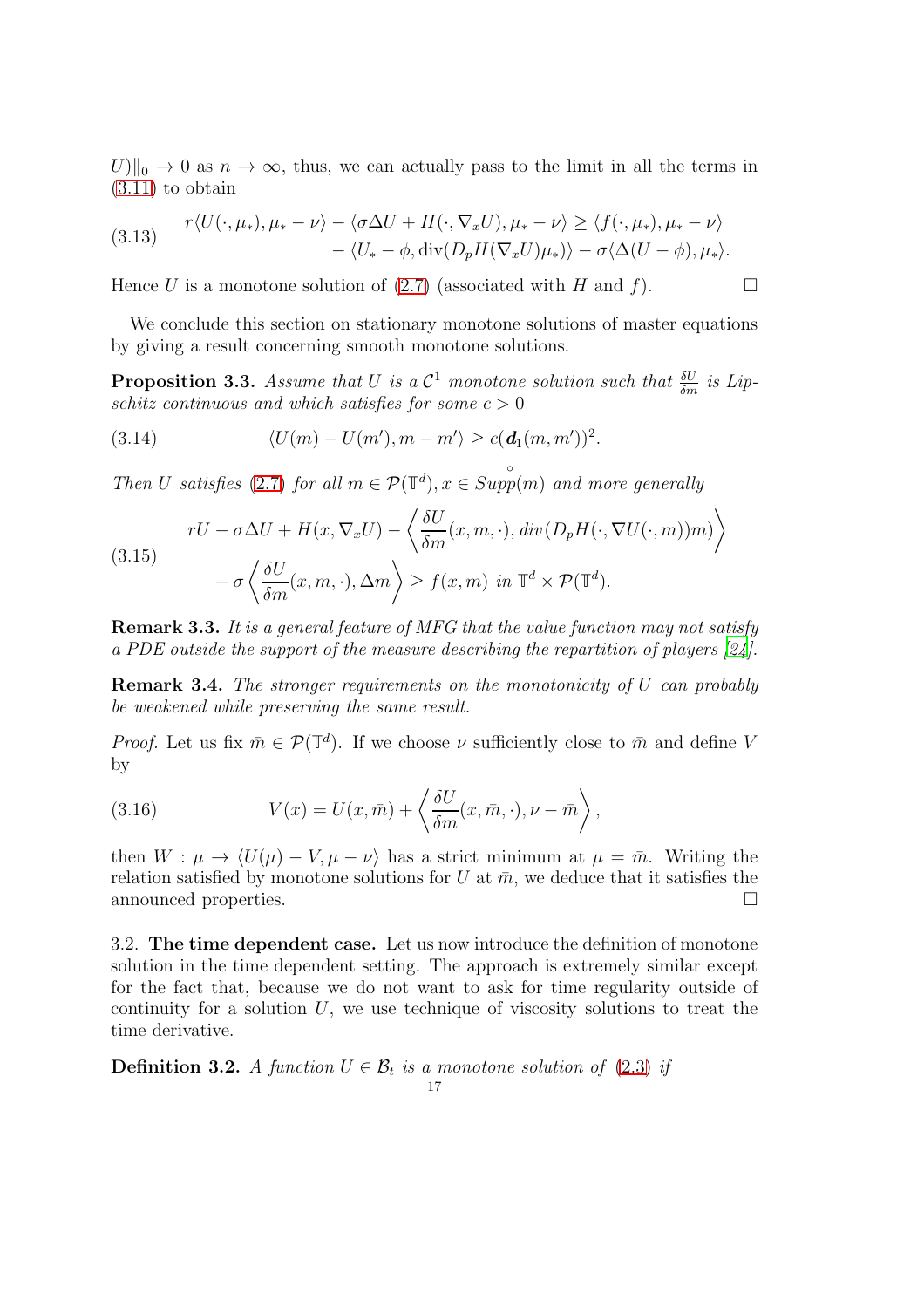$U)\|_0 \to 0$ as $n \to \infty$, thus, we can actually pass to the limit in all the terms in (3.11) to obtain

$$
\begin{aligned}
(3.13)\qquad r\langle U(\cdot,\mu_*),\mu_*-\nu\rangle - \langle \sigma\Delta U + H(\cdot,\nabla_x U),\mu_*-\nu\rangle &\geq \langle f(\cdot,\mu_*),\mu_*-\nu\rangle \\
&- \langle U_* - \phi, \operatorname{div}(D_pH(\nabla_x U)\mu_*)\rangle - \sigma\langle \Delta(U-\phi),\mu_*\rangle.
\end{aligned}
$$

Hence $U$ is a monotone solution of (2.7) (associated with $H$ and $f$). $\square$

We conclude this section on stationary monotone solutions of master equations by giving a result concerning smooth monotone solutions.

**Proposition 3.3.** *Assume that $U$ is a $\mathcal{C}^1$ monotone solution such that $\frac{\delta U}{\delta m}$ is Lipschitz continuous and which satisfies for some $c > 0$*

$$
(3.14)\qquad \langle U(m) - U(m'), m - m'\rangle \geq c(\boldsymbol{d}_1(m,m'))^2.
$$

*Then $U$ satisfies (2.7) for all $m \in \mathcal{P}(\mathbb{T}^d), x \in \overset{\circ}{Supp}(m)$ and more generally*

$$
\begin{aligned}
(3.15)\qquad & rU - \sigma\Delta U + H(x,\nabla_x U) - \left\langle \frac{\delta U}{\delta m}(x,m,\cdot), div(D_pH(\cdot,\nabla U(\cdot,m))m)\right\rangle \\
& - \sigma\left\langle \frac{\delta U}{\delta m}(x,m,\cdot),\Delta m\right\rangle \geq f(x,m) \text{ in } \mathbb{T}^d\times\mathcal{P}(\mathbb{T}^d).
\end{aligned}
$$

**Remark 3.3.** *It is a general feature of MFG that the value function may not satisfy a PDE outside the support of the measure describing the repartition of players [24].*

**Remark 3.4.** *The stronger requirements on the monotonicity of $U$ can probably be weakened while preserving the same result.*

*Proof.* Let us fix $\bar m \in \mathcal{P}(\mathbb{T}^d)$. If we choose $\nu$ sufficiently close to $\bar m$ and define $V$ by

$$
(3.16)\qquad V(x) = U(x,\bar m) + \left\langle \frac{\delta U}{\delta m}(x,\bar m,\cdot), \nu - \bar m\right\rangle,
$$

then $W : \mu \to \langle U(\mu) - V, \mu - \nu\rangle$ has a strict minimum at $\mu = \bar m$. Writing the relation satisfied by monotone solutions for $U$ at $\bar m$, we deduce that it satisfies the announced properties. $\square$

3.2. **The time dependent case.** Let us now introduce the definition of monotone solution in the time dependent setting. The approach is extremely similar except for the fact that, because we do not want to ask for time regularity outside of continuity for a solution $U$, we use technique of viscosity solutions to treat the time derivative.

**Definition 3.2.** *A function $U \in \mathcal{B}_t$ is a monotone solution of (2.3) if*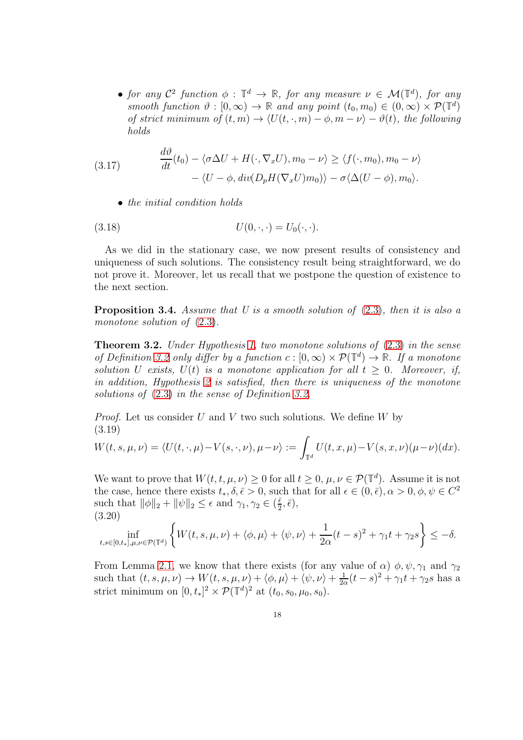- *for any $\mathcal{C}^2$ function $\phi : \mathbb{T}^d \to \mathbb{R}$, for any measure $\nu \in \mathcal{M}(\mathbb{T}^d)$, for any smooth function $\vartheta : [0,\infty) \to \mathbb{R}$ and any point $(t_0, m_0) \in (0,\infty) \times \mathcal{P}(\mathbb{T}^d)$ of strict minimum of $(t,m) \to \langle U(t,\cdot,m) - \phi, m - \nu\rangle - \vartheta(t)$, the following holds*

$$
\begin{aligned}
\frac{d\vartheta}{dt}(t_0) - \langle \sigma\Delta U + H(\cdot, \nabla_x U), m_0 - \nu\rangle &\geq \langle f(\cdot, m_0), m_0 - \nu\rangle \\
&\quad - \langle U - \phi, div(D_pH(\nabla_x U)m_0)\rangle - \sigma\langle \Delta(U - \phi), m_0\rangle.
\end{aligned}
\tag{3.17}
$$

- *the initial condition holds*

$$
U(0,\cdot,\cdot) = U_0(\cdot,\cdot). \tag{3.18}
$$

As we did in the stationary case, we now present results of consistency and uniqueness of such solutions. The consistency result being straightforward, we do not prove it. Moreover, let us recall that we postpone the question of existence to the next section.

**Proposition 3.4.** *Assume that $U$ is a smooth solution of (2.3), then it is also a monotone solution of (2.3).*

**Theorem 3.2.** *Under Hypothesis 1, two monotone solutions of (2.3) in the sense of Definition 3.2 only differ by a function $c : [0,\infty) \times \mathcal{P}(\mathbb{T}^d) \to \mathbb{R}$. If a monotone solution $U$ exists, $U(t)$ is a monotone application for all $t \geq 0$. Moreover, if, in addition, Hypothesis 2 is satisfied, then there is uniqueness of the monotone solutions of (2.3) in the sense of Definition 3.2.*

*Proof.* Let us consider $U$ and $V$ two such solutions. We define $W$ by

$$
W(t,s,\mu,\nu) = \langle U(t,\cdot,\mu) - V(s,\cdot,\nu), \mu - \nu\rangle := \int_{\mathbb{T}^d} U(t,x,\mu) - V(s,x,\nu)(\mu-\nu)(dx). \tag{3.19}
$$

We want to prove that $W(t,t,\mu,\nu) \geq 0$ for all $t \geq 0$, $\mu,\nu \in \mathcal{P}(\mathbb{T}^d)$. Assume it is not the case, hence there exists $t_*, \delta, \bar{\epsilon} > 0$, such that for all $\epsilon \in (0,\bar{\epsilon}), \alpha > 0, \phi, \psi \in C^2$ such that $\|\phi\|_2 + \|\psi\|_2 \leq \epsilon$ and $\gamma_1, \gamma_2 \in (\frac{\bar{\epsilon}}{2}, \bar{\epsilon})$,

$$
\inf_{t,s\in[0,t_*],\mu,\nu\in\mathcal{P}(\mathbb{T}^d)} \left\{ W(t,s,\mu,\nu) + \langle \phi, \mu\rangle + \langle \psi, \nu\rangle + \frac{1}{2\alpha}(t-s)^2 + \gamma_1 t + \gamma_2 s \right\} \leq -\delta. \tag{3.20}
$$

From Lemma 2.1, we know that there exists (for any value of $\alpha$) $\phi, \psi, \gamma_1$ and $\gamma_2$ such that $(t,s,\mu,\nu) \to W(t,s,\mu,\nu) + \langle \phi, \mu\rangle + \langle \psi, \nu\rangle + \frac{1}{2\alpha}(t-s)^2 + \gamma_1 t + \gamma_2 s$ has a strict minimum on $[0,t_*]^2 \times \mathcal{P}(\mathbb{T}^d)^2$ at $(t_0, s_0, \mu_0, s_0)$.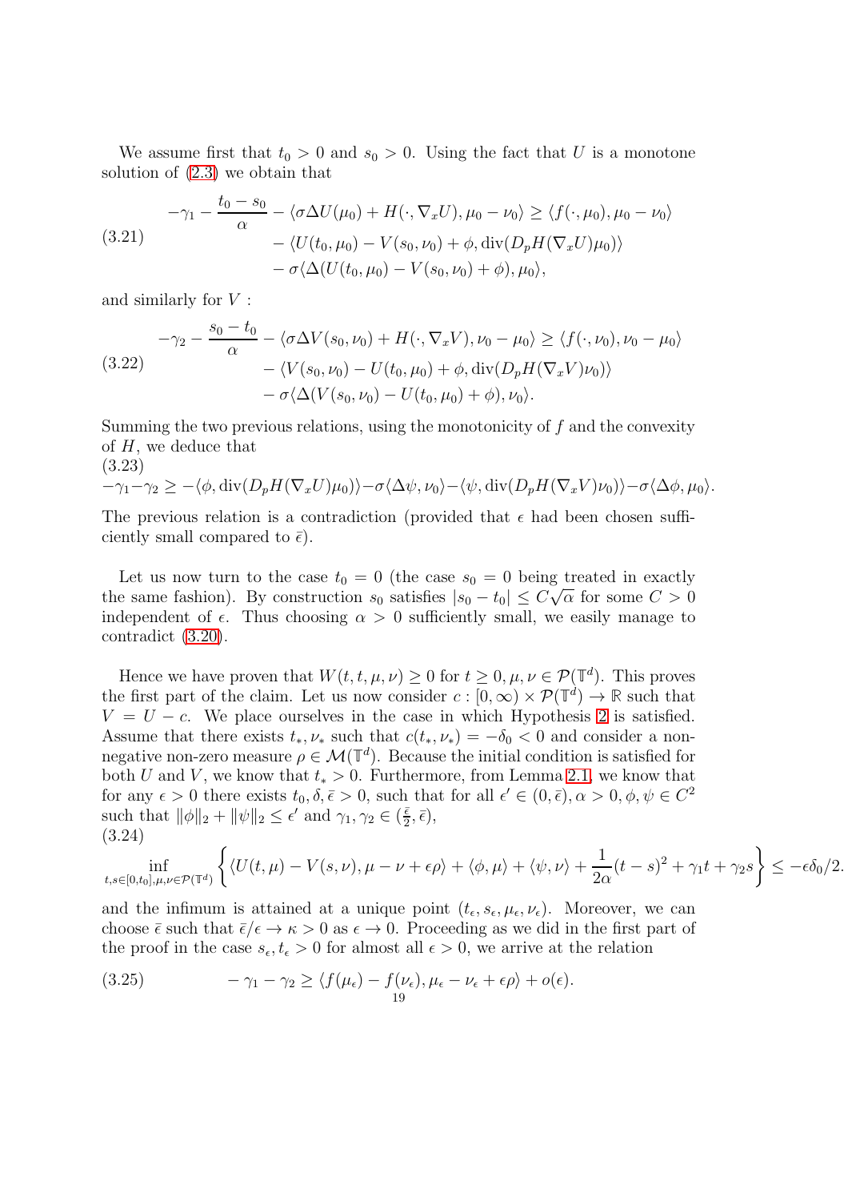We assume first that $t_0 > 0$ and $s_0 > 0$. Using the fact that $U$ is a monotone solution of (2.3) we obtain that

$$
\begin{aligned}
-\gamma_1 - \frac{t_0 - s_0}{\alpha} - \langle \sigma \Delta U(\mu_0) + H(\cdot, \nabla_x U), \mu_0 - \nu_0 \rangle &\geq \langle f(\cdot, \mu_0), \mu_0 - \nu_0 \rangle \\
&\quad - \langle U(t_0, \mu_0) - V(s_0, \nu_0) + \phi, \operatorname{div}(D_p H(\nabla_x U)\mu_0) \rangle \\
&\quad - \sigma \langle \Delta (U(t_0, \mu_0) - V(s_0, \nu_0) + \phi), \mu_0 \rangle,
\end{aligned}
\tag{3.21}
$$

and similarly for $V$ :

$$
\begin{aligned}
-\gamma_2 - \frac{s_0 - t_0}{\alpha} - \langle \sigma \Delta V(s_0, \nu_0) + H(\cdot, \nabla_x V), \nu_0 - \mu_0 \rangle &\geq \langle f(\cdot, \nu_0), \nu_0 - \mu_0 \rangle \\
&\quad - \langle V(s_0, \nu_0) - U(t_0, \mu_0) + \phi, \operatorname{div}(D_p H(\nabla_x V)\nu_0) \rangle \\
&\quad - \sigma \langle \Delta (V(s_0, \nu_0) - U(t_0, \mu_0) + \phi), \nu_0 \rangle.
\end{aligned}
\tag{3.22}
$$

Summing the two previous relations, using the monotonicity of $f$ and the convexity of $H$, we deduce that

$$
-\gamma_1 - \gamma_2 \geq -\langle \phi, \operatorname{div}(D_p H(\nabla_x U)\mu_0) \rangle - \sigma \langle \Delta \psi, \nu_0 \rangle - \langle \psi, \operatorname{div}(D_p H(\nabla_x V)\nu_0) \rangle - \sigma \langle \Delta \phi, \mu_0 \rangle.
\tag{3.23}
$$

The previous relation is a contradiction (provided that $\epsilon$ had been chosen sufficiently small compared to $\bar{\epsilon}$).

Let us now turn to the case $t_0 = 0$ (the case $s_0 = 0$ being treated in exactly the same fashion). By construction $s_0$ satisfies $|s_0 - t_0| \leq C\sqrt{\alpha}$ for some $C > 0$ independent of $\epsilon$. Thus choosing $\alpha > 0$ sufficiently small, we easily manage to contradict (3.20).

Hence we have proven that $W(t, t, \mu, \nu) \geq 0$ for $t \geq 0, \mu, \nu \in \mathcal{P}(\mathbb{T}^d)$. This proves the first part of the claim. Let us now consider $c : [0, \infty) \times \mathcal{P}(\mathbb{T}^d) \to \mathbb{R}$ such that $V = U - c$. We place ourselves in the case in which Hypothesis 2 is satisfied. Assume that there exists $t_*, \nu_*$ such that $c(t_*, \nu_*) = -\delta_0 < 0$ and consider a non-negative non-zero measure $\rho \in \mathcal{M}(\mathbb{T}^d)$. Because the initial condition is satisfied for both $U$ and $V$, we know that $t_* > 0$. Furthermore, from Lemma 2.1, we know that for any $\epsilon > 0$ there exists $t_0, \delta, \bar{\epsilon} > 0$, such that for all $\epsilon' \in (0, \bar{\epsilon}), \alpha > 0, \phi, \psi \in C^2$ such that $\|\phi\|_2 + \|\psi\|_2 \leq \epsilon'$ and $\gamma_1, \gamma_2 \in (\frac{\bar{\epsilon}}{2}, \bar{\epsilon})$,

$$
\inf_{t,s \in [0,t_0], \mu, \nu \in \mathcal{P}(\mathbb{T}^d)} \left\{ \langle U(t, \mu) - V(s, \nu), \mu - \nu + \epsilon \rho \rangle + \langle \phi, \mu \rangle + \langle \psi, \nu \rangle + \frac{1}{2\alpha}(t - s)^2 + \gamma_1 t + \gamma_2 s \right\} \leq -\epsilon \delta_0 / 2.
\tag{3.24}
$$

and the infimum is attained at a unique point $(t_\epsilon, s_\epsilon, \mu_\epsilon, \nu_\epsilon)$. Moreover, we can choose $\bar{\epsilon}$ such that $\bar{\epsilon}/\epsilon \to \kappa > 0$ as $\epsilon \to 0$. Proceeding as we did in the first part of the proof in the case $s_\epsilon, t_\epsilon > 0$ for almost all $\epsilon > 0$, we arrive at the relation

$$
-\gamma_1 - \gamma_2 \geq \langle f(\mu_\epsilon) - f(\nu_\epsilon), \mu_\epsilon - \nu_\epsilon + \epsilon \rho \rangle + o(\epsilon).
\tag{3.25}
$$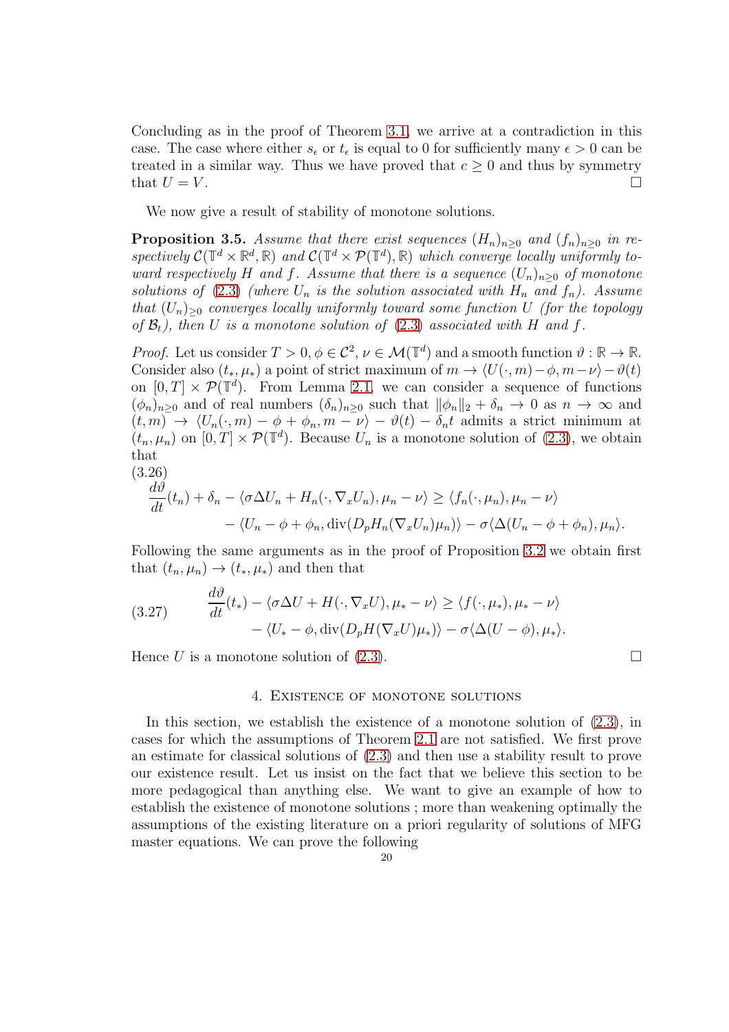Concluding as in the proof of Theorem 3.1, we arrive at a contradiction in this case. The case where either $s_\epsilon$ or $t_\epsilon$ is equal to 0 for sufficiently many $\epsilon > 0$ can be treated in a similar way. Thus we have proved that $c \geq 0$ and thus by symmetry that $U = V$. □

We now give a result of stability of monotone solutions.

**Proposition 3.5.** *Assume that there exist sequences $(H_n)_{n\geq 0}$ and $(f_n)_{n\geq 0}$ in respectively $\mathcal{C}(\mathbb{T}^d \times \mathbb{R}^d, \mathbb{R})$ and $\mathcal{C}(\mathbb{T}^d \times \mathcal{P}(\mathbb{T}^d), \mathbb{R})$ which converge locally uniformly toward respectively $H$ and $f$. Assume that there is a sequence $(U_n)_{n\geq 0}$ of monotone solutions of (2.3) (where $U_n$ is the solution associated with $H_n$ and $f_n$). Assume that $(U_n)_{\geq 0}$ converges locally uniformly toward some function $U$ (for the topology of $\mathcal{B}_t$), then $U$ is a monotone solution of (2.3) associated with $H$ and $f$.*

*Proof.* Let us consider $T > 0, \phi \in \mathcal{C}^2$, $\nu \in \mathcal{M}(\mathbb{T}^d)$ and a smooth function $\vartheta : \mathbb{R} \to \mathbb{R}$. Consider also $(t_*, \mu_*)$ a point of strict maximum of $m \to \langle U(\cdot, m) - \phi, m - \nu\rangle - \vartheta(t)$ on $[0, T] \times \mathcal{P}(\mathbb{T}^d)$. From Lemma 2.1, we can consider a sequence of functions $(\phi_n)_{n\geq 0}$ and of real numbers $(\delta_n)_{n\geq 0}$ such that $\|\phi_n\|_2 + \delta_n \to 0$ as $n \to \infty$ and $(t, m) \to \langle U_n(\cdot, m) - \phi + \phi_n, m - \nu\rangle - \vartheta(t) - \delta_n t$ admits a strict minimum at $(t_n, \mu_n)$ on $[0, T] \times \mathcal{P}(\mathbb{T}^d)$. Because $U_n$ is a monotone solution of (2.3), we obtain that

$$
\begin{aligned}
\frac{d\vartheta}{dt}(t_n) + \delta_n - \langle \sigma\Delta U_n + H_n(\cdot, \nabla_x U_n), \mu_n - \nu\rangle &\geq \langle f_n(\cdot, \mu_n), \mu_n - \nu\rangle \\
&- \langle U_n - \phi + \phi_n, \mathrm{div}(D_p H_n(\nabla_x U_n)\mu_n)\rangle - \sigma\langle \Delta(U_n - \phi + \phi_n), \mu_n\rangle.
\end{aligned}
\tag{3.26}
$$

Following the same arguments as in the proof of Proposition 3.2 we obtain first that $(t_n, \mu_n) \to (t_*, \mu_*)$ and then that

$$
\begin{aligned}
\frac{d\vartheta}{dt}(t_*) - \langle \sigma\Delta U + H(\cdot, \nabla_x U), \mu_* - \nu\rangle &\geq \langle f(\cdot, \mu_*), \mu_* - \nu\rangle \\
&- \langle U_* - \phi, \mathrm{div}(D_p H(\nabla_x U)\mu_*)\rangle - \sigma\langle \Delta(U - \phi), \mu_*\rangle.
\end{aligned}
\tag{3.27}
$$

Hence $U$ is a monotone solution of (2.3). □

## 4. Existence of monotone solutions

In this section, we establish the existence of a monotone solution of (2.3), in cases for which the assumptions of Theorem 2.1 are not satisfied. We first prove an estimate for classical solutions of (2.3) and then use a stability result to prove our existence result. Let us insist on the fact that we believe this section to be more pedagogical than anything else. We want to give an example of how to establish the existence of monotone solutions ; more than weakening optimally the assumptions of the existing literature on a priori regularity of solutions of MFG master equations. We can prove the following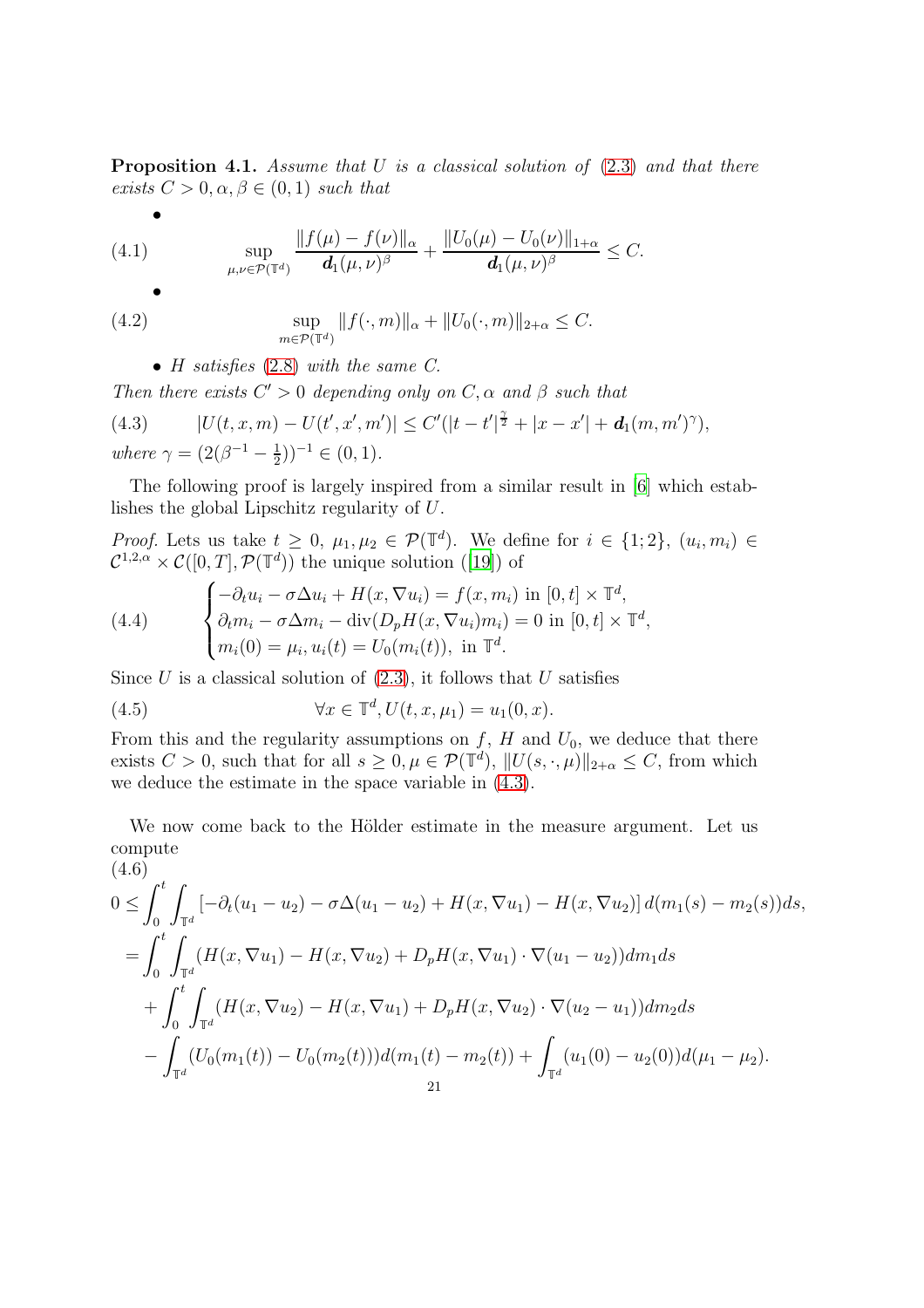**Proposition 4.1.** *Assume that $U$ is a classical solution of (2.3) and that there exists $C > 0, \alpha, \beta \in (0,1)$ such that*

- $$\sup_{\mu,\nu\in\mathcal{P}(\mathbb{T}^d)} \frac{\|f(\mu)-f(\nu)\|_\alpha}{\boldsymbol{d}_1(\mu,\nu)^\beta} + \frac{\|U_0(\mu)-U_0(\nu)\|_{1+\alpha}}{\boldsymbol{d}_1(\mu,\nu)^\beta} \leq C. \tag{4.1}$$

- $$\sup_{m\in\mathcal{P}(\mathbb{T}^d)} \|f(\cdot,m)\|_\alpha + \|U_0(\cdot,m)\|_{2+\alpha} \leq C. \tag{4.2}$$

- *$H$ satisfies (2.8) with the same $C$.*

*Then there exists $C' > 0$ depending only on $C, \alpha$ and $\beta$ such that*

$$|U(t,x,m) - U(t',x',m')| \leq C'(|t-t'|^{\frac{\gamma}{2}} + |x-x'| + \boldsymbol{d}_1(m,m')^\gamma), \tag{4.3}$$

*where $\gamma = (2(\beta^{-1} - \frac{1}{2}))^{-1} \in (0,1)$.*

The following proof is largely inspired from a similar result in [6] which establishes the global Lipschitz regularity of $U$.

*Proof.* Lets us take $t \geq 0$, $\mu_1, \mu_2 \in \mathcal{P}(\mathbb{T}^d)$. We define for $i \in \{1;2\}$, $(u_i, m_i) \in \mathcal{C}^{1,2,\alpha} \times \mathcal{C}([0,T], \mathcal{P}(\mathbb{T}^d))$ the unique solution ([19]) of

$$\begin{cases} -\partial_t u_i - \sigma\Delta u_i + H(x, \nabla u_i) = f(x, m_i) \text{ in } [0,t]\times\mathbb{T}^d, \\ \partial_t m_i - \sigma\Delta m_i - \operatorname{div}(D_p H(x,\nabla u_i) m_i) = 0 \text{ in } [0,t]\times\mathbb{T}^d, \\ m_i(0) = \mu_i, u_i(t) = U_0(m_i(t)), \text{ in } \mathbb{T}^d. \end{cases} \tag{4.4}$$

Since $U$ is a classical solution of (2.3), it follows that $U$ satisfies

$$\forall x \in \mathbb{T}^d, U(t,x,\mu_1) = u_1(0,x). \tag{4.5}$$

From this and the regularity assumptions on $f$, $H$ and $U_0$, we deduce that there exists $C > 0$, such that for all $s \geq 0, \mu \in \mathcal{P}(\mathbb{T}^d)$, $\|U(s,\cdot,\mu)\|_{2+\alpha} \leq C$, from which we deduce the estimate in the space variable in (4.3).

We now come back to the Hölder estimate in the measure argument. Let us compute

$$\begin{aligned} 0 &\leq \int_0^t \int_{\mathbb{T}^d} \left[-\partial_t(u_1-u_2) - \sigma\Delta(u_1-u_2) + H(x,\nabla u_1) - H(x,\nabla u_2)\right] d(m_1(s) - m_2(s))ds, \\ &= \int_0^t \int_{\mathbb{T}^d} (H(x,\nabla u_1) - H(x,\nabla u_2) + D_p H(x,\nabla u_1)\cdot\nabla(u_1-u_2)) dm_1 ds \\ &\quad + \int_0^t \int_{\mathbb{T}^d} (H(x,\nabla u_2) - H(x,\nabla u_1) + D_p H(x,\nabla u_2)\cdot\nabla(u_2-u_1)) dm_2 ds \\ &\quad - \int_{\mathbb{T}^d} (U_0(m_1(t)) - U_0(m_2(t))) d(m_1(t) - m_2(t)) + \int_{\mathbb{T}^d} (u_1(0) - u_2(0)) d(\mu_1 - \mu_2). \end{aligned} \tag{4.6}$$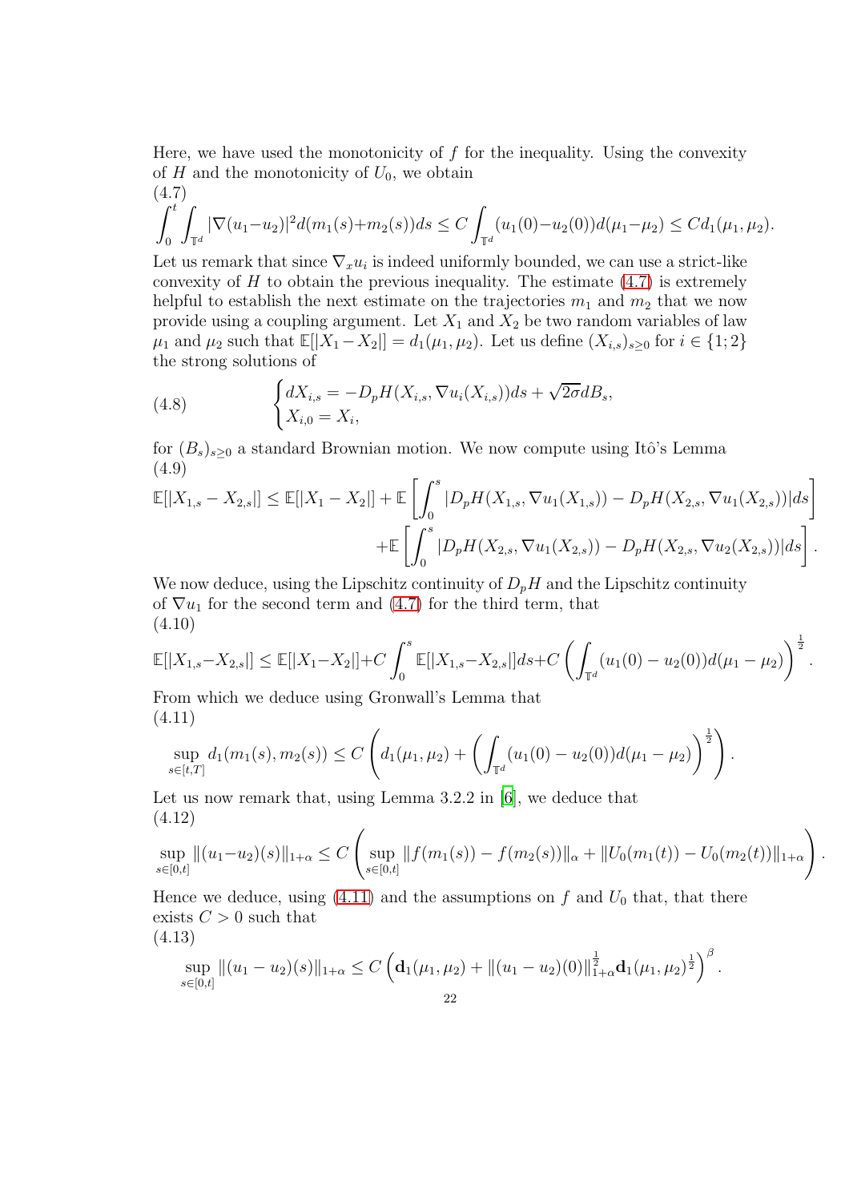Here, we have used the monotonicity of $f$ for the inequality. Using the convexity of $H$ and the monotonicity of $U_0$, we obtain

$$\int_0^t \int_{\mathbb{T}^d} |\nabla(u_1-u_2)|^2 d(m_1(s)+m_2(s))ds \leq C\int_{\mathbb{T}^d}(u_1(0)-u_2(0))d(\mu_1-\mu_2) \leq Cd_1(\mu_1,\mu_2). \tag{4.7}$$

Let us remark that since $\nabla_x u_i$ is indeed uniformly bounded, we can use a strict-like convexity of $H$ to obtain the previous inequality. The estimate (4.7) is extremely helpful to establish the next estimate on the trajectories $m_1$ and $m_2$ that we now provide using a coupling argument. Let $X_1$ and $X_2$ be two random variables of law $\mu_1$ and $\mu_2$ such that $\mathbb{E}[|X_1 - X_2|] = d_1(\mu_1, \mu_2)$. Let us define $(X_{i,s})_{s\geq 0}$ for $i \in \{1; 2\}$ the strong solutions of

$$\begin{cases} dX_{i,s} = -D_pH(X_{i,s}, \nabla u_i(X_{i,s}))ds + \sqrt{2\sigma}dB_s, \\ X_{i,0} = X_i, \end{cases} \tag{4.8}$$

for $(B_s)_{s\geq 0}$ a standard Brownian motion. We now compute using Itô's Lemma

$$\begin{aligned}\mathbb{E}[|X_{1,s} - X_{2,s}|] \leq \mathbb{E}[|X_1 - X_2|] + \mathbb{E}\left[\int_0^s |D_pH(X_{1,s}, \nabla u_1(X_{1,s})) - D_pH(X_{2,s}, \nabla u_1(X_{2,s}))|ds\right] \\ + \mathbb{E}\left[\int_0^s |D_pH(X_{2,s}, \nabla u_1(X_{2,s})) - D_pH(X_{2,s}, \nabla u_2(X_{2,s}))|ds\right].\end{aligned} \tag{4.9}$$

We now deduce, using the Lipschitz continuity of $D_pH$ and the Lipschitz continuity of $\nabla u_1$ for the second term and (4.7) for the third term, that

$$\mathbb{E}[|X_{1,s} - X_{2,s}|] \leq \mathbb{E}[|X_1 - X_2|] + C\int_0^s \mathbb{E}[|X_{1,s} - X_{2,s}|]ds + C\left(\int_{\mathbb{T}^d}(u_1(0) - u_2(0))d(\mu_1 - \mu_2)\right)^{\frac{1}{2}}. \tag{4.10}$$

From which we deduce using Gronwall's Lemma that

$$\sup_{s\in[t,T]} d_1(m_1(s), m_2(s)) \leq C\left(d_1(\mu_1,\mu_2) + \left(\int_{\mathbb{T}^d}(u_1(0) - u_2(0))d(\mu_1 - \mu_2)\right)^{\frac{1}{2}}\right). \tag{4.11}$$

Let us now remark that, using Lemma 3.2.2 in [6], we deduce that

$$\sup_{s\in[0,t]} \|(u_1 - u_2)(s)\|_{1+\alpha} \leq C\left(\sup_{s\in[0,t]}\|f(m_1(s)) - f(m_2(s))\|_\alpha + \|U_0(m_1(t)) - U_0(m_2(t))\|_{1+\alpha}\right). \tag{4.12}$$

Hence we deduce, using (4.11) and the assumptions on $f$ and $U_0$ that, that there exists $C > 0$ such that

$$\sup_{s\in[0,t]} \|(u_1 - u_2)(s)\|_{1+\alpha} \leq C\left(\mathbf{d}_1(\mu_1,\mu_2) + \|(u_1-u_2)(0)\|_{1+\alpha}^{\frac{1}{2}}\mathbf{d}_1(\mu_1,\mu_2)^{\frac{1}{2}}\right)^\beta. \tag{4.13}$$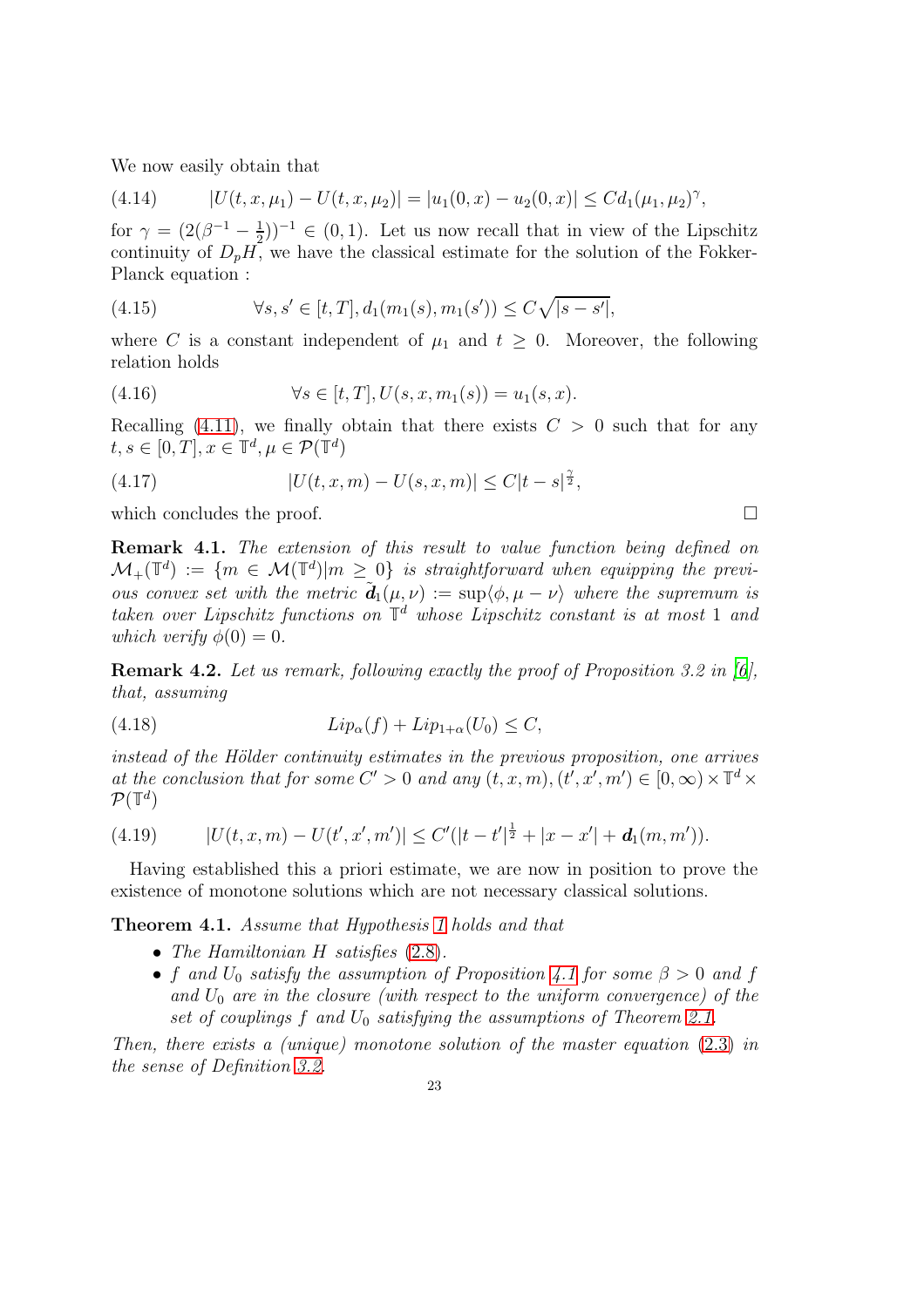We now easily obtain that

$$|U(t,x,\mu_1) - U(t,x,\mu_2)| = |u_1(0,x) - u_2(0,x)| \leq C d_1(\mu_1,\mu_2)^\gamma, \tag{4.14}$$

for $\gamma = (2(\beta^{-1} - \frac{1}{2}))^{-1} \in (0,1)$. Let us now recall that in view of the Lipschitz continuity of $D_pH$, we have the classical estimate for the solution of the Fokker-Planck equation :

$$\forall s,s' \in [t,T], d_1(m_1(s), m_1(s')) \leq C\sqrt{|s-s'|}, \tag{4.15}$$

where $C$ is a constant independent of $\mu_1$ and $t \geq 0$. Moreover, the following relation holds

$$\forall s \in [t,T], U(s,x,m_1(s)) = u_1(s,x). \tag{4.16}$$

Recalling (4.11), we finally obtain that there exists $C > 0$ such that for any $t,s \in [0,T], x \in \mathbb{T}^d, \mu \in \mathcal{P}(\mathbb{T}^d)$

$$|U(t,x,m) - U(s,x,m)| \leq C|t-s|^{\frac{\gamma}{2}}, \tag{4.17}$$

which concludes the proof. □

**Remark 4.1.** *The extension of this result to value function being defined on $\mathcal{M}_+(\mathbb{T}^d) := \{m \in \mathcal{M}(\mathbb{T}^d) | m \geq 0\}$ is straightforward when equipping the previous convex set with the metric $\tilde{\boldsymbol{d}}_1(\mu,\nu) := \sup\langle \phi, \mu - \nu\rangle$ where the supremum is taken over Lipschitz functions on $\mathbb{T}^d$ whose Lipschitz constant is at most 1 and which verify $\phi(0) = 0$.*

**Remark 4.2.** *Let us remark, following exactly the proof of Proposition 3.2 in [6], that, assuming*

$$Lip_\alpha(f) + Lip_{1+\alpha}(U_0) \leq C, \tag{4.18}$$

*instead of the Hölder continuity estimates in the previous proposition, one arrives at the conclusion that for some $C' > 0$ and any $(t,x,m), (t',x',m') \in [0,\infty) \times \mathbb{T}^d \times \mathcal{P}(\mathbb{T}^d)$*

$$|U(t,x,m) - U(t',x',m')| \leq C'(|t-t'|^{\frac{1}{2}} + |x-x'| + \boldsymbol{d}_1(m,m')). \tag{4.19}$$

Having established this a priori estimate, we are now in position to prove the existence of monotone solutions which are not necessary classical solutions.

**Theorem 4.1.** *Assume that Hypothesis 1 holds and that*

- *The Hamiltonian $H$ satisfies (2.8).*
- *$f$ and $U_0$ satisfy the assumption of Proposition 4.1 for some $\beta > 0$ and $f$ and $U_0$ are in the closure (with respect to the uniform convergence) of the set of couplings $f$ and $U_0$ satisfying the assumptions of Theorem 2.1.*

*Then, there exists a (unique) monotone solution of the master equation (2.3) in the sense of Definition 3.2.*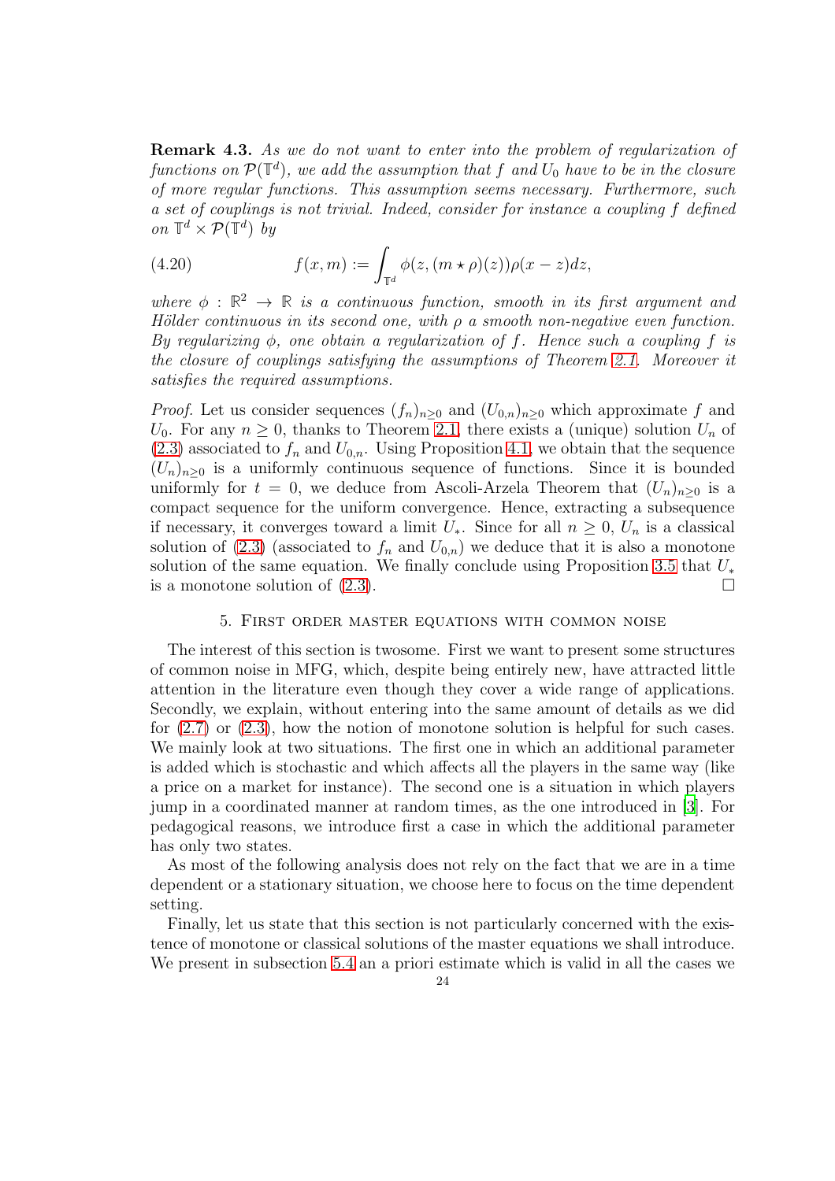**Remark 4.3.** *As we do not want to enter into the problem of regularization of functions on $\mathcal{P}(\mathbb{T}^d)$, we add the assumption that $f$ and $U_0$ have to be in the closure of more regular functions. This assumption seems necessary. Furthermore, such a set of couplings is not trivial. Indeed, consider for instance a coupling $f$ defined on $\mathbb{T}^d \times \mathcal{P}(\mathbb{T}^d)$ by*

$$f(x, m) := \int_{\mathbb{T}^d} \phi(z, (m \star \rho)(z))\rho(x - z)dz, \tag{4.20}$$

*where $\phi : \mathbb{R}^2 \to \mathbb{R}$ is a continuous function, smooth in its first argument and Hölder continuous in its second one, with $\rho$ a smooth non-negative even function. By regularizing $\phi$, one obtain a regularization of $f$. Hence such a coupling $f$ is the closure of couplings satisfying the assumptions of Theorem 2.1. Moreover it satisfies the required assumptions.*

*Proof.* Let us consider sequences $(f_n)_{n\geq 0}$ and $(U_{0,n})_{n\geq 0}$ which approximate $f$ and $U_0$. For any $n \geq 0$, thanks to Theorem 2.1, there exists a (unique) solution $U_n$ of (2.3) associated to $f_n$ and $U_{0,n}$. Using Proposition 4.1, we obtain that the sequence $(U_n)_{n\geq 0}$ is a uniformly continuous sequence of functions. Since it is bounded uniformly for $t = 0$, we deduce from Ascoli-Arzela Theorem that $(U_n)_{n\geq 0}$ is a compact sequence for the uniform convergence. Hence, extracting a subsequence if necessary, it converges toward a limit $U_*$. Since for all $n \geq 0$, $U_n$ is a classical solution of (2.3) (associated to $f_n$ and $U_{0,n}$) we deduce that it is also a monotone solution of the same equation. We finally conclude using Proposition 3.5 that $U_*$ is a monotone solution of (2.3). □

## 5. First order master equations with common noise

The interest of this section is twosome. First we want to present some structures of common noise in MFG, which, despite being entirely new, have attracted little attention in the literature even though they cover a wide range of applications. Secondly, we explain, without entering into the same amount of details as we did for (2.7) or (2.3), how the notion of monotone solution is helpful for such cases. We mainly look at two situations. The first one in which an additional parameter is added which is stochastic and which affects all the players in the same way (like a price on a market for instance). The second one is a situation in which players jump in a coordinated manner at random times, as the one introduced in [3]. For pedagogical reasons, we introduce first a case in which the additional parameter has only two states.

As most of the following analysis does not rely on the fact that we are in a time dependent or a stationary situation, we choose here to focus on the time dependent setting.

Finally, let us state that this section is not particularly concerned with the existence of monotone or classical solutions of the master equations we shall introduce. We present in subsection 5.4 an a priori estimate which is valid in all the cases we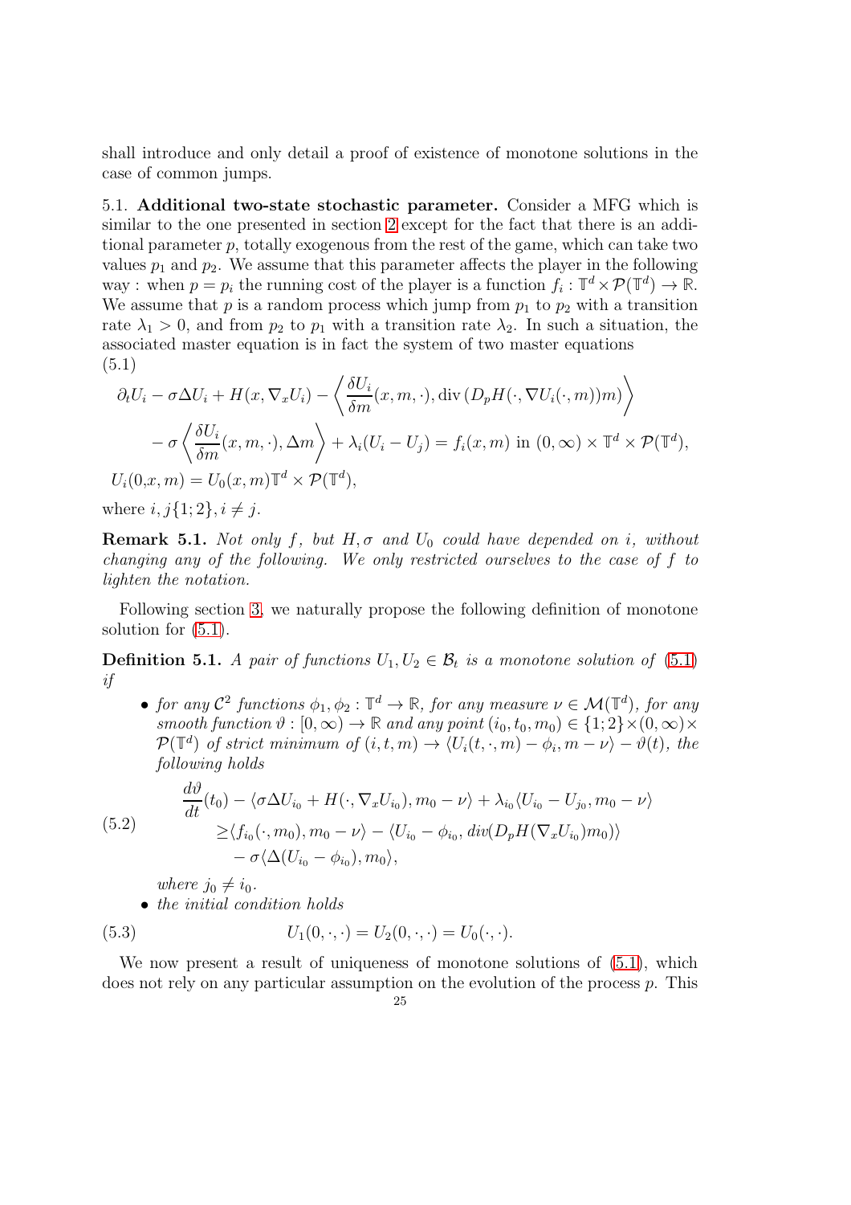shall introduce and only detail a proof of existence of monotone solutions in the case of common jumps.

**5.1. Additional two-state stochastic parameter.** Consider a MFG which is similar to the one presented in section 2 except for the fact that there is an additional parameter $p$, totally exogenous from the rest of the game, which can take two values $p_1$ and $p_2$. We assume that this parameter affects the player in the following way : when $p = p_i$ the running cost of the player is a function $f_i : \mathbb{T}^d \times \mathcal{P}(\mathbb{T}^d) \to \mathbb{R}$. We assume that $p$ is a random process which jump from $p_1$ to $p_2$ with a transition rate $\lambda_1 > 0$, and from $p_2$ to $p_1$ with a transition rate $\lambda_2$. In such a situation, the associated master equation is in fact the system of two master equations

(5.1)
$$
\begin{aligned}
&\partial_t U_i - \sigma \Delta U_i + H(x, \nabla_x U_i) - \left\langle \frac{\delta U_i}{\delta m}(x, m, \cdot), \operatorname{div}\left(D_p H(\cdot, \nabla U_i(\cdot, m)) m\right) \right\rangle \\
&\quad - \sigma \left\langle \frac{\delta U_i}{\delta m}(x, m, \cdot), \Delta m \right\rangle + \lambda_i (U_i - U_j) = f_i(x, m) \text{ in } (0, \infty) \times \mathbb{T}^d \times \mathcal{P}(\mathbb{T}^d), \\
&U_i(0, x, m) = U_0(x, m) \mathbb{T}^d \times \mathcal{P}(\mathbb{T}^d),
\end{aligned}
$$

where $i, j \{1; 2\}, i \neq j$.

**Remark 5.1.** *Not only $f$, but $H, \sigma$ and $U_0$ could have depended on $i$, without changing any of the following. We only restricted ourselves to the case of $f$ to lighten the notation.*

Following section 3, we naturally propose the following definition of monotone solution for (5.1).

**Definition 5.1.** *A pair of functions $U_1, U_2 \in \mathcal{B}_t$ is a monotone solution of (5.1) if*

- *for any $\mathcal{C}^2$ functions $\phi_1, \phi_2 : \mathbb{T}^d \to \mathbb{R}$, for any measure $\nu \in \mathcal{M}(\mathbb{T}^d)$, for any smooth function $\vartheta : [0, \infty) \to \mathbb{R}$ and any point $(i_0, t_0, m_0) \in \{1; 2\} \times (0, \infty) \times \mathcal{P}(\mathbb{T}^d)$ of strict minimum of $(i, t, m) \to \langle U_i(t, \cdot, m) - \phi_i, m - \nu \rangle - \vartheta(t)$, the following holds*

(5.2)
$$
\begin{aligned}
&\frac{d\vartheta}{dt}(t_0) - \langle \sigma \Delta U_{i_0} + H(\cdot, \nabla_x U_{i_0}), m_0 - \nu \rangle + \lambda_{i_0} \langle U_{i_0} - U_{j_0}, m_0 - \nu \rangle \\
&\quad \geq \langle f_{i_0}(\cdot, m_0), m_0 - \nu \rangle - \langle U_{i_0} - \phi_{i_0}, \operatorname{div}(D_p H(\nabla_x U_{i_0}) m_0) \rangle \\
&\quad - \sigma \langle \Delta (U_{i_0} - \phi_{i_0}), m_0 \rangle,
\end{aligned}
$$

  *where $j_0 \neq i_0$.*
- *the initial condition holds*

(5.3)
$$
U_1(0, \cdot, \cdot) = U_2(0, \cdot, \cdot) = U_0(\cdot, \cdot).
$$

We now present a result of uniqueness of monotone solutions of (5.1), which does not rely on any particular assumption on the evolution of the process $p$. This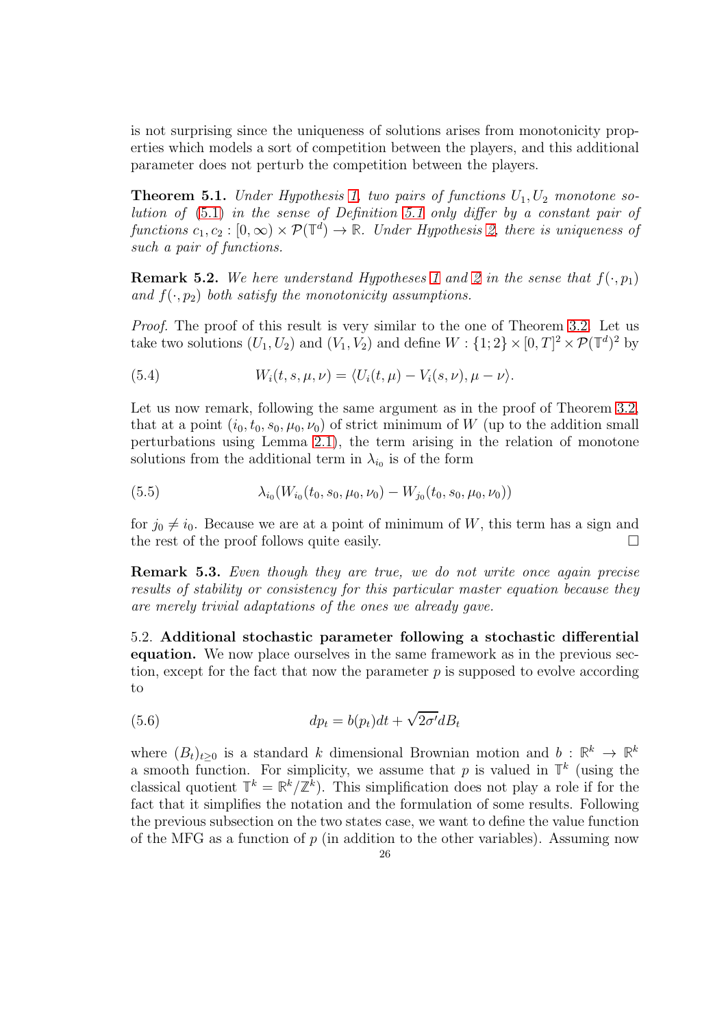is not surprising since the uniqueness of solutions arises from monotonicity properties which models a sort of competition between the players, and this additional parameter does not perturb the competition between the players.

**Theorem 5.1.** *Under Hypothesis 1, two pairs of functions $U_1, U_2$ monotone solution of (5.1) in the sense of Definition 5.1 only differ by a constant pair of functions $c_1, c_2 : [0, \infty) \times \mathcal{P}(\mathbb{T}^d) \to \mathbb{R}$. Under Hypothesis 2, there is uniqueness of such a pair of functions.*

**Remark 5.2.** *We here understand Hypotheses 1 and 2 in the sense that $f(\cdot, p_1)$ and $f(\cdot, p_2)$ both satisfy the monotonicity assumptions.*

*Proof.* The proof of this result is very similar to the one of Theorem 3.2. Let us take two solutions $(U_1, U_2)$ and $(V_1, V_2)$ and define $W : \{1; 2\} \times [0, T]^2 \times \mathcal{P}(\mathbb{T}^d)^2$ by

$$W_i(t, s, \mu, \nu) = \langle U_i(t, \mu) - V_i(s, \nu), \mu - \nu \rangle. \tag{5.4}$$

Let us now remark, following the same argument as in the proof of Theorem 3.2, that at a point $(i_0, t_0, s_0, \mu_0, \nu_0)$ of strict minimum of $W$ (up to the addition small perturbations using Lemma 2.1), the term arising in the relation of monotone solutions from the additional term in $\lambda_{i_0}$ is of the form

$$\lambda_{i_0}(W_{i_0}(t_0, s_0, \mu_0, \nu_0) - W_{j_0}(t_0, s_0, \mu_0, \nu_0)) \tag{5.5}$$

for $j_0 \neq i_0$. Because we are at a point of minimum of $W$, this term has a sign and the rest of the proof follows quite easily. □

**Remark 5.3.** *Even though they are true, we do not write once again precise results of stability or consistency for this particular master equation because they are merely trivial adaptations of the ones we already gave.*

5.2. **Additional stochastic parameter following a stochastic differential equation.** We now place ourselves in the same framework as in the previous section, except for the fact that now the parameter $p$ is supposed to evolve according to

$$dp_t = b(p_t)dt + \sqrt{2\sigma'}dB_t \tag{5.6}$$

where $(B_t)_{t\geq 0}$ is a standard $k$ dimensional Brownian motion and $b : \mathbb{R}^k \to \mathbb{R}^k$ a smooth function. For simplicity, we assume that $p$ is valued in $\mathbb{T}^k$ (using the classical quotient $\mathbb{T}^k = \mathbb{R}^k/\mathbb{Z}^k$). This simplification does not play a role if for the fact that it simplifies the notation and the formulation of some results. Following the previous subsection on the two states case, we want to define the value function of the MFG as a function of $p$ (in addition to the other variables). Assuming now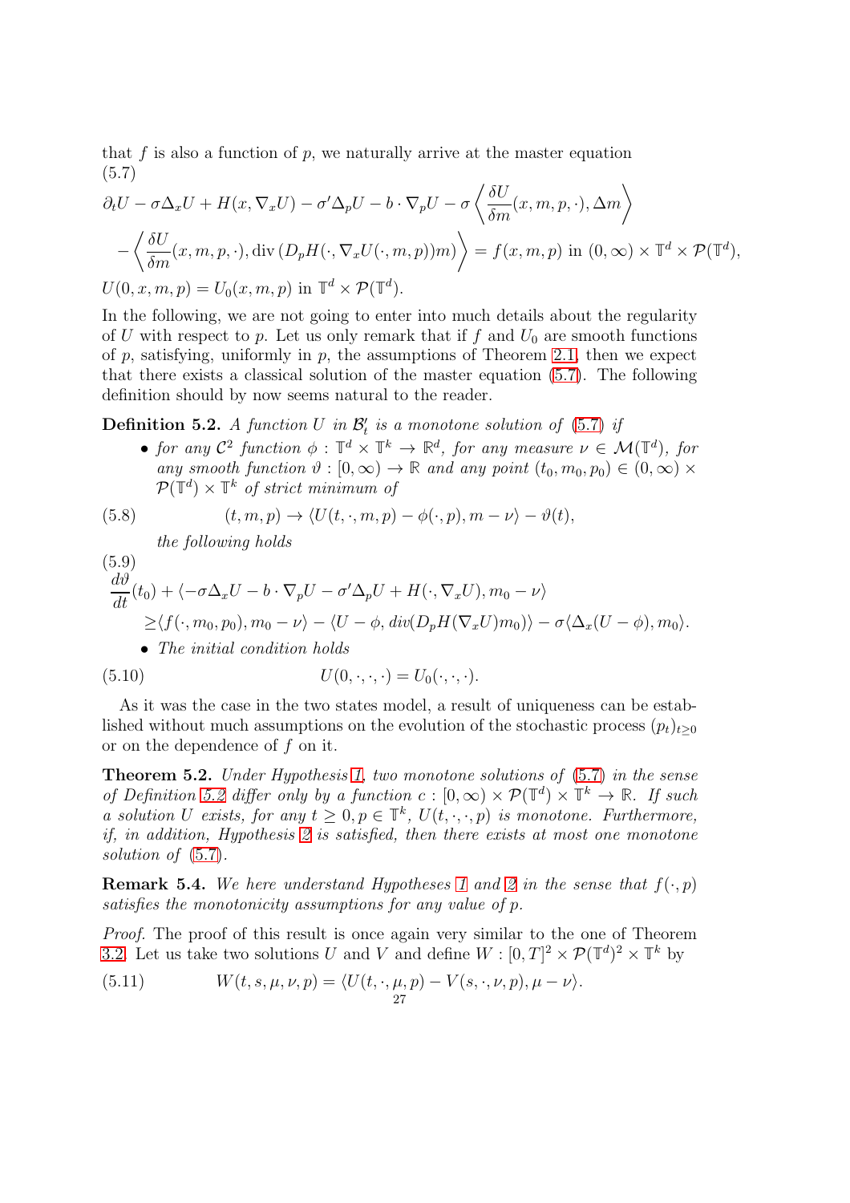that $f$ is also a function of $p$, we naturally arrive at the master equation
(5.7)

$$
\begin{aligned}
&\partial_t U - \sigma\Delta_x U + H(x,\nabla_x U) - \sigma'\Delta_p U - b\cdot\nabla_p U - \sigma\left\langle \frac{\delta U}{\delta m}(x,m,p,\cdot),\Delta m\right\rangle \\
&\quad - \left\langle \frac{\delta U}{\delta m}(x,m,p,\cdot), \mathrm{div}\,(D_pH(\cdot,\nabla_x U(\cdot,m,p))m)\right\rangle = f(x,m,p) \text{ in } (0,\infty)\times\mathbb{T}^d\times\mathcal{P}(\mathbb{T}^d), \\
&U(0,x,m,p) = U_0(x,m,p) \text{ in } \mathbb{T}^d\times\mathcal{P}(\mathbb{T}^d).
\end{aligned}
$$

In the following, we are not going to enter into much details about the regularity of $U$ with respect to $p$. Let us only remark that if $f$ and $U_0$ are smooth functions of $p$, satisfying, uniformly in $p$, the assumptions of Theorem 2.1, then we expect that there exists a classical solution of the master equation (5.7). The following definition should by now seems natural to the reader.

**Definition 5.2.** *A function $U$ in $\mathcal{B}'_t$ is a monotone solution of (5.7) if*

- *for any $\mathcal{C}^2$ function $\phi:\mathbb{T}^d\times\mathbb{T}^k\to\mathbb{R}^d$, for any measure $\nu\in\mathcal{M}(\mathbb{T}^d)$, for any smooth function $\vartheta:[0,\infty)\to\mathbb{R}$ and any point $(t_0,m_0,p_0)\in(0,\infty)\times\mathcal{P}(\mathbb{T}^d)\times\mathbb{T}^k$ of strict minimum of*

$$
(t,m,p)\to\langle U(t,\cdot,m,p)-\phi(\cdot,p),m-\nu\rangle-\vartheta(t), \tag{5.8}
$$

*the following holds*
(5.9)

$$
\begin{aligned}
&\frac{d\vartheta}{dt}(t_0) + \langle -\sigma\Delta_x U - b\cdot\nabla_p U - \sigma'\Delta_p U + H(\cdot,\nabla_x U), m_0-\nu\rangle \\
&\quad \geq \langle f(\cdot,m_0,p_0),m_0-\nu\rangle - \langle U-\phi, div(D_pH(\nabla_x U)m_0)\rangle - \sigma\langle\Delta_x(U-\phi),m_0\rangle.
\end{aligned}
$$

- *The initial condition holds*

$$
U(0,\cdot,\cdot,\cdot)=U_0(\cdot,\cdot,\cdot). \tag{5.10}
$$

As it was the case in the two states model, a result of uniqueness can be established without much assumptions on the evolution of the stochastic process $(p_t)_{t\geq 0}$ or on the dependence of $f$ on it.

**Theorem 5.2.** *Under Hypothesis 1, two monotone solutions of (5.7) in the sense of Definition 5.2 differ only by a function $c:[0,\infty)\times\mathcal{P}(\mathbb{T}^d)\times\mathbb{T}^k\to\mathbb{R}$. If such a solution $U$ exists, for any $t\geq 0, p\in\mathbb{T}^k$, $U(t,\cdot,\cdot,p)$ is monotone. Furthermore, if, in addition, Hypothesis 2 is satisfied, then there exists at most one monotone solution of (5.7).*

**Remark 5.4.** *We here understand Hypotheses 1 and 2 in the sense that $f(\cdot,p)$ satisfies the monotonicity assumptions for any value of $p$.*

*Proof.* The proof of this result is once again very similar to the one of Theorem 3.2. Let us take two solutions $U$ and $V$ and define $W:[0,T]^2\times\mathcal{P}(\mathbb{T}^d)^2\times\mathbb{T}^k$ by

$$
W(t,s,\mu,\nu,p)=\langle U(t,\cdot,\mu,p)-V(s,\cdot,\nu,p),\mu-\nu\rangle. \tag{5.11}
$$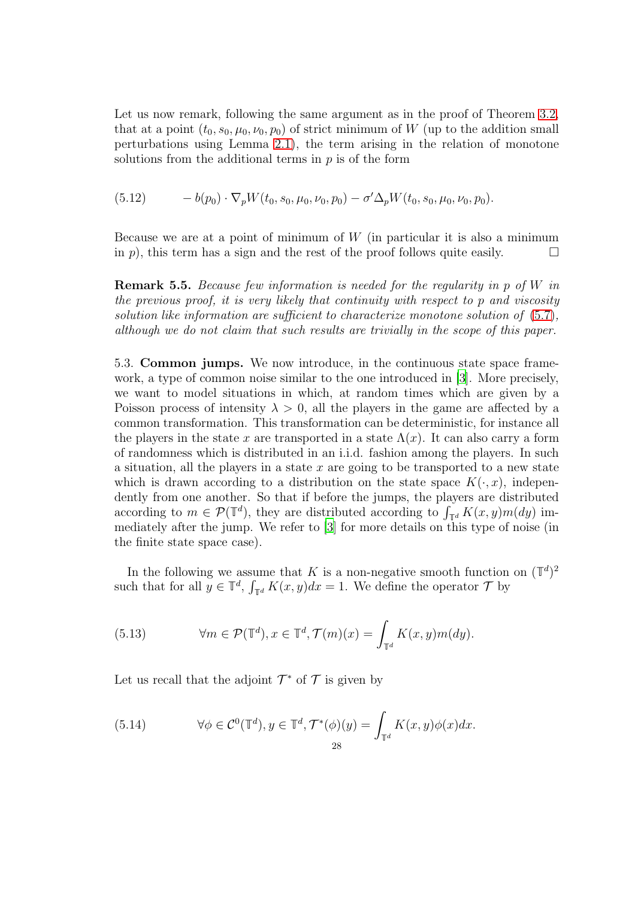Let us now remark, following the same argument as in the proof of Theorem 3.2, that at a point $(t_0, s_0, \mu_0, \nu_0, p_0)$ of strict minimum of $W$ (up to the addition small perturbations using Lemma 2.1), the term arising in the relation of monotone solutions from the additional terms in $p$ is of the form

$$-b(p_0) \cdot \nabla_p W(t_0, s_0, \mu_0, \nu_0, p_0) - \sigma' \Delta_p W(t_0, s_0, \mu_0, \nu_0, p_0). \tag{5.12}$$

Because we are at a point of minimum of $W$ (in particular it is also a minimum in $p$), this term has a sign and the rest of the proof follows quite easily. $\square$

**Remark 5.5.** *Because few information is needed for the regularity in $p$ of $W$ in the previous proof, it is very likely that continuity with respect to $p$ and viscosity solution like information are sufficient to characterize monotone solution of (5.7), although we do not claim that such results are trivially in the scope of this paper.*

5.3. **Common jumps.** We now introduce, in the continuous state space framework, a type of common noise similar to the one introduced in [3]. More precisely, we want to model situations in which, at random times which are given by a Poisson process of intensity $\lambda > 0$, all the players in the game are affected by a common transformation. This transformation can be deterministic, for instance all the players in the state $x$ are transported in a state $\Lambda(x)$. It can also carry a form of randomness which is distributed in an i.i.d. fashion among the players. In such a situation, all the players in a state $x$ are going to be transported to a new state which is drawn according to a distribution on the state space $K(\cdot, x)$, independently from one another. So that if before the jumps, the players are distributed according to $m \in \mathcal{P}(\mathbb{T}^d)$, they are distributed according to $\int_{\mathbb{T}^d} K(x, y) m(dy)$ immediately after the jump. We refer to [3] for more details on this type of noise (in the finite state space case).

In the following we assume that $K$ is a non-negative smooth function on $(\mathbb{T}^d)^2$ such that for all $y \in \mathbb{T}^d$, $\int_{\mathbb{T}^d} K(x, y) dx = 1$. We define the operator $\mathcal{T}$ by

$$\forall m \in \mathcal{P}(\mathbb{T}^d), x \in \mathbb{T}^d, \mathcal{T}(m)(x) = \int_{\mathbb{T}^d} K(x, y) m(dy). \tag{5.13}$$

Let us recall that the adjoint $\mathcal{T}^*$ of $\mathcal{T}$ is given by

$$\forall \phi \in \mathcal{C}^0(\mathbb{T}^d), y \in \mathbb{T}^d, \mathcal{T}^*(\phi)(y) = \int_{\mathbb{T}^d} K(x, y) \phi(x) dx. \tag{5.14}$$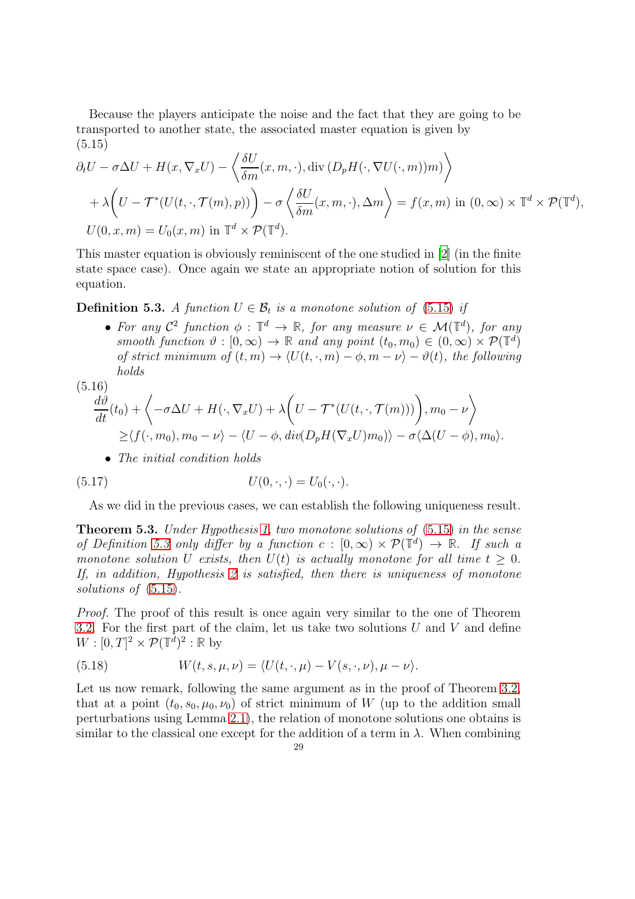Because the players anticipate the noise and the fact that they are going to be transported to another state, the associated master equation is given by
(5.15)

$$
\begin{aligned}
&\partial_t U - \sigma \Delta U + H(x, \nabla_x U) - \left\langle \frac{\delta U}{\delta m}(x,m,\cdot), \operatorname{div}\left(D_p H(\cdot, \nabla U(\cdot, m))m\right)\right\rangle \\
&\quad + \lambda\Big(U - \mathcal{T}^*(U(t,\cdot,\mathcal{T}(m),p))\Big) - \sigma\left\langle \frac{\delta U}{\delta m}(x,m,\cdot), \Delta m\right\rangle = f(x,m) \text{ in } (0,\infty)\times\mathbb{T}^d\times\mathcal{P}(\mathbb{T}^d),\\
&U(0,x,m) = U_0(x,m) \text{ in } \mathbb{T}^d\times\mathcal{P}(\mathbb{T}^d).
\end{aligned}
$$

This master equation is obviously reminiscent of the one studied in [2] (in the finite state space case). Once again we state an appropriate notion of solution for this equation.

**Definition 5.3.** *A function $U \in \mathcal{B}_t$ is a monotone solution of (5.15) if*

- *For any $\mathcal{C}^2$ function $\phi : \mathbb{T}^d \to \mathbb{R}$, for any measure $\nu \in \mathcal{M}(\mathbb{T}^d)$, for any smooth function $\vartheta : [0,\infty) \to \mathbb{R}$ and any point $(t_0, m_0) \in (0,\infty)\times\mathcal{P}(\mathbb{T}^d)$ of strict minimum of $(t,m) \to \langle U(t,\cdot,m) - \phi, m-\nu\rangle - \vartheta(t)$, the following holds*

(5.16)

$$
\begin{aligned}
&\frac{d\vartheta}{dt}(t_0) + \left\langle -\sigma\Delta U + H(\cdot, \nabla_x U) + \lambda\Big(U - \mathcal{T}^*(U(t,\cdot,\mathcal{T}(m)))\Big), m_0 - \nu\right\rangle \\
&\qquad \geq \langle f(\cdot, m_0), m_0 - \nu\rangle - \langle U - \phi, div(D_p H(\nabla_x U) m_0)\rangle - \sigma\langle \Delta(U-\phi), m_0\rangle.
\end{aligned}
$$

- *The initial condition holds*

$$
U(0,\cdot,\cdot) = U_0(\cdot,\cdot). \tag{5.17}
$$

As we did in the previous cases, we can establish the following uniqueness result.

**Theorem 5.3.** *Under Hypothesis 1, two monotone solutions of (5.15) in the sense of Definition 5.3 only differ by a function $c : [0,\infty)\times\mathcal{P}(\mathbb{T}^d) \to \mathbb{R}$. If such a monotone solution $U$ exists, then $U(t)$ is actually monotone for all time $t \geq 0$. If, in addition, Hypothesis 2 is satisfied, then there is uniqueness of monotone solutions of (5.15).*

*Proof.* The proof of this result is once again very similar to the one of Theorem 3.2. For the first part of the claim, let us take two solutions $U$ and $V$ and define $W : [0,T]^2 \times \mathcal{P}(\mathbb{T}^d)^2 : \mathbb{R}$ by

$$
W(t,s,\mu,\nu) = \langle U(t,\cdot,\mu) - V(s,\cdot,\nu), \mu - \nu\rangle. \tag{5.18}
$$

Let us now remark, following the same argument as in the proof of Theorem 3.2, that at a point $(t_0, s_0, \mu_0, \nu_0)$ of strict minimum of $W$ (up to the addition small perturbations using Lemma 2.1), the relation of monotone solutions one obtains is similar to the classical one except for the addition of a term in $\lambda$. When combining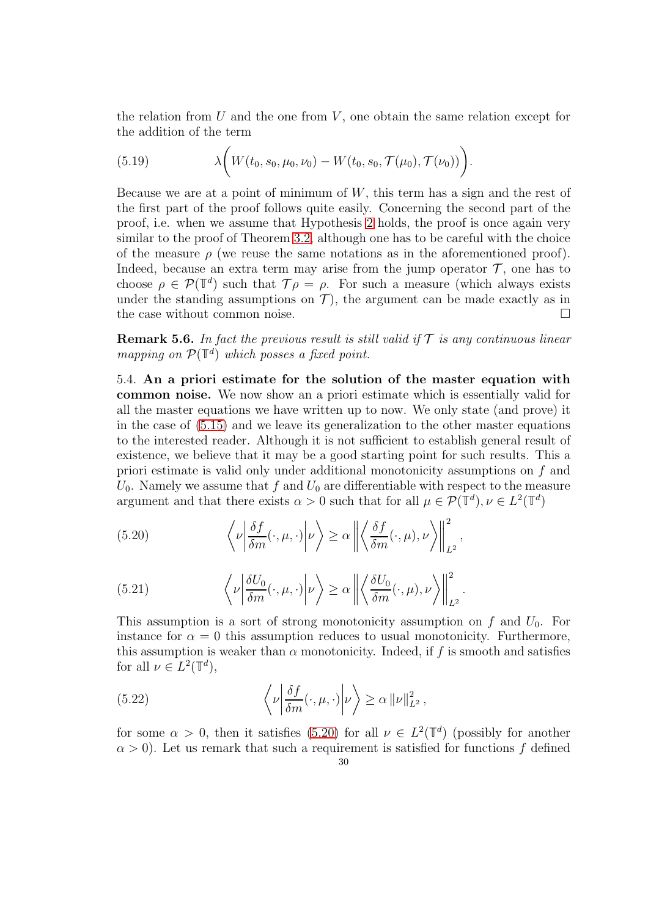the relation from $U$ and the one from $V$, one obtain the same relation except for the addition of the term

$$\lambda\bigg(W(t_0, s_0, \mu_0, \nu_0) - W(t_0, s_0, \mathcal{T}(\mu_0), \mathcal{T}(\nu_0))\bigg). \tag{5.19}$$

Because we are at a point of minimum of $W$, this term has a sign and the rest of the first part of the proof follows quite easily. Concerning the second part of the proof, i.e. when we assume that Hypothesis 2 holds, the proof is once again very similar to the proof of Theorem 3.2, although one has to be careful with the choice of the measure $\rho$ (we reuse the same notations as in the aforementioned proof). Indeed, because an extra term may arise from the jump operator $\mathcal{T}$, one has to choose $\rho \in \mathcal{P}(\mathbb{T}^d)$ such that $\mathcal{T}\rho = \rho$. For such a measure (which always exists under the standing assumptions on $\mathcal{T}$), the argument can be made exactly as in the case without common noise. $\square$

**Remark 5.6.** *In fact the previous result is still valid if $\mathcal{T}$ is any continuous linear mapping on $\mathcal{P}(\mathbb{T}^d)$ which posses a fixed point.*

5.4. **An a priori estimate for the solution of the master equation with common noise.** We now show an a priori estimate which is essentially valid for all the master equations we have written up to now. We only state (and prove) it in the case of (5.15) and we leave its generalization to the other master equations to the interested reader. Although it is not sufficient to establish general result of existence, we believe that it may be a good starting point for such results. This a priori estimate is valid only under additional monotonicity assumptions on $f$ and $U_0$. Namely we assume that $f$ and $U_0$ are differentiable with respect to the measure argument and that there exists $\alpha > 0$ such that for all $\mu \in \mathcal{P}(\mathbb{T}^d), \nu \in L^2(\mathbb{T}^d)$

$$\left\langle \nu \middle| \frac{\delta f}{\delta m}(\cdot, \mu, \cdot) \middle| \nu \right\rangle \geq \alpha \left\| \left\langle \frac{\delta f}{\delta m}(\cdot, \mu), \nu \right\rangle \right\|_{L^2}^2, \tag{5.20}$$

$$\left\langle \nu \middle| \frac{\delta U_0}{\delta m}(\cdot, \mu, \cdot) \middle| \nu \right\rangle \geq \alpha \left\| \left\langle \frac{\delta U_0}{\delta m}(\cdot, \mu), \nu \right\rangle \right\|_{L^2}^2. \tag{5.21}$$

This assumption is a sort of strong monotonicity assumption on $f$ and $U_0$. For instance for $\alpha = 0$ this assumption reduces to usual monotonicity. Furthermore, this assumption is weaker than $\alpha$ monotonicity. Indeed, if $f$ is smooth and satisfies for all $\nu \in L^2(\mathbb{T}^d)$,

$$\left\langle \nu \middle| \frac{\delta f}{\delta m}(\cdot, \mu, \cdot) \middle| \nu \right\rangle \geq \alpha \left\| \nu \right\|_{L^2}^2, \tag{5.22}$$

for some $\alpha > 0$, then it satisfies (5.20) for all $\nu \in L^2(\mathbb{T}^d)$ (possibly for another $\alpha > 0$). Let us remark that such a requirement is satisfied for functions $f$ defined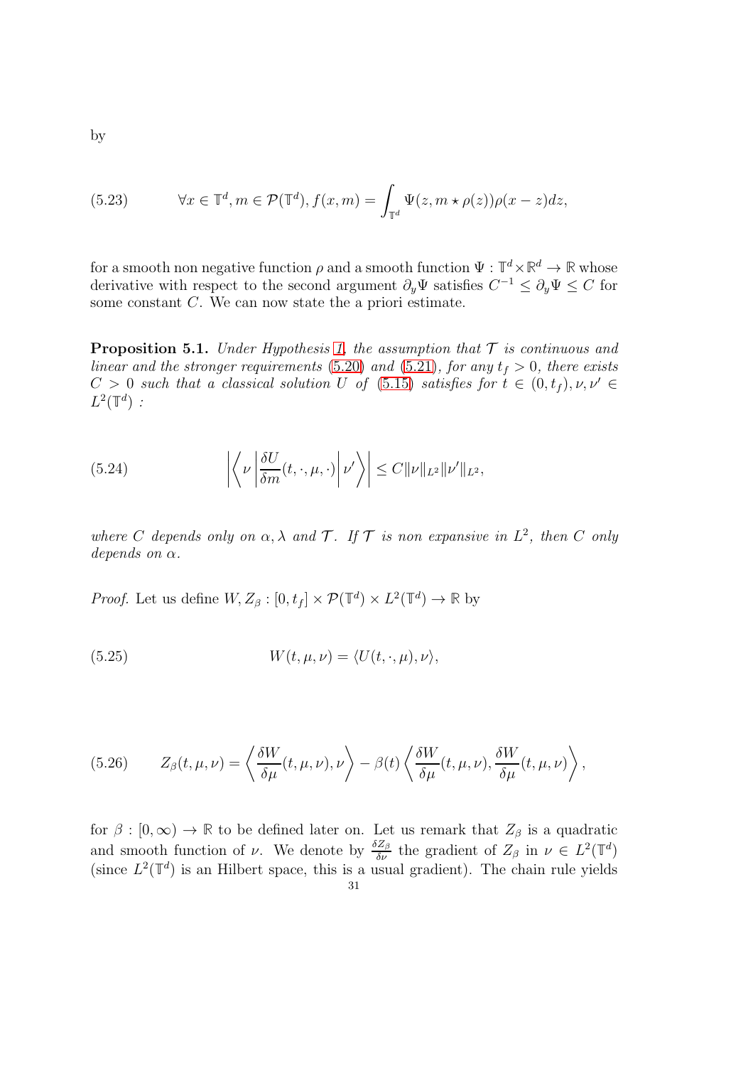by

$$\forall x \in \mathbb{T}^d, m \in \mathcal{P}(\mathbb{T}^d), f(x,m) = \int_{\mathbb{T}^d} \Psi(z, m \star \rho(z))\rho(x-z)dz, \tag{5.23}$$

for a smooth non negative function $\rho$ and a smooth function $\Psi : \mathbb{T}^d \times \mathbb{R}^d \to \mathbb{R}$ whose derivative with respect to the second argument $\partial_y \Psi$ satisfies $C^{-1} \leq \partial_y \Psi \leq C$ for some constant $C$. We can now state the a priori estimate.

**Proposition 5.1.** *Under Hypothesis 1, the assumption that $\mathcal{T}$ is continuous and linear and the stronger requirements (5.20) and (5.21), for any $t_f > 0$, there exists $C > 0$ such that a classical solution $U$ of (5.15) satisfies for $t \in (0, t_f), \nu, \nu' \in L^2(\mathbb{T}^d)$ :*

$$\left| \left\langle \nu \left| \frac{\delta U}{\delta m}(t, \cdot, \mu, \cdot) \right| \nu' \right\rangle \right| \leq C \|\nu\|_{L^2} \|\nu'\|_{L^2}, \tag{5.24}$$

*where $C$ depends only on $\alpha, \lambda$ and $\mathcal{T}$. If $\mathcal{T}$ is non expansive in $L^2$, then $C$ only depends on $\alpha$.*

*Proof.* Let us define $W, Z_\beta : [0, t_f] \times \mathcal{P}(\mathbb{T}^d) \times L^2(\mathbb{T}^d) \to \mathbb{R}$ by

$$W(t, \mu, \nu) = \langle U(t, \cdot, \mu), \nu \rangle, \tag{5.25}$$

$$Z_\beta(t, \mu, \nu) = \left\langle \frac{\delta W}{\delta \mu}(t, \mu, \nu), \nu \right\rangle - \beta(t) \left\langle \frac{\delta W}{\delta \mu}(t, \mu, \nu), \frac{\delta W}{\delta \mu}(t, \mu, \nu) \right\rangle, \tag{5.26}$$

for $\beta : [0, \infty) \to \mathbb{R}$ to be defined later on. Let us remark that $Z_\beta$ is a quadratic and smooth function of $\nu$. We denote by $\frac{\delta Z_\beta}{\delta \nu}$ the gradient of $Z_\beta$ in $\nu \in L^2(\mathbb{T}^d)$ (since $L^2(\mathbb{T}^d)$ is an Hilbert space, this is a usual gradient). The chain rule yields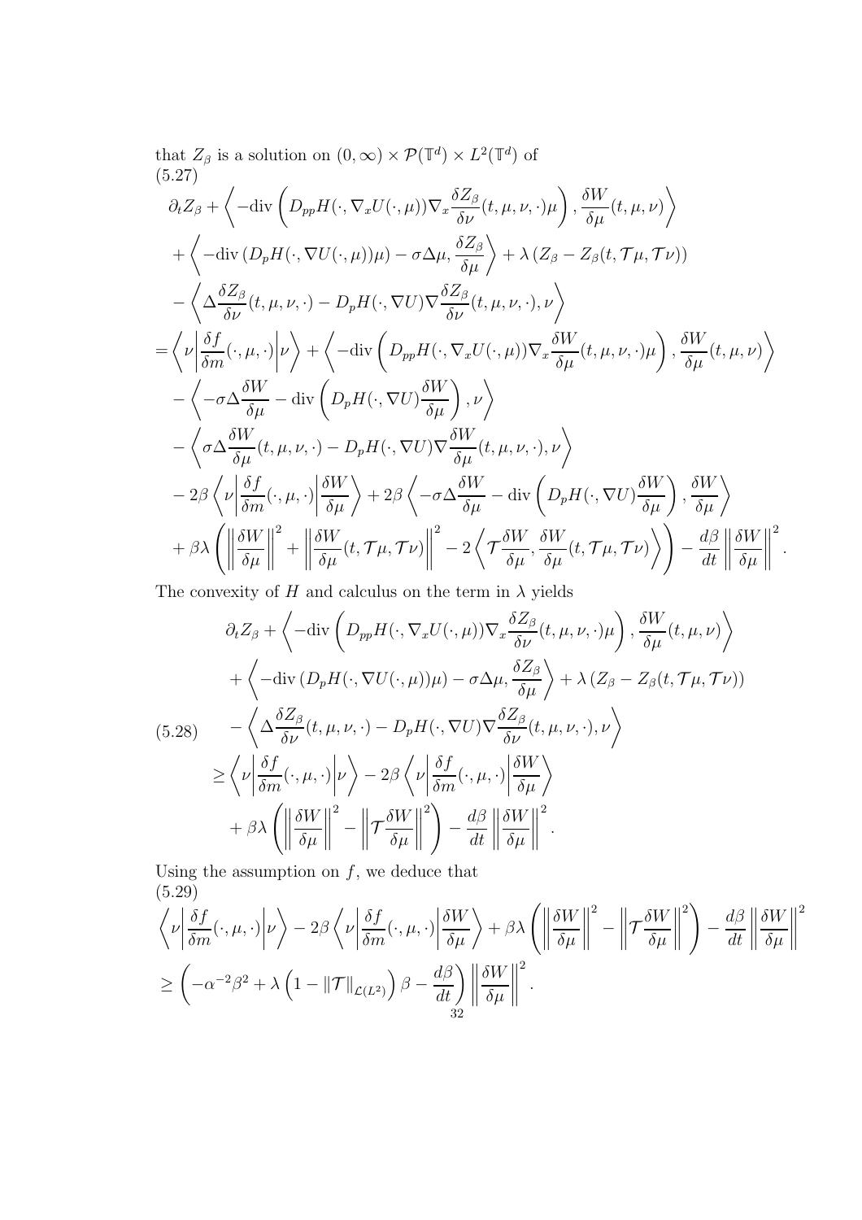that $Z_\beta$ is a solution on $(0,\infty)\times\mathcal{P}(\mathbb{T}^d)\times L^2(\mathbb{T}^d)$ of

(5.27)

$$
\begin{aligned}
&\partial_t Z_\beta + \left\langle -\mathrm{div}\left(D_{pp}H(\cdot,\nabla_x U(\cdot,\mu))\nabla_x \frac{\delta Z_\beta}{\delta \nu}(t,\mu,\nu,\cdot)\mu\right), \frac{\delta W}{\delta \mu}(t,\mu,\nu)\right\rangle \\
&+ \left\langle -\mathrm{div}\left(D_p H(\cdot,\nabla U(\cdot,\mu))\mu\right) - \sigma\Delta\mu, \frac{\delta Z_\beta}{\delta \mu}\right\rangle + \lambda\left(Z_\beta - Z_\beta(t,\mathcal{T}\mu,\mathcal{T}\nu)\right) \\
&- \left\langle \Delta \frac{\delta Z_\beta}{\delta \nu}(t,\mu,\nu,\cdot) - D_p H(\cdot,\nabla U)\nabla \frac{\delta Z_\beta}{\delta \nu}(t,\mu,\nu,\cdot), \nu\right\rangle \\
=& \left\langle \nu \middle| \frac{\delta f}{\delta m}(\cdot,\mu,\cdot)\middle| \nu\right\rangle + \left\langle -\mathrm{div}\left(D_{pp}H(\cdot,\nabla_x U(\cdot,\mu))\nabla_x \frac{\delta W}{\delta \mu}(t,\mu,\nu,\cdot)\mu\right), \frac{\delta W}{\delta \mu}(t,\mu,\nu)\right\rangle \\
&- \left\langle -\sigma\Delta \frac{\delta W}{\delta \mu} - \mathrm{div}\left(D_p H(\cdot,\nabla U)\frac{\delta W}{\delta \mu}\right), \nu\right\rangle \\
&- \left\langle \sigma\Delta \frac{\delta W}{\delta \mu}(t,\mu,\nu,\cdot) - D_p H(\cdot,\nabla U)\nabla \frac{\delta W}{\delta \mu}(t,\mu,\nu,\cdot), \nu\right\rangle \\
&- 2\beta\left\langle \nu \middle| \frac{\delta f}{\delta m}(\cdot,\mu,\cdot)\middle| \frac{\delta W}{\delta \mu}\right\rangle + 2\beta\left\langle -\sigma\Delta\frac{\delta W}{\delta \mu} - \mathrm{div}\left(D_p H(\cdot,\nabla U)\frac{\delta W}{\delta \mu}\right), \frac{\delta W}{\delta \mu}\right\rangle \\
&+ \beta\lambda\left(\left\|\frac{\delta W}{\delta \mu}\right\|^2 + \left\|\frac{\delta W}{\delta \mu}(t,\mathcal{T}\mu,\mathcal{T}\nu)\right\|^2 - 2\left\langle \mathcal{T}\frac{\delta W}{\delta \mu}, \frac{\delta W}{\delta \mu}(t,\mathcal{T}\mu,\mathcal{T}\nu)\right\rangle\right) - \frac{d\beta}{dt}\left\|\frac{\delta W}{\delta \mu}\right\|^2.
\end{aligned}
$$

The convexity of $H$ and calculus on the term in $\lambda$ yields

$$
\begin{aligned}
&\partial_t Z_\beta + \left\langle -\mathrm{div}\left(D_{pp}H(\cdot,\nabla_x U(\cdot,\mu))\nabla_x \frac{\delta Z_\beta}{\delta \nu}(t,\mu,\nu,\cdot)\mu\right), \frac{\delta W}{\delta \mu}(t,\mu,\nu)\right\rangle \\
&+ \left\langle -\mathrm{div}\left(D_p H(\cdot,\nabla U(\cdot,\mu))\mu\right) - \sigma\Delta\mu, \frac{\delta Z_\beta}{\delta \mu}\right\rangle + \lambda\left(Z_\beta - Z_\beta(t,\mathcal{T}\mu,\mathcal{T}\nu)\right) \\
&- \left\langle \Delta \frac{\delta Z_\beta}{\delta \nu}(t,\mu,\nu,\cdot) - D_p H(\cdot,\nabla U)\nabla \frac{\delta Z_\beta}{\delta \nu}(t,\mu,\nu,\cdot), \nu\right\rangle \\
\geq& \left\langle \nu \middle| \frac{\delta f}{\delta m}(\cdot,\mu,\cdot)\middle| \nu\right\rangle - 2\beta\left\langle \nu \middle| \frac{\delta f}{\delta m}(\cdot,\mu,\cdot)\middle| \frac{\delta W}{\delta \mu}\right\rangle \\
&+ \beta\lambda\left(\left\|\frac{\delta W}{\delta \mu}\right\|^2 - \left\|\mathcal{T}\frac{\delta W}{\delta \mu}\right\|^2\right) - \frac{d\beta}{dt}\left\|\frac{\delta W}{\delta \mu}\right\|^2.
\end{aligned}
\tag{5.28}
$$

Using the assumption on $f$, we deduce that

(5.29)

$$
\begin{aligned}
&\left\langle \nu \middle| \frac{\delta f}{\delta m}(\cdot,\mu,\cdot)\middle| \nu\right\rangle - 2\beta\left\langle \nu \middle| \frac{\delta f}{\delta m}(\cdot,\mu,\cdot)\middle| \frac{\delta W}{\delta \mu}\right\rangle + \beta\lambda\left(\left\|\frac{\delta W}{\delta \mu}\right\|^2 - \left\|\mathcal{T}\frac{\delta W}{\delta \mu}\right\|^2\right) - \frac{d\beta}{dt}\left\|\frac{\delta W}{\delta \mu}\right\|^2 \\
&\geq \left(-\alpha^{-2}\beta^2 + \lambda\left(1 - \|\mathcal{T}\|_{\mathcal{L}(L^2)}\right)\beta - \frac{d\beta}{dt}\right)\left\|\frac{\delta W}{\delta \mu}\right\|^2.
\end{aligned}
$$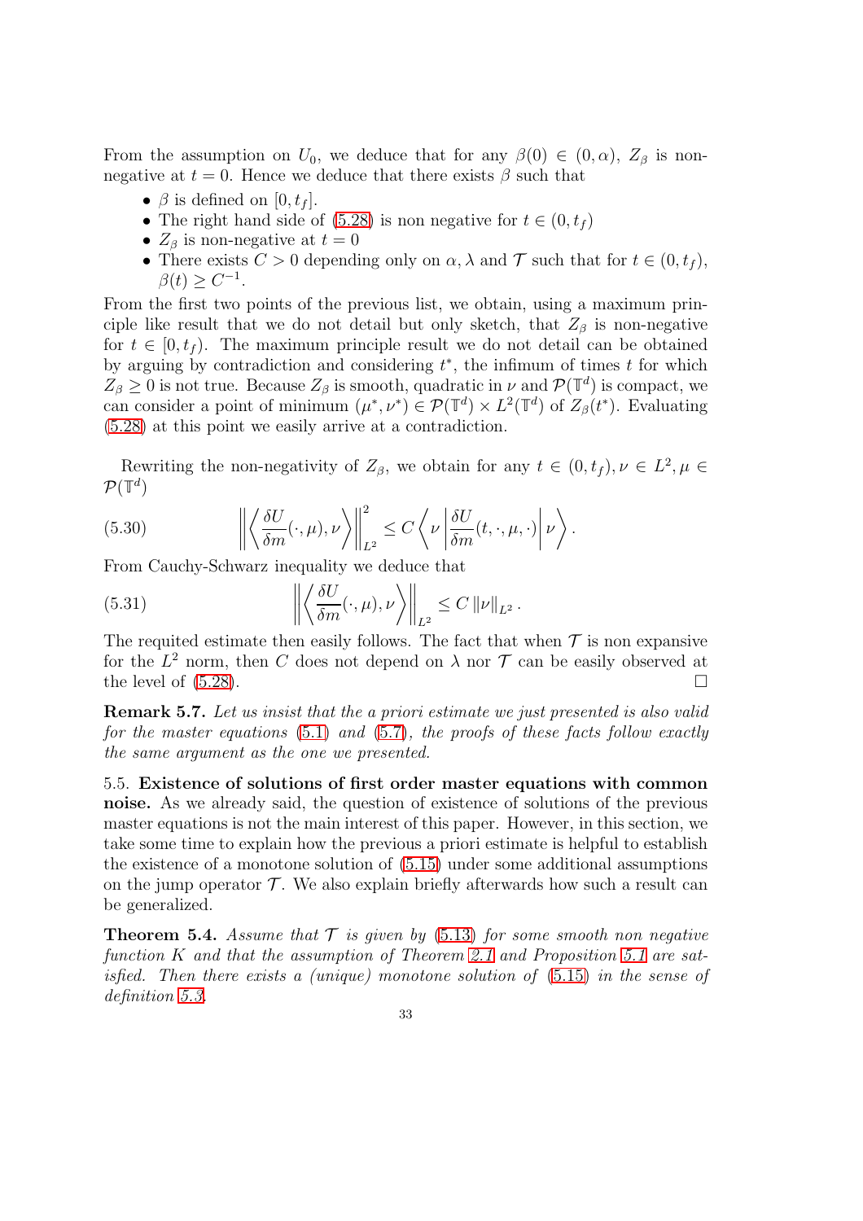From the assumption on $U_0$, we deduce that for any $\beta(0) \in (0, \alpha)$, $Z_\beta$ is non-negative at $t = 0$. Hence we deduce that there exists $\beta$ such that

- $\beta$ is defined on $[0, t_f]$.
- The right hand side of (5.28) is non negative for $t \in (0, t_f)$
- $Z_\beta$ is non-negative at $t = 0$
- There exists $C > 0$ depending only on $\alpha, \lambda$ and $\mathcal{T}$ such that for $t \in (0, t_f)$, $\beta(t) \geq C^{-1}$.

From the first two points of the previous list, we obtain, using a maximum principle like result that we do not detail but only sketch, that $Z_\beta$ is non-negative for $t \in [0, t_f)$. The maximum principle result we do not detail can be obtained by arguing by contradiction and considering $t^*$, the infimum of times $t$ for which $Z_\beta \geq 0$ is not true. Because $Z_\beta$ is smooth, quadratic in $\nu$ and $\mathcal{P}(\mathbb{T}^d)$ is compact, we can consider a point of minimum $(\mu^*, \nu^*) \in \mathcal{P}(\mathbb{T}^d) \times L^2(\mathbb{T}^d)$ of $Z_\beta(t^*)$. Evaluating (5.28) at this point we easily arrive at a contradiction.

Rewriting the non-negativity of $Z_\beta$, we obtain for any $t \in (0, t_f), \nu \in L^2, \mu \in \mathcal{P}(\mathbb{T}^d)$

$$\left\| \left\langle \frac{\delta U}{\delta m}(\cdot, \mu), \nu \right\rangle \right\|_{L^2}^2 \leq C \left\langle \nu \left| \frac{\delta U}{\delta m}(t, \cdot, \mu, \cdot) \right| \nu \right\rangle. \tag{5.30}$$

From Cauchy-Schwarz inequality we deduce that

$$\left\| \left\langle \frac{\delta U}{\delta m}(\cdot, \mu), \nu \right\rangle \right\|_{L^2} \leq C \left\| \nu \right\|_{L^2}. \tag{5.31}$$

The requited estimate then easily follows. The fact that when $\mathcal{T}$ is non expansive for the $L^2$ norm, then $C$ does not depend on $\lambda$ nor $\mathcal{T}$ can be easily observed at the level of (5.28). $\square$

**Remark 5.7.** *Let us insist that the a priori estimate we just presented is also valid for the master equations* (5.1) *and* (5.7)*, the proofs of these facts follow exactly the same argument as the one we presented.*

5.5. **Existence of solutions of first order master equations with common noise.** As we already said, the question of existence of solutions of the previous master equations is not the main interest of this paper. However, in this section, we take some time to explain how the previous a priori estimate is helpful to establish the existence of a monotone solution of (5.15) under some additional assumptions on the jump operator $\mathcal{T}$. We also explain briefly afterwards how such a result can be generalized.

**Theorem 5.4.** *Assume that $\mathcal{T}$ is given by* (5.13) *for some smooth non negative function $K$ and that the assumption of Theorem 2.1 and Proposition 5.1 are satisfied. Then there exists a (unique) monotone solution of* (5.15) *in the sense of definition 5.3.*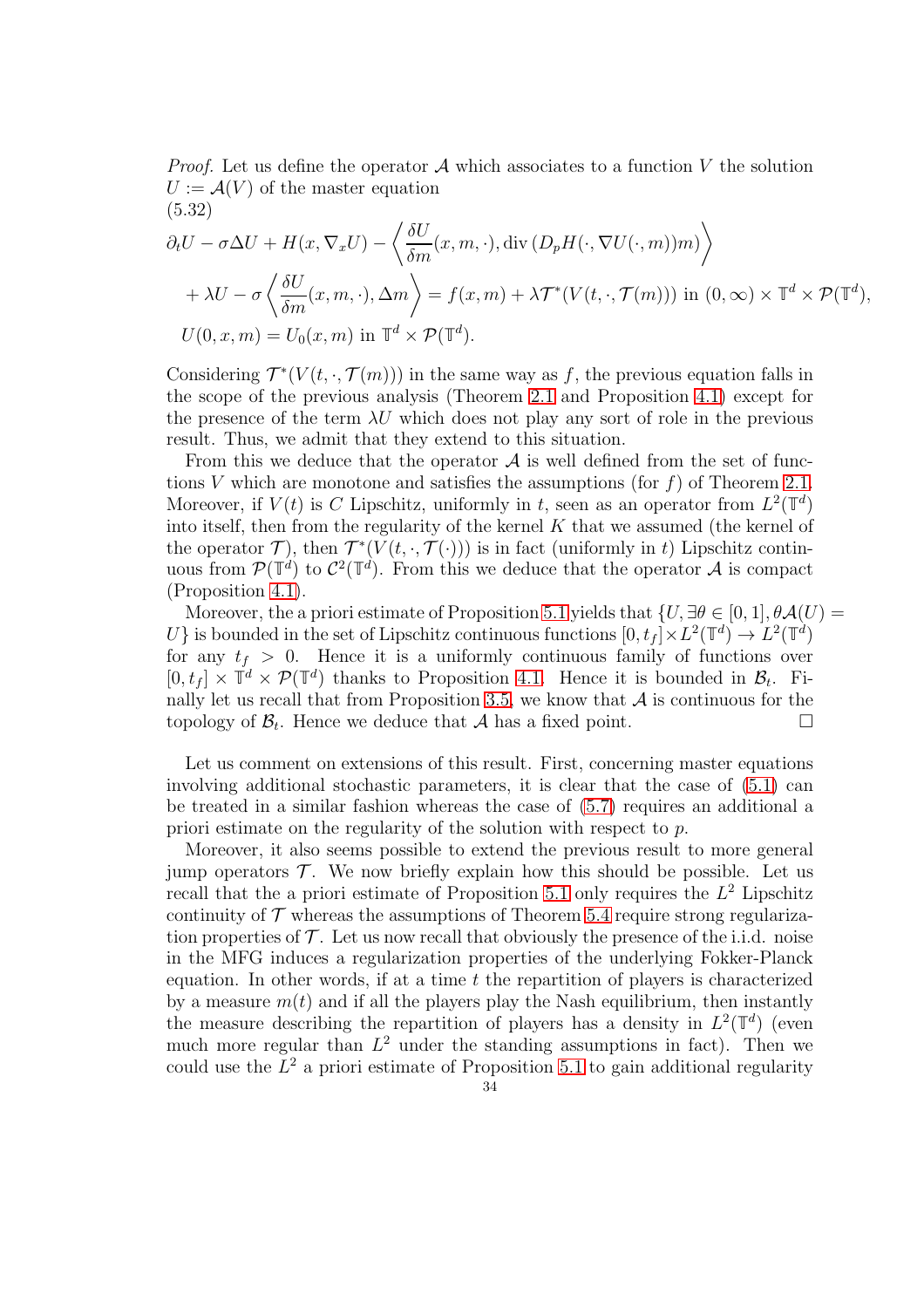*Proof.* Let us define the operator $\mathcal{A}$ which associates to a function $V$ the solution $U := \mathcal{A}(V)$ of the master equation

(5.32)
$$
\begin{aligned}
&\partial_t U - \sigma\Delta U + H(x, \nabla_x U) - \left\langle \frac{\delta U}{\delta m}(x, m, \cdot), \operatorname{div}\left(D_p H(\cdot, \nabla U(\cdot, m))m\right)\right\rangle \\
&\quad + \lambda U - \sigma \left\langle \frac{\delta U}{\delta m}(x, m, \cdot), \Delta m\right\rangle = f(x, m) + \lambda \mathcal{T}^*(V(t, \cdot, \mathcal{T}(m))) \text{ in } (0, \infty) \times \mathbb{T}^d \times \mathcal{P}(\mathbb{T}^d),\\
&U(0, x, m) = U_0(x, m) \text{ in } \mathbb{T}^d \times \mathcal{P}(\mathbb{T}^d).
\end{aligned}
$$

Considering $\mathcal{T}^*(V(t, \cdot, \mathcal{T}(m)))$ in the same way as $f$, the previous equation falls in the scope of the previous analysis (Theorem 2.1 and Proposition 4.1) except for the presence of the term $\lambda U$ which does not play any sort of role in the previous result. Thus, we admit that they extend to this situation.

From this we deduce that the operator $\mathcal{A}$ is well defined from the set of functions $V$ which are monotone and satisfies the assumptions (for $f$) of Theorem 2.1. Moreover, if $V(t)$ is $C$ Lipschitz, uniformly in $t$, seen as an operator from $L^2(\mathbb{T}^d)$ into itself, then from the regularity of the kernel $K$ that we assumed (the kernel of the operator $\mathcal{T}$), then $\mathcal{T}^*(V(t, \cdot, \mathcal{T}(\cdot)))$ is in fact (uniformly in $t$) Lipschitz continuous from $\mathcal{P}(\mathbb{T}^d)$ to $\mathcal{C}^2(\mathbb{T}^d)$. From this we deduce that the operator $\mathcal{A}$ is compact (Proposition 4.1).

Moreover, the a priori estimate of Proposition 5.1 yields that $\{U, \exists \theta \in [0, 1], \theta\mathcal{A}(U) = U\}$ is bounded in the set of Lipschitz continuous functions $[0, t_f] \times L^2(\mathbb{T}^d) \to L^2(\mathbb{T}^d)$ for any $t_f > 0$. Hence it is a uniformly continuous family of functions over $[0, t_f] \times \mathbb{T}^d \times \mathcal{P}(\mathbb{T}^d)$ thanks to Proposition 4.1. Hence it is bounded in $\mathcal{B}_t$. Finally let us recall that from Proposition 3.5, we know that $\mathcal{A}$ is continuous for the topology of $\mathcal{B}_t$. Hence we deduce that $\mathcal{A}$ has a fixed point. □

Let us comment on extensions of this result. First, concerning master equations involving additional stochastic parameters, it is clear that the case of (5.1) can be treated in a similar fashion whereas the case of (5.7) requires an additional a priori estimate on the regularity of the solution with respect to $p$.

Moreover, it also seems possible to extend the previous result to more general jump operators $\mathcal{T}$. We now briefly explain how this should be possible. Let us recall that the a priori estimate of Proposition 5.1 only requires the $L^2$ Lipschitz continuity of $\mathcal{T}$ whereas the assumptions of Theorem 5.4 require strong regularization properties of $\mathcal{T}$. Let us now recall that obviously the presence of the i.i.d. noise in the MFG induces a regularization properties of the underlying Fokker-Planck equation. In other words, if at a time $t$ the repartition of players is characterized by a measure $m(t)$ and if all the players play the Nash equilibrium, then instantly the measure describing the repartition of players has a density in $L^2(\mathbb{T}^d)$ (even much more regular than $L^2$ under the standing assumptions in fact). Then we could use the $L^2$ a priori estimate of Proposition 5.1 to gain additional regularity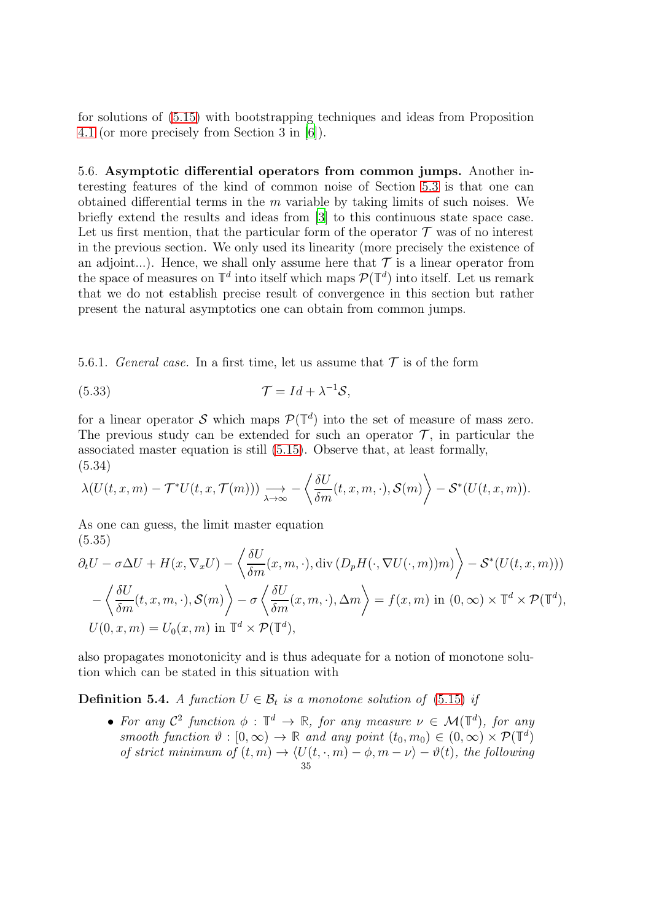for solutions of (5.15) with bootstrapping techniques and ideas from Proposition 4.1 (or more precisely from Section 3 in [6]).

5.6. **Asymptotic differential operators from common jumps.** Another interesting features of the kind of common noise of Section 5.3 is that one can obtained differential terms in the $m$ variable by taking limits of such noises. We briefly extend the results and ideas from [3] to this continuous state space case. Let us first mention, that the particular form of the operator $\mathcal{T}$ was of no interest in the previous section. We only used its linearity (more precisely the existence of an adjoint...). Hence, we shall only assume here that $\mathcal{T}$ is a linear operator from the space of measures on $\mathbb{T}^d$ into itself which maps $\mathcal{P}(\mathbb{T}^d)$ into itself. Let us remark that we do not establish precise result of convergence in this section but rather present the natural asymptotics one can obtain from common jumps.

5.6.1. *General case.* In a first time, let us assume that $\mathcal{T}$ is of the form

$$\mathcal{T} = Id + \lambda^{-1}\mathcal{S}, \tag{5.33}$$

for a linear operator $\mathcal{S}$ which maps $\mathcal{P}(\mathbb{T}^d)$ into the set of measure of mass zero. The previous study can be extended for such an operator $\mathcal{T}$, in particular the associated master equation is still (5.15). Observe that, at least formally,

$$\lambda(U(t,x,m) - \mathcal{T}^*U(t,x,\mathcal{T}(m))) \underset{\lambda\to\infty}{\longrightarrow} -\left\langle \frac{\delta U}{\delta m}(t,x,m,\cdot), \mathcal{S}(m)\right\rangle - \mathcal{S}^*(U(t,x,m)). \tag{5.34}$$

As one can guess, the limit master equation

$$\begin{aligned}
&\partial_t U - \sigma\Delta U + H(x,\nabla_x U) - \left\langle \frac{\delta U}{\delta m}(x,m,\cdot), \operatorname{div}\left(D_p H(\cdot,\nabla U(\cdot,m))m\right)\right\rangle - \mathcal{S}^*(U(t,x,m))) \\
&\quad - \left\langle \frac{\delta U}{\delta m}(t,x,m,\cdot), \mathcal{S}(m)\right\rangle - \sigma\left\langle \frac{\delta U}{\delta m}(x,m,\cdot), \Delta m\right\rangle = f(x,m) \text{ in } (0,\infty)\times\mathbb{T}^d\times\mathcal{P}(\mathbb{T}^d), \\
&U(0,x,m) = U_0(x,m) \text{ in } \mathbb{T}^d\times\mathcal{P}(\mathbb{T}^d),
\end{aligned} \tag{5.35}$$

also propagates monotonicity and is thus adequate for a notion of monotone solution which can be stated in this situation with

**Definition 5.4.** *A function $U \in \mathcal{B}_t$ is a monotone solution of (5.15) if*

- *For any $\mathcal{C}^2$ function $\phi : \mathbb{T}^d \to \mathbb{R}$, for any measure $\nu \in \mathcal{M}(\mathbb{T}^d)$, for any smooth function $\vartheta : [0,\infty) \to \mathbb{R}$ and any point $(t_0, m_0) \in (0,\infty)\times\mathcal{P}(\mathbb{T}^d)$ of strict minimum of $(t,m) \to \langle U(t,\cdot,m) - \phi, m - \nu\rangle - \vartheta(t)$, the following*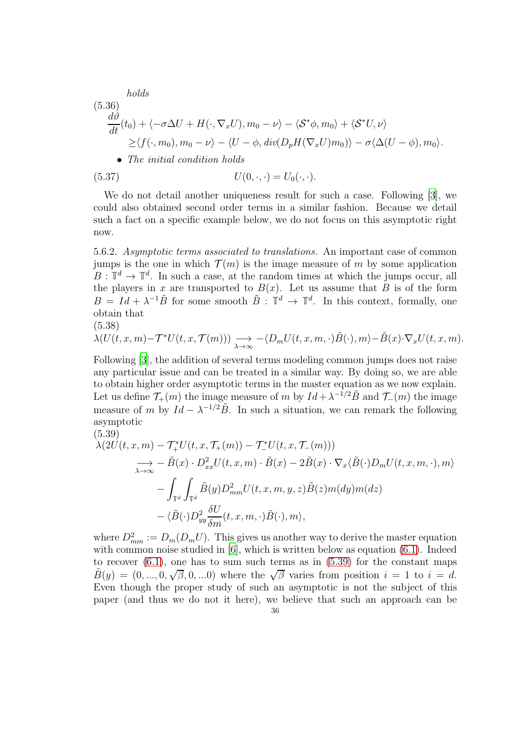*holds*

$$
\begin{aligned}
&\frac{d\vartheta}{dt}(t_0) + \langle -\sigma\Delta U + H(\cdot, \nabla_x U), m_0 - \nu\rangle - \langle \mathcal{S}^*\phi, m_0\rangle + \langle \mathcal{S}^* U, \nu\rangle \\
&\quad \geq \langle f(\cdot, m_0), m_0 - \nu\rangle - \langle U - \phi, div(D_p H(\nabla_x U) m_0)\rangle - \sigma\langle \Delta(U-\phi), m_0\rangle.
\end{aligned} \tag{5.36}
$$

- *The initial condition holds*

$$
U(0,\cdot,\cdot) = U_0(\cdot,\cdot). \tag{5.37}
$$

We do not detail another uniqueness result for such a case. Following [3], we could also obtained second order terms in a similar fashion. Because we detail such a fact on a specific example below, we do not focus on this asymptotic right now.

5.6.2. *Asymptotic terms associated to translations.* An important case of common jumps is the one in which $\mathcal{T}(m)$ is the image measure of $m$ by some application $B : \mathbb{T}^d \to \mathbb{T}^d$. In such a case, at the random times at which the jumps occur, all the players in $x$ are transported to $B(x)$. Let us assume that $B$ is of the form $B = Id + \lambda^{-1}\tilde{B}$ for some smooth $\tilde{B} : \mathbb{T}^d \to \mathbb{T}^d$. In this context, formally, one obtain that

$$
\lambda(U(t,x,m) - \mathcal{T}^* U(t,x,\mathcal{T}(m))) \underset{\lambda\to\infty}{\longrightarrow} -\langle D_m U(t,x,m,\cdot)\tilde{B}(\cdot), m\rangle - \tilde{B}(x)\cdot\nabla_x U(t,x,m). \tag{5.38}
$$

Following [3], the addition of several terms modeling common jumps does not raise any particular issue and can be treated in a similar way. By doing so, we are able to obtain higher order asymptotic terms in the master equation as we now explain. Let us define $\mathcal{T}_+(m)$ the image measure of $m$ by $Id + \lambda^{-1/2}\tilde{B}$ and $\mathcal{T}_-(m)$ the image measure of $m$ by $Id - \lambda^{-1/2}\tilde{B}$. In such a situation, we can remark the following asymptotic

$$
\begin{aligned}
&\lambda(2U(t,x,m) - \mathcal{T}_+^* U(t,x,\mathcal{T}_+(m)) - \mathcal{T}_-^* U(t,x,\mathcal{T}_-(m))) \\
&\quad \underset{\lambda\to\infty}{\longrightarrow} -\tilde{B}(x)\cdot D^2_{xx}U(t,x,m)\cdot\tilde{B}(x) - 2\tilde{B}(x)\cdot\nabla_x\langle \tilde{B}(\cdot) D_m U(t,x,m,\cdot), m\rangle \\
&\qquad - \int_{\mathbb{T}^d}\int_{\mathbb{T}^d} \tilde{B}(y) D^2_{mm} U(t,x,m,y,z)\tilde{B}(z) m(dy) m(dz) \\
&\qquad - \langle \tilde{B}(\cdot) D^2_{yy}\frac{\delta U}{\delta m}(t,x,m,\cdot)\tilde{B}(\cdot), m\rangle,
\end{aligned} \tag{5.39}
$$

where $D^2_{mm} := D_m(D_m U)$. This gives us another way to derive the master equation with common noise studied in [6], which is written below as equation (6.1). Indeed to recover (6.1), one has to sum such terms as in (5.39) for the constant maps $\tilde{B}(y) = (0, ..., 0, \sqrt{\beta}, 0, ...0)$ where the $\sqrt{\beta}$ varies from position $i = 1$ to $i = d$. Even though the proper study of such an asymptotic is not the subject of this paper (and thus we do not it here), we believe that such an approach can be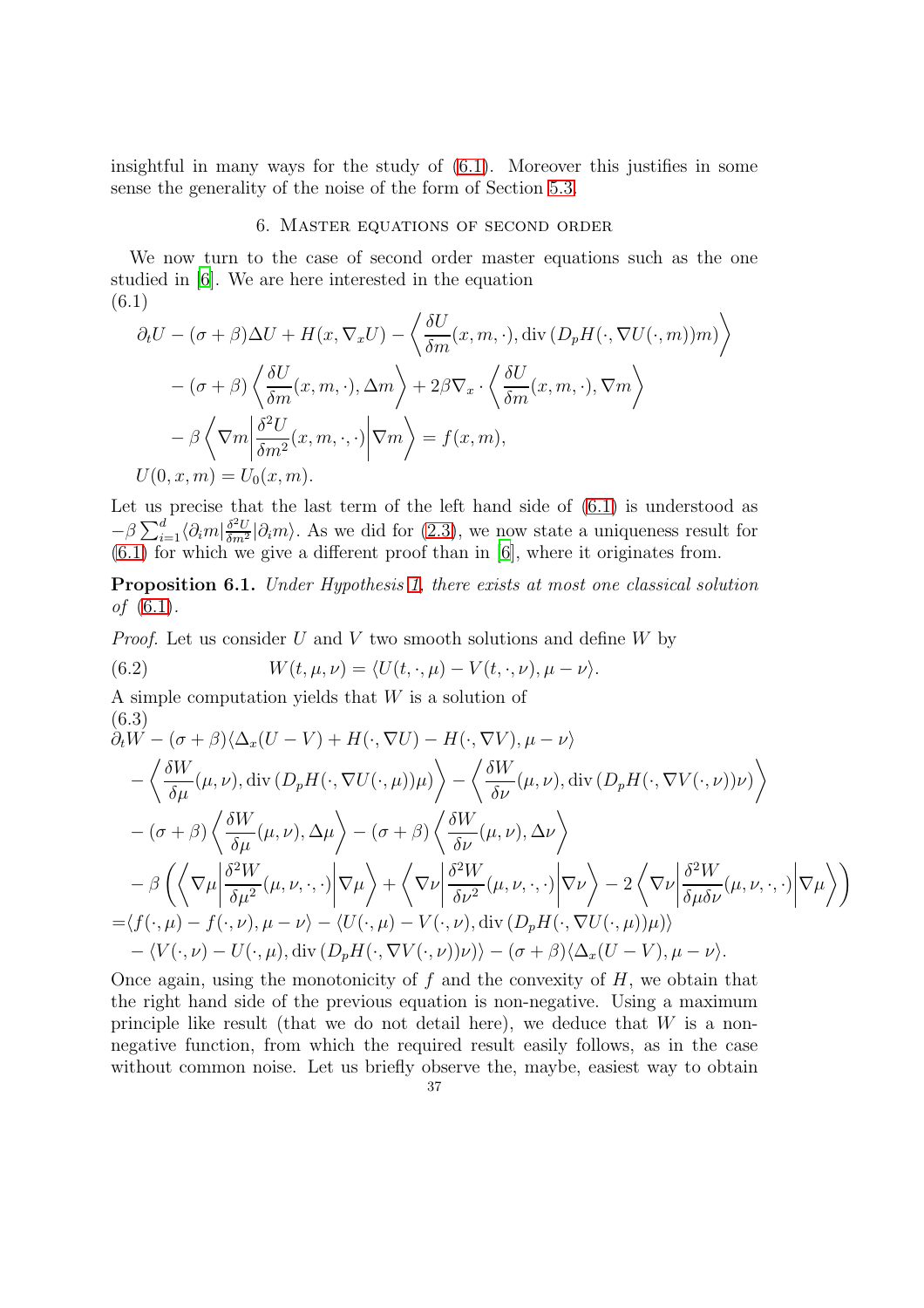insightful in many ways for the study of (6.1). Moreover this justifies in some sense the generality of the noise of the form of Section 5.3.

## 6. Master equations of second order

We now turn to the case of second order master equations such as the one studied in [6]. We are here interested in the equation

(6.1)
$$
\begin{aligned}
&\partial_t U - (\sigma+\beta)\Delta U + H(x,\nabla_x U) - \left\langle \frac{\delta U}{\delta m}(x,m,\cdot), \operatorname{div}\left(D_pH(\cdot,\nabla U(\cdot,m))m\right)\right\rangle \\
&\quad - (\sigma+\beta)\left\langle \frac{\delta U}{\delta m}(x,m,\cdot), \Delta m\right\rangle + 2\beta\nabla_x\cdot\left\langle \frac{\delta U}{\delta m}(x,m,\cdot), \nabla m\right\rangle \\
&\quad - \beta\left\langle \nabla m\middle| \frac{\delta^2 U}{\delta m^2}(x,m,\cdot,\cdot)\middle|\nabla m\right\rangle = f(x,m),\\
&U(0,x,m) = U_0(x,m).
\end{aligned}
$$

Let us precise that the last term of the left hand side of (6.1) is understood as $-\beta\sum_{i=1}^d \langle \partial_i m|\frac{\delta^2 U}{\delta m^2}|\partial_i m\rangle$. As we did for (2.3), we now state a uniqueness result for (6.1) for which we give a different proof than in [6], where it originates from.

**Proposition 6.1.** *Under Hypothesis 1, there exists at most one classical solution of* (6.1).

*Proof.* Let us consider $U$ and $V$ two smooth solutions and define $W$ by

$$
W(t,\mu,\nu) = \langle U(t,\cdot,\mu) - V(t,\cdot,\nu), \mu-\nu\rangle. \tag{6.2}
$$

A simple computation yields that $W$ is a solution of

(6.3)
$$
\begin{aligned}
&\partial_t W - (\sigma+\beta)\langle \Delta_x(U-V) + H(\cdot,\nabla U) - H(\cdot,\nabla V), \mu-\nu\rangle \\
&\quad - \left\langle \frac{\delta W}{\delta \mu}(\mu,\nu), \operatorname{div}\left(D_pH(\cdot,\nabla U(\cdot,\mu))\mu\right)\right\rangle - \left\langle \frac{\delta W}{\delta \nu}(\mu,\nu), \operatorname{div}\left(D_pH(\cdot,\nabla V(\cdot,\nu))\nu\right)\right\rangle \\
&\quad - (\sigma+\beta)\left\langle \frac{\delta W}{\delta \mu}(\mu,\nu), \Delta\mu\right\rangle - (\sigma+\beta)\left\langle \frac{\delta W}{\delta \nu}(\mu,\nu), \Delta\nu\right\rangle \\
&\quad - \beta\left(\left\langle \nabla\mu\middle|\frac{\delta^2 W}{\delta\mu^2}(\mu,\nu,\cdot,\cdot)\middle|\nabla\mu\right\rangle + \left\langle \nabla\nu\middle|\frac{\delta^2 W}{\delta\nu^2}(\mu,\nu,\cdot,\cdot)\middle|\nabla\nu\right\rangle - 2\left\langle \nabla\nu\middle|\frac{\delta^2 W}{\delta\mu\delta\nu}(\mu,\nu,\cdot,\cdot)\middle|\nabla\mu\right\rangle\right) \\
&= \langle f(\cdot,\mu) - f(\cdot,\nu), \mu-\nu\rangle - \langle U(\cdot,\mu) - V(\cdot,\nu), \operatorname{div}\left(D_pH(\cdot,\nabla U(\cdot,\mu))\mu\right)\rangle \\
&\quad - \langle V(\cdot,\nu) - U(\cdot,\mu), \operatorname{div}\left(D_pH(\cdot,\nabla V(\cdot,\nu))\nu\right)\rangle - (\sigma+\beta)\langle \Delta_x(U-V), \mu-\nu\rangle.
\end{aligned}
$$

Once again, using the monotonicity of $f$ and the convexity of $H$, we obtain that the right hand side of the previous equation is non-negative. Using a maximum principle like result (that we do not detail here), we deduce that $W$ is a non-negative function, from which the required result easily follows, as in the case without common noise. Let us briefly observe the, maybe, easiest way to obtain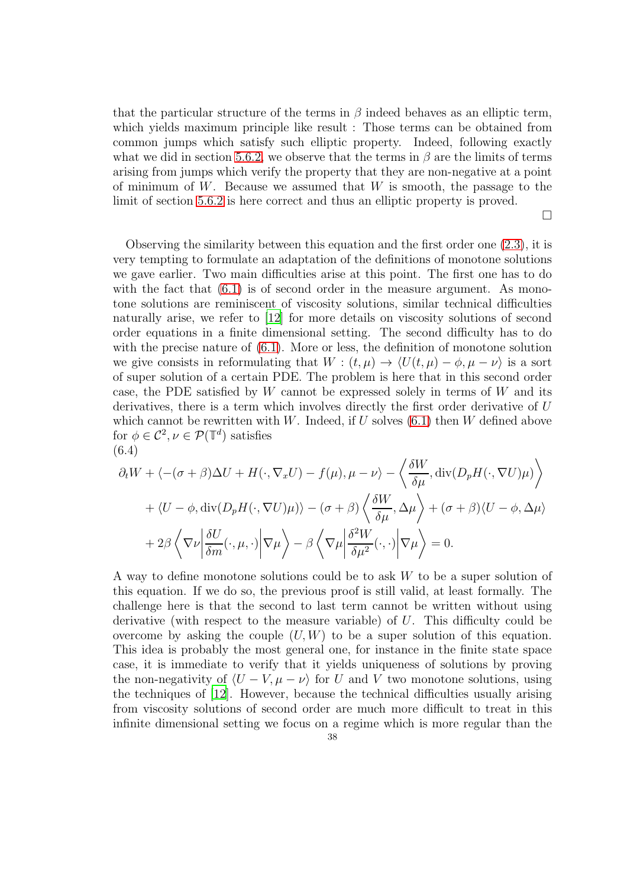that the particular structure of the terms in $\beta$ indeed behaves as an elliptic term, which yields maximum principle like result : Those terms can be obtained from common jumps which satisfy such elliptic property. Indeed, following exactly what we did in section 5.6.2, we observe that the terms in $\beta$ are the limits of terms arising from jumps which verify the property that they are non-negative at a point of minimum of $W$. Because we assumed that $W$ is smooth, the passage to the limit of section 5.6.2 is here correct and thus an elliptic property is proved.

$\square$

Observing the similarity between this equation and the first order one (2.3), it is very tempting to formulate an adaptation of the definitions of monotone solutions we gave earlier. Two main difficulties arise at this point. The first one has to do with the fact that (6.1) is of second order in the measure argument. As monotone solutions are reminiscent of viscosity solutions, similar technical difficulties naturally arise, we refer to [12] for more details on viscosity solutions of second order equations in a finite dimensional setting. The second difficulty has to do with the precise nature of (6.1). More or less, the definition of monotone solution we give consists in reformulating that $W : (t, \mu) \to \langle U(t, \mu) - \phi, \mu - \nu\rangle$ is a sort of super solution of a certain PDE. The problem is here that in this second order case, the PDE satisfied by $W$ cannot be expressed solely in terms of $W$ and its derivatives, there is a term which involves directly the first order derivative of $U$ which cannot be rewritten with $W$. Indeed, if $U$ solves (6.1) then $W$ defined above for $\phi \in \mathcal{C}^2, \nu \in \mathcal{P}(\mathbb{T}^d)$ satisfies

(6.4)
$$
\begin{aligned}
\partial_t W + \langle -(\sigma+\beta)\Delta U + H(\cdot, \nabla_x U) - f(\mu), \mu - \nu\rangle - \left\langle \frac{\delta W}{\delta \mu}, \operatorname{div}(D_p H(\cdot, \nabla U)\mu)\right\rangle \\
+ \langle U - \phi, \operatorname{div}(D_p H(\cdot, \nabla U)\mu)\rangle - (\sigma+\beta)\left\langle \frac{\delta W}{\delta \mu}, \Delta \mu\right\rangle + (\sigma+\beta)\langle U - \phi, \Delta\mu\rangle \\
+ 2\beta \left\langle \nabla \nu \middle| \frac{\delta U}{\delta m}(\cdot, \mu, \cdot)\middle| \nabla \mu\right\rangle - \beta \left\langle \nabla \mu \middle| \frac{\delta^2 W}{\delta \mu^2}(\cdot, \cdot)\middle| \nabla \mu\right\rangle = 0.
\end{aligned}
$$

A way to define monotone solutions could be to ask $W$ to be a super solution of this equation. If we do so, the previous proof is still valid, at least formally. The challenge here is that the second to last term cannot be written without using derivative (with respect to the measure variable) of $U$. This difficulty could be overcome by asking the couple $(U, W)$ to be a super solution of this equation. This idea is probably the most general one, for instance in the finite state space case, it is immediate to verify that it yields uniqueness of solutions by proving the non-negativity of $\langle U - V, \mu - \nu\rangle$ for $U$ and $V$ two monotone solutions, using the techniques of [12]. However, because the technical difficulties usually arising from viscosity solutions of second order are much more difficult to treat in this infinite dimensional setting we focus on a regime which is more regular than the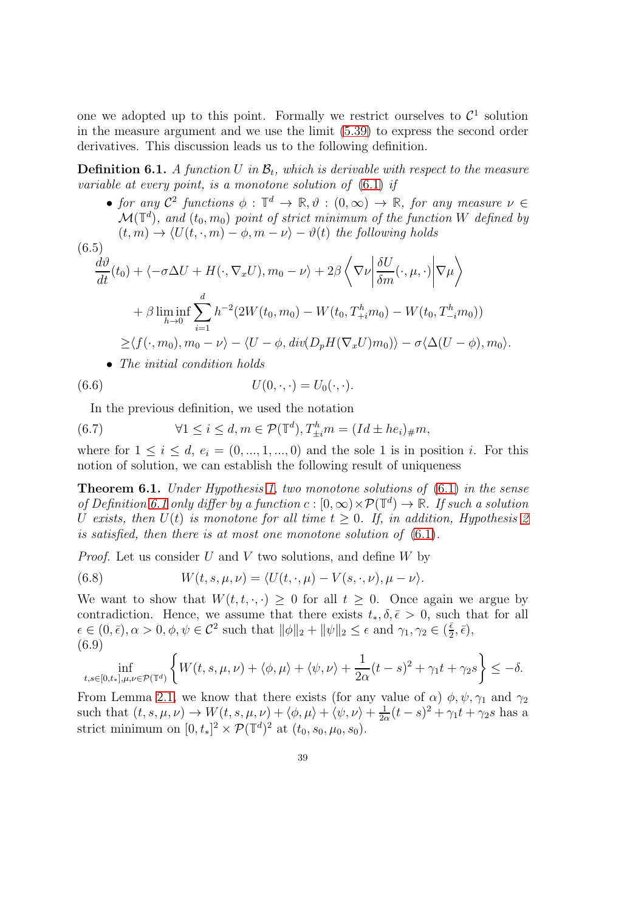one we adopted up to this point. Formally we restrict ourselves to $\mathcal{C}^1$ solution in the measure argument and we use the limit (5.39) to express the second order derivatives. This discussion leads us to the following definition.

**Definition 6.1.** *A function $U$ in $\mathcal{B}_t$, which is derivable with respect to the measure variable at every point, is a monotone solution of* (6.1) *if*

- *for any $\mathcal{C}^2$ functions $\phi : \mathbb{T}^d \to \mathbb{R}, \vartheta : (0, \infty) \to \mathbb{R}$, for any measure $\nu \in \mathcal{M}(\mathbb{T}^d)$, and $(t_0, m_0)$ point of strict minimum of the function $W$ defined by $(t, m) \to \langle U(t, \cdot, m) - \phi, m - \nu\rangle - \vartheta(t)$ the following holds*

$$
\begin{aligned}
&\frac{d\vartheta}{dt}(t_0) + \langle -\sigma\Delta U + H(\cdot, \nabla_x U), m_0 - \nu\rangle + 2\beta\left\langle \nabla\nu \middle| \frac{\delta U}{\delta m}(\cdot, \mu, \cdot)\middle| \nabla\mu\right\rangle \\
&\quad + \beta \liminf_{h\to 0} \sum_{i=1}^{d} h^{-2}(2W(t_0, m_0) - W(t_0, T^h_{+i} m_0) - W(t_0, T^h_{-i} m_0)) \\
&\geq \langle f(\cdot, m_0), m_0 - \nu\rangle - \langle U - \phi, div(D_p H(\nabla_x U)m_0)\rangle - \sigma\langle\Delta(U - \phi), m_0\rangle.
\end{aligned}
\tag{6.5}
$$

- *The initial condition holds*

$$
U(0, \cdot, \cdot) = U_0(\cdot, \cdot). \tag{6.6}
$$

In the previous definition, we used the notation

$$
\forall 1 \leq i \leq d, m \in \mathcal{P}(\mathbb{T}^d), T^h_{\pm i} m = (Id \pm he_i)_\# m, \tag{6.7}
$$

where for $1 \leq i \leq d$, $e_i = (0, ..., 1, ..., 0)$ and the sole 1 is in position $i$. For this notion of solution, we can establish the following result of uniqueness

**Theorem 6.1.** *Under Hypothesis 1, two monotone solutions of* (6.1) *in the sense of Definition 6.1 only differ by a function $c : [0, \infty) \times \mathcal{P}(\mathbb{T}^d) \to \mathbb{R}$. If such a solution $U$ exists, then $U(t)$ is monotone for all time $t \geq 0$. If, in addition, Hypothesis 2 is satisfied, then there is at most one monotone solution of* (6.1).

*Proof.* Let us consider $U$ and $V$ two solutions, and define $W$ by

$$
W(t, s, \mu, \nu) = \langle U(t, \cdot, \mu) - V(s, \cdot, \nu), \mu - \nu\rangle. \tag{6.8}
$$

We want to show that $W(t, t, \cdot, \cdot) \geq 0$ for all $t \geq 0$. Once again we argue by contradiction. Hence, we assume that there exists $t_*, \delta, \bar{\epsilon} > 0$, such that for all $\epsilon \in (0, \bar{\epsilon}), \alpha > 0, \phi, \psi \in \mathcal{C}^2$ such that $\|\phi\|_2 + \|\psi\|_2 \leq \epsilon$ and $\gamma_1, \gamma_2 \in (\frac{\bar{\epsilon}}{2}, \bar{\epsilon})$,

$$
\inf_{t,s\in[0,t_*],\mu,\nu\in\mathcal{P}(\mathbb{T}^d)} \left\{ W(t, s, \mu, \nu) + \langle\phi, \mu\rangle + \langle\psi, \nu\rangle + \frac{1}{2\alpha}(t - s)^2 + \gamma_1 t + \gamma_2 s \right\} \leq -\delta. \tag{6.9}
$$

From Lemma 2.1, we know that there exists (for any value of $\alpha$) $\phi, \psi, \gamma_1$ and $\gamma_2$ such that $(t, s, \mu, \nu) \to W(t, s, \mu, \nu) + \langle\phi, \mu\rangle + \langle\psi, \nu\rangle + \frac{1}{2\alpha}(t - s)^2 + \gamma_1 t + \gamma_2 s$ has a strict minimum on $[0, t_*]^2 \times \mathcal{P}(\mathbb{T}^d)^2$ at $(t_0, s_0, \mu_0, s_0)$.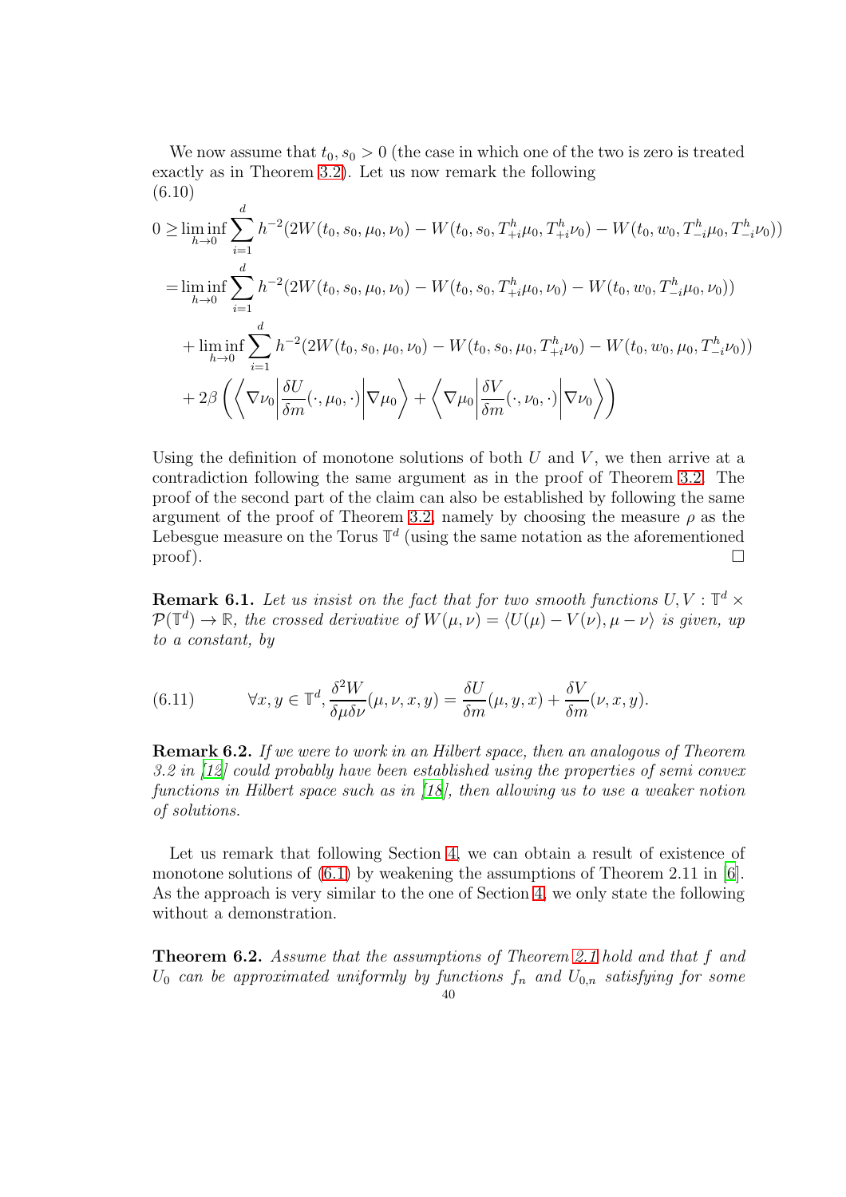We now assume that $t_0, s_0 > 0$ (the case in which one of the two is zero is treated exactly as in Theorem 3.2). Let us now remark the following

(6.10)

$$
\begin{aligned}
0 \geq & \liminf_{h\to 0} \sum_{i=1}^{d} h^{-2}(2W(t_0,s_0,\mu_0,\nu_0) - W(t_0,s_0,T^h_{+i}\mu_0,T^h_{+i}\nu_0) - W(t_0,w_0,T^h_{-i}\mu_0,T^h_{-i}\nu_0)) \\
= & \liminf_{h\to 0} \sum_{i=1}^{d} h^{-2}(2W(t_0,s_0,\mu_0,\nu_0) - W(t_0,s_0,T^h_{+i}\mu_0,\nu_0) - W(t_0,w_0,T^h_{-i}\mu_0,\nu_0)) \\
& + \liminf_{h\to 0} \sum_{i=1}^{d} h^{-2}(2W(t_0,s_0,\mu_0,\nu_0) - W(t_0,s_0,\mu_0,T^h_{+i}\nu_0) - W(t_0,w_0,\mu_0,T^h_{-i}\nu_0)) \\
& + 2\beta\left(\left\langle \nabla\nu_0 \middle| \frac{\delta U}{\delta m}(\cdot,\mu_0,\cdot) \middle| \nabla\mu_0 \right\rangle + \left\langle \nabla\mu_0 \middle| \frac{\delta V}{\delta m}(\cdot,\nu_0,\cdot) \middle| \nabla\nu_0 \right\rangle\right)
\end{aligned}
$$

Using the definition of monotone solutions of both $U$ and $V$, we then arrive at a contradiction following the same argument as in the proof of Theorem 3.2. The proof of the second part of the claim can also be established by following the same argument as the proof of Theorem 3.2, namely by choosing the measure $\rho$ as the Lebesgue measure on the Torus $\mathbb{T}^d$ (using the same notation as the aforementioned proof). $\square$

**Remark 6.1.** *Let us insist on the fact that for two smooth functions $U, V : \mathbb{T}^d \times \mathcal{P}(\mathbb{T}^d) \to \mathbb{R}$, the crossed derivative of $W(\mu,\nu) = \langle U(\mu) - V(\nu), \mu - \nu\rangle$ is given, up to a constant, by*

$$
\forall x, y \in \mathbb{T}^d, \frac{\delta^2 W}{\delta\mu\delta\nu}(\mu,\nu,x,y) = \frac{\delta U}{\delta m}(\mu,y,x) + \frac{\delta V}{\delta m}(\nu,x,y). \tag{6.11}
$$

**Remark 6.2.** *If we were to work in an Hilbert space, then an analogous of Theorem 3.2 in [12] could probably have been established using the properties of semi convex functions in Hilbert space such as in [18], then allowing us to use a weaker notion of solutions.*

Let us remark that following Section 4, we can obtain a result of existence of monotone solutions of (6.1) by weakening the assumptions of Theorem 2.11 in [6]. As the approach is very similar to the one of Section 4, we only state the following without a demonstration.

**Theorem 6.2.** *Assume that the assumptions of Theorem 2.1 hold and that $f$ and $U_0$ can be approximated uniformly by functions $f_n$ and $U_{0,n}$ satisfying for some*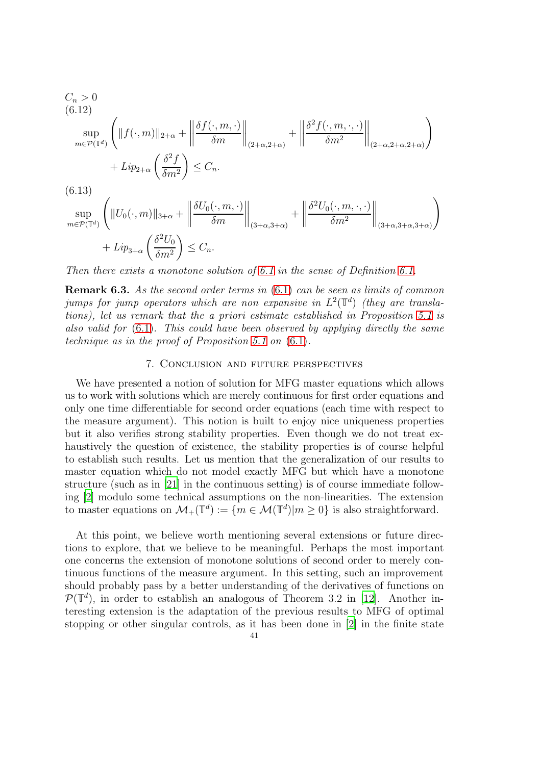$C_n > 0$

(6.12)

$$\sup_{m \in \mathcal{P}(\mathbb{T}^d)} \left( \|f(\cdot, m)\|_{2+\alpha} + \left\| \frac{\delta f(\cdot, m, \cdot)}{\delta m} \right\|_{(2+\alpha, 2+\alpha)} + \left\| \frac{\delta^2 f(\cdot, m, \cdot, \cdot)}{\delta m^2} \right\|_{(2+\alpha, 2+\alpha, 2+\alpha)} \right) + Lip_{2+\alpha}\left( \frac{\delta^2 f}{\delta m^2} \right) \leq C_n.$$

(6.13)

$$\sup_{m \in \mathcal{P}(\mathbb{T}^d)} \left( \|U_0(\cdot, m)\|_{3+\alpha} + \left\| \frac{\delta U_0(\cdot, m, \cdot)}{\delta m} \right\|_{(3+\alpha, 3+\alpha)} + \left\| \frac{\delta^2 U_0(\cdot, m, \cdot, \cdot)}{\delta m^2} \right\|_{(3+\alpha, 3+\alpha, 3+\alpha)} \right) + Lip_{3+\alpha}\left( \frac{\delta^2 U_0}{\delta m^2} \right) \leq C_n.$$

*Then there exists a monotone solution of 6.1 in the sense of Definition 6.1.*

**Remark 6.3.** *As the second order terms in* (6.1) *can be seen as limits of common jumps for jump operators which are non expansive in $L^2(\mathbb{T}^d)$ (they are translations), let us remark that the a priori estimate established in Proposition 5.1 is also valid for* (6.1)*. This could have been observed by applying directly the same technique as in the proof of Proposition 5.1 on* (6.1)*.*

## 7. Conclusion and future perspectives

We have presented a notion of solution for MFG master equations which allows us to work with solutions which are merely continuous for first order equations and only one time differentiable for second order equations (each time with respect to the measure argument). This notion is built to enjoy nice uniqueness properties but it also verifies strong stability properties. Even though we do not treat exhaustively the question of existence, the stability properties is of course helpful to establish such results. Let us mention that the generalization of our results to master equation which do not model exactly MFG but which have a monotone structure (such as in [21] in the continuous setting) is of course immediate following [2] modulo some technical assumptions on the non-linearities. The extension to master equations on $\mathcal{M}_+(\mathbb{T}^d) := \{m \in \mathcal{M}(\mathbb{T}^d) | m \geq 0\}$ is also straightforward.

At this point, we believe worth mentioning several extensions or future directions to explore, that we believe to be meaningful. Perhaps the most important one concerns the extension of monotone solutions of second order to merely continuous functions of the measure argument. In this setting, such an improvement should probably pass by a better understanding of the derivatives of functions on $\mathcal{P}(\mathbb{T}^d)$, in order to establish an analogous of Theorem 3.2 in [12]. Another interesting extension is the adaptation of the previous results to MFG of optimal stopping or other singular controls, as it has been done in [2] in the finite state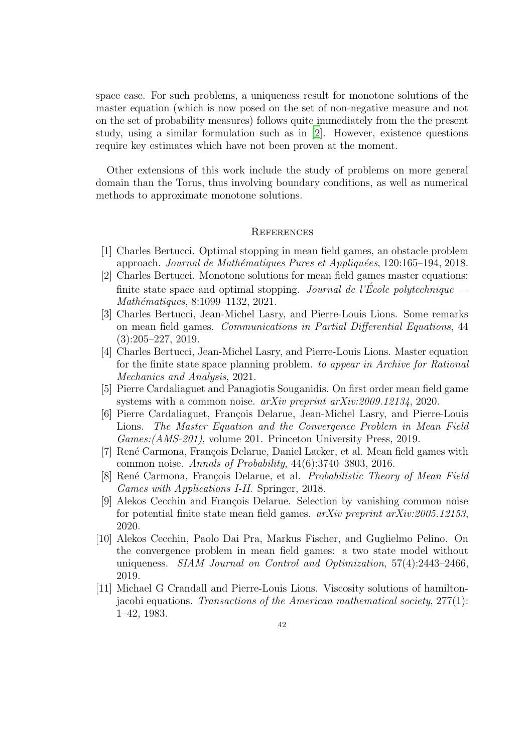space case. For such problems, a uniqueness result for monotone solutions of the master equation (which is now posed on the set of non-negative measure and not on the set of probability measures) follows quite immediately from the the present study, using a similar formulation such as in [2]. However, existence questions require key estimates which have not been proven at the moment.

Other extensions of this work include the study of problems on more general domain than the Torus, thus involving boundary conditions, as well as numerical methods to approximate monotone solutions.

## References

[1] Charles Bertucci. Optimal stopping in mean field games, an obstacle problem approach. *Journal de Mathématiques Pures et Appliquées*, 120:165–194, 2018.

[2] Charles Bertucci. Monotone solutions for mean field games master equations: finite state space and optimal stopping. *Journal de l'École polytechnique — Mathématiques*, 8:1099–1132, 2021.

[3] Charles Bertucci, Jean-Michel Lasry, and Pierre-Louis Lions. Some remarks on mean field games. *Communications in Partial Differential Equations*, 44 (3):205–227, 2019.

[4] Charles Bertucci, Jean-Michel Lasry, and Pierre-Louis Lions. Master equation for the finite state space planning problem. *to appear in Archive for Rational Mechanics and Analysis*, 2021.

[5] Pierre Cardaliaguet and Panagiotis Souganidis. On first order mean field game systems with a common noise. *arXiv preprint arXiv:2009.12134*, 2020.

[6] Pierre Cardaliaguet, François Delarue, Jean-Michel Lasry, and Pierre-Louis Lions. *The Master Equation and the Convergence Problem in Mean Field Games:(AMS-201)*, volume 201. Princeton University Press, 2019.

[7] René Carmona, François Delarue, Daniel Lacker, et al. Mean field games with common noise. *Annals of Probability*, 44(6):3740–3803, 2016.

[8] René Carmona, François Delarue, et al. *Probabilistic Theory of Mean Field Games with Applications I-II*. Springer, 2018.

[9] Alekos Cecchin and François Delarue. Selection by vanishing common noise for potential finite state mean field games. *arXiv preprint arXiv:2005.12153*, 2020.

[10] Alekos Cecchin, Paolo Dai Pra, Markus Fischer, and Guglielmo Pelino. On the convergence problem in mean field games: a two state model without uniqueness. *SIAM Journal on Control and Optimization*, 57(4):2443–2466, 2019.

[11] Michael G Crandall and Pierre-Louis Lions. Viscosity solutions of hamilton-jacobi equations. *Transactions of the American mathematical society*, 277(1): 1–42, 1983.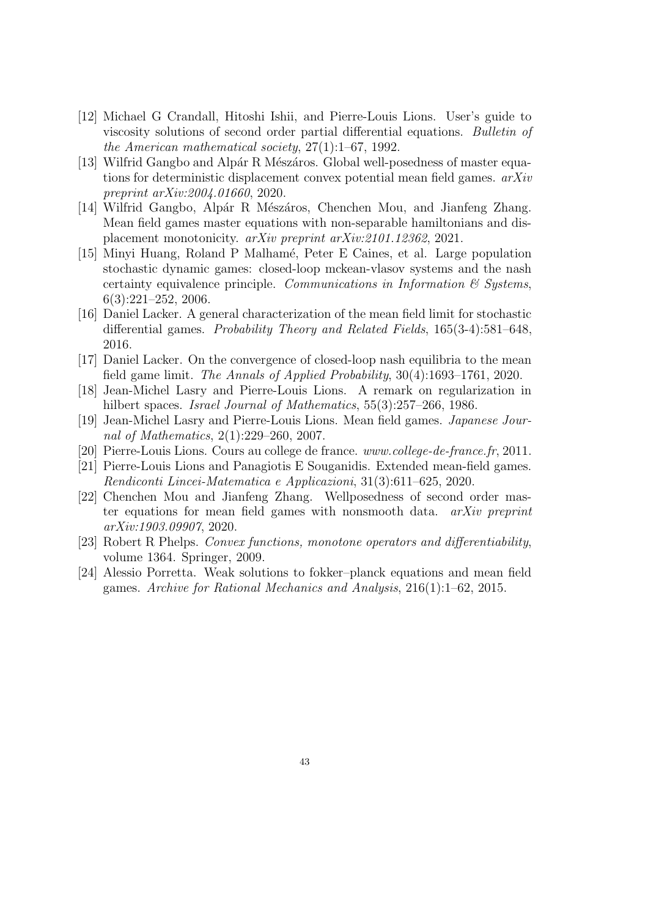[12] Michael G Crandall, Hitoshi Ishii, and Pierre-Louis Lions. User's guide to viscosity solutions of second order partial differential equations. *Bulletin of the American mathematical society*, 27(1):1–67, 1992.

[13] Wilfrid Gangbo and Alpár R Mészáros. Global well-posedness of master equations for deterministic displacement convex potential mean field games. *arXiv preprint arXiv:2004.01660*, 2020.

[14] Wilfrid Gangbo, Alpár R Mészáros, Chenchen Mou, and Jianfeng Zhang. Mean field games master equations with non-separable hamiltonians and displacement monotonicity. *arXiv preprint arXiv:2101.12362*, 2021.

[15] Minyi Huang, Roland P Malhamé, Peter E Caines, et al. Large population stochastic dynamic games: closed-loop mckean-vlasov systems and the nash certainty equivalence principle. *Communications in Information & Systems*, 6(3):221–252, 2006.

[16] Daniel Lacker. A general characterization of the mean field limit for stochastic differential games. *Probability Theory and Related Fields*, 165(3-4):581–648, 2016.

[17] Daniel Lacker. On the convergence of closed-loop nash equilibria to the mean field game limit. *The Annals of Applied Probability*, 30(4):1693–1761, 2020.

[18] Jean-Michel Lasry and Pierre-Louis Lions. A remark on regularization in hilbert spaces. *Israel Journal of Mathematics*, 55(3):257–266, 1986.

[19] Jean-Michel Lasry and Pierre-Louis Lions. Mean field games. *Japanese Journal of Mathematics*, 2(1):229–260, 2007.

[20] Pierre-Louis Lions. Cours au college de france. *www.college-de-france.fr*, 2011.

[21] Pierre-Louis Lions and Panagiotis E Souganidis. Extended mean-field games. *Rendiconti Lincei-Matematica e Applicazioni*, 31(3):611–625, 2020.

[22] Chenchen Mou and Jianfeng Zhang. Wellposedness of second order master equations for mean field games with nonsmooth data. *arXiv preprint arXiv:1903.09907*, 2020.

[23] Robert R Phelps. *Convex functions, monotone operators and differentiability*, volume 1364. Springer, 2009.

[24] Alessio Porretta. Weak solutions to fokker–planck equations and mean field games. *Archive for Rational Mechanics and Analysis*, 216(1):1–62, 2015.